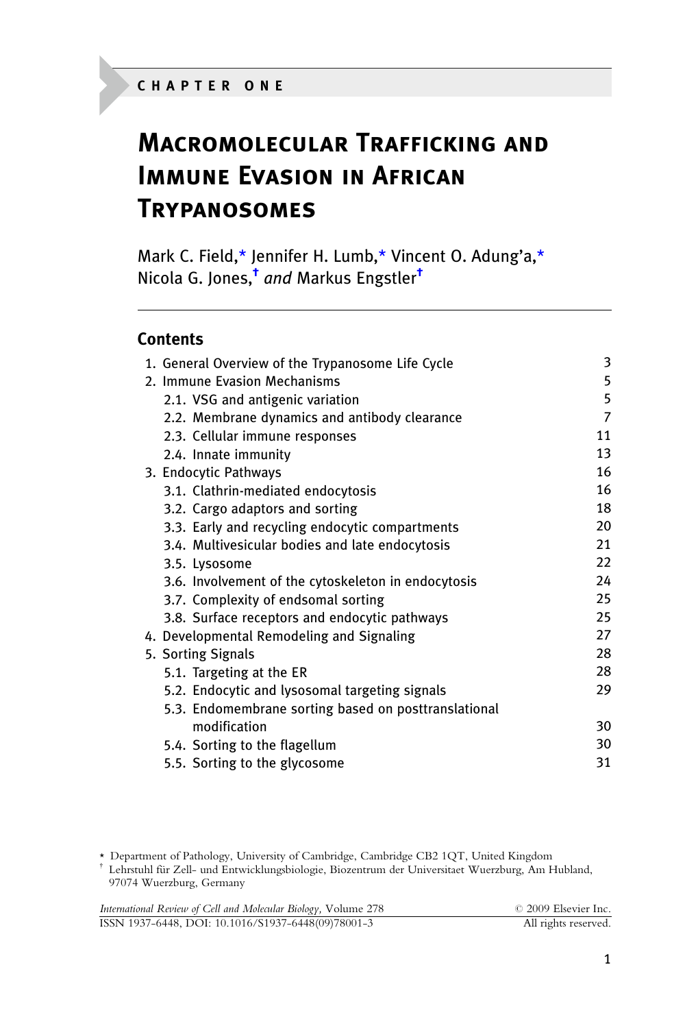CHAPTER ONE

# Macromolecular Trafficking and Immune Evasion in African Trypanosomes

Mark C. Field,[*] Jennifer H. Lumb,[*] Vincent O. Adung'a,[*] Nicola G. Jones,[†] *and* Markus Engstler[†]

## Contents

| | |
|---|---|
| 1. General Overview of the Trypanosome Life Cycle | 3 |
| 2. Immune Evasion Mechanisms | 5 |
| 2.1. VSG and antigenic variation | 5 |
| 2.2. Membrane dynamics and antibody clearance | 7 |
| 2.3. Cellular immune responses | 11 |
| 2.4. Innate immunity | 13 |
| 3. Endocytic Pathways | 16 |
| 3.1. Clathrin-mediated endocytosis | 16 |
| 3.2. Cargo adaptors and sorting | 18 |
| 3.3. Early and recycling endocytic compartments | 20 |
| 3.4. Multivesicular bodies and late endocytosis | 21 |
| 3.5. Lysosome | 22 |
| 3.6. Involvement of the cytoskeleton in endocytosis | 24 |
| 3.7. Complexity of endsomal sorting | 25 |
| 3.8. Surface receptors and endocytic pathways | 25 |
| 4. Developmental Remodeling and Signaling | 27 |
| 5. Sorting Signals | 28 |
| 5.1. Targeting at the ER | 28 |
| 5.2. Endocytic and lysosomal targeting signals | 29 |
| 5.3. Endomembrane sorting based on posttranslational modification | 30 |
| 5.4. Sorting to the flagellum | 30 |
| 5.5. Sorting to the glycosome | 31 |

[*] Department of Pathology, University of Cambridge, Cambridge CB2 1QT, United Kingdom
[†] Lehrstuhl für Zell- und Entwicklungsbiologie, Biozentrum der Universitaet Wuerzburg, Am Hubland, 97074 Wuerzburg, Germany

*International Review of Cell and Molecular Biology*, Volume 278
ISSN 1937-6448, DOI: 10.1016/S1937-6448(09)78001-3

© 2009 Elsevier Inc.
All rights reserved.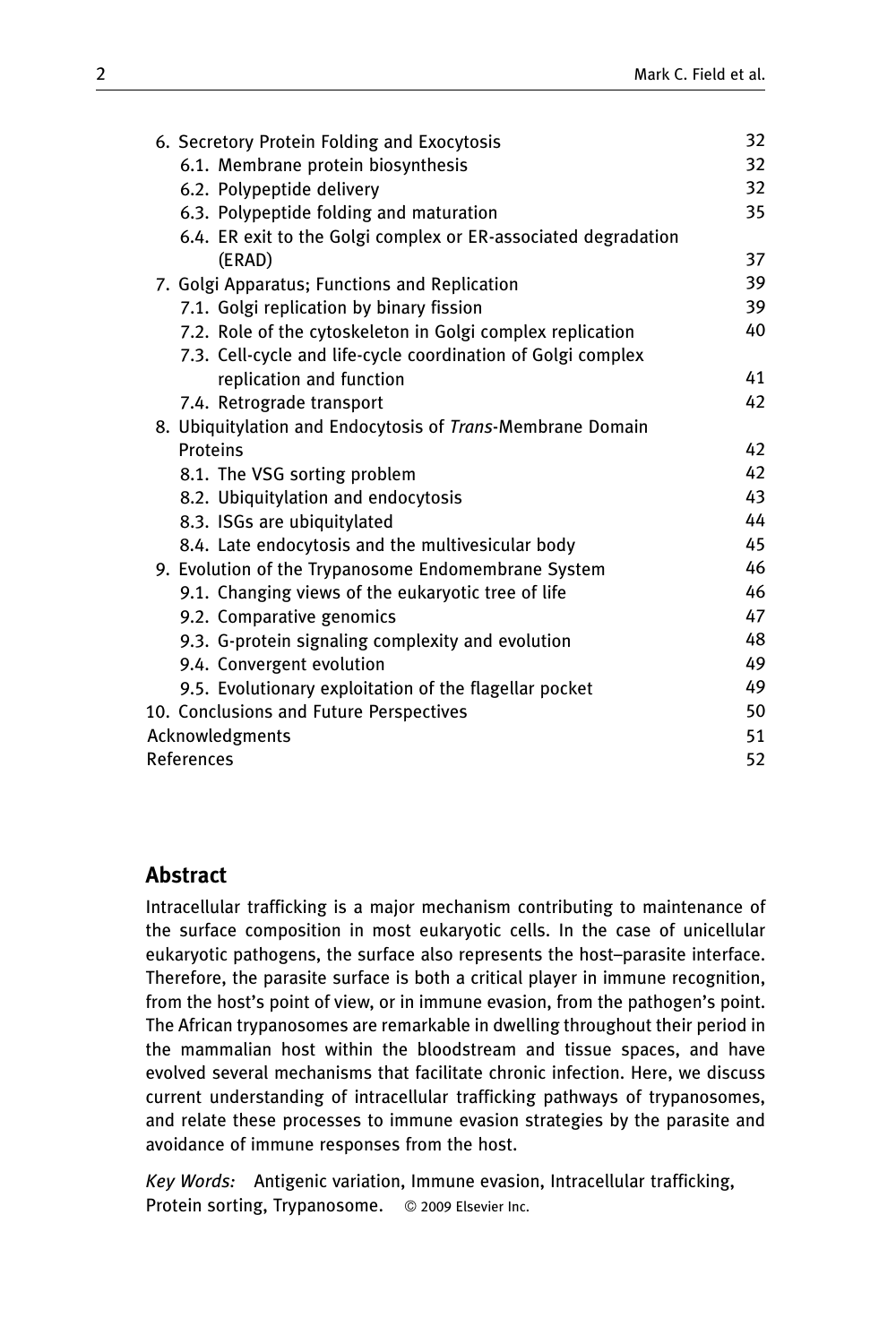6. Secretory Protein Folding and Exocytosis 32
   6.1. Membrane protein biosynthesis 32
   6.2. Polypeptide delivery 32
   6.3. Polypeptide folding and maturation 35
   6.4. ER exit to the Golgi complex or ER-associated degradation (ERAD) 37
7. Golgi Apparatus; Functions and Replication 39
   7.1. Golgi replication by binary fission 39
   7.2. Role of the cytoskeleton in Golgi complex replication 40
   7.3. Cell-cycle and life-cycle coordination of Golgi complex replication and function 41
   7.4. Retrograde transport 42
8. Ubiquitylation and Endocytosis of *Trans*-Membrane Domain Proteins 42
   8.1. The VSG sorting problem 42
   8.2. Ubiquitylation and endocytosis 43
   8.3. ISGs are ubiquitylated 44
   8.4. Late endocytosis and the multivesicular body 45
9. Evolution of the Trypanosome Endomembrane System 46
   9.1. Changing views of the eukaryotic tree of life 46
   9.2. Comparative genomics 47
   9.3. G-protein signaling complexity and evolution 48
   9.4. Convergent evolution 49
   9.5. Evolutionary exploitation of the flagellar pocket 49
10. Conclusions and Future Perspectives 50

Acknowledgments 51

References 52

## Abstract

Intracellular trafficking is a major mechanism contributing to maintenance of the surface composition in most eukaryotic cells. In the case of unicellular eukaryotic pathogens, the surface also represents the host–parasite interface. Therefore, the parasite surface is both a critical player in immune recognition, from the host's point of view, or in immune evasion, from the pathogen's point. The African trypanosomes are remarkable in dwelling throughout their period in the mammalian host within the bloodstream and tissue spaces, and have evolved several mechanisms that facilitate chronic infection. Here, we discuss current understanding of intracellular trafficking pathways of trypanosomes, and relate these processes to immune evasion strategies by the parasite and avoidance of immune responses from the host.

*Key Words:* Antigenic variation, Immune evasion, Intracellular trafficking, Protein sorting, Trypanosome. © 2009 Elsevier Inc.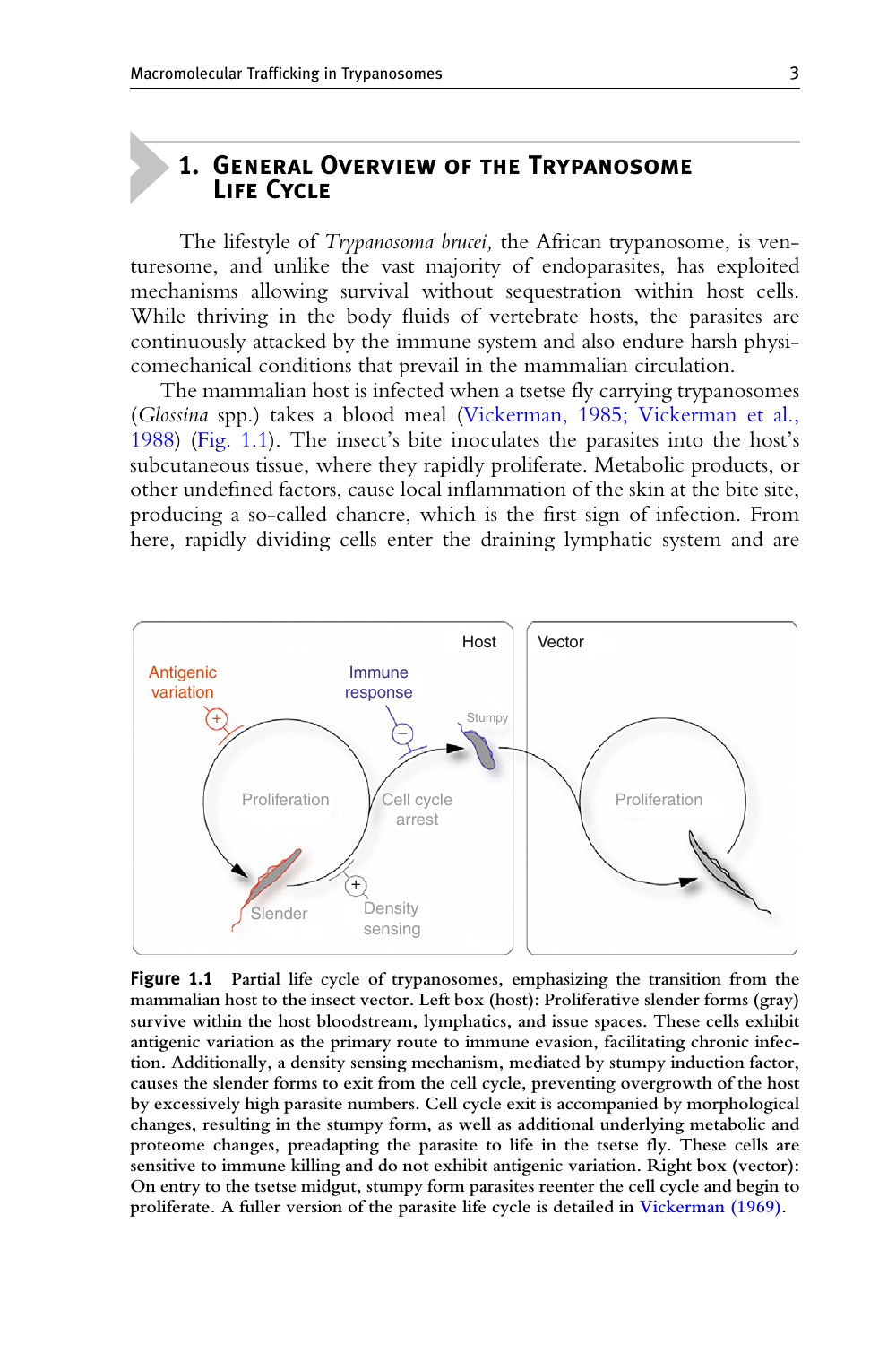## 1. General Overview of the Trypanosome Life Cycle

The lifestyle of *Trypanosoma brucei,* the African trypanosome, is venturesome, and unlike the vast majority of endoparasites, has exploited mechanisms allowing survival without sequestration within host cells. While thriving in the body fluids of vertebrate hosts, the parasites are continuously attacked by the immune system and also endure harsh physicomechanical conditions that prevail in the mammalian circulation.

The mammalian host is infected when a tsetse fly carrying trypanosomes (*Glossina* spp.) takes a blood meal (Vickerman, 1985; Vickerman et al., 1988) (Fig. 1.1). The insect's bite inoculates the parasites into the host's subcutaneous tissue, where they rapidly proliferate. Metabolic products, or other undefined factors, cause local inflammation of the skin at the bite site, producing a so-called chancre, which is the first sign of infection. From here, rapidly dividing cells enter the draining lymphatic system and are

**Figure 1.1** Partial life cycle of trypanosomes, emphasizing the transition from the mammalian host to the insect vector. Left box (host): Proliferative slender forms (gray) survive within the host bloodstream, lymphatics, and issue spaces. These cells exhibit antigenic variation as the primary route to immune evasion, facilitating chronic infection. Additionally, a density sensing mechanism, mediated by stumpy induction factor, causes the slender forms to exit from the cell cycle, preventing overgrowth of the host by excessively high parasite numbers. Cell cycle exit is accompanied by morphological changes, resulting in the stumpy form, as well as additional underlying metabolic and proteome changes, preadapting the parasite to life in the tsetse fly. These cells are sensitive to immune killing and do not exhibit antigenic variation. Right box (vector): On entry to the tsetse midgut, stumpy form parasites reenter the cell cycle and begin to proliferate. A fuller version of the parasite life cycle is detailed in Vickerman (1969).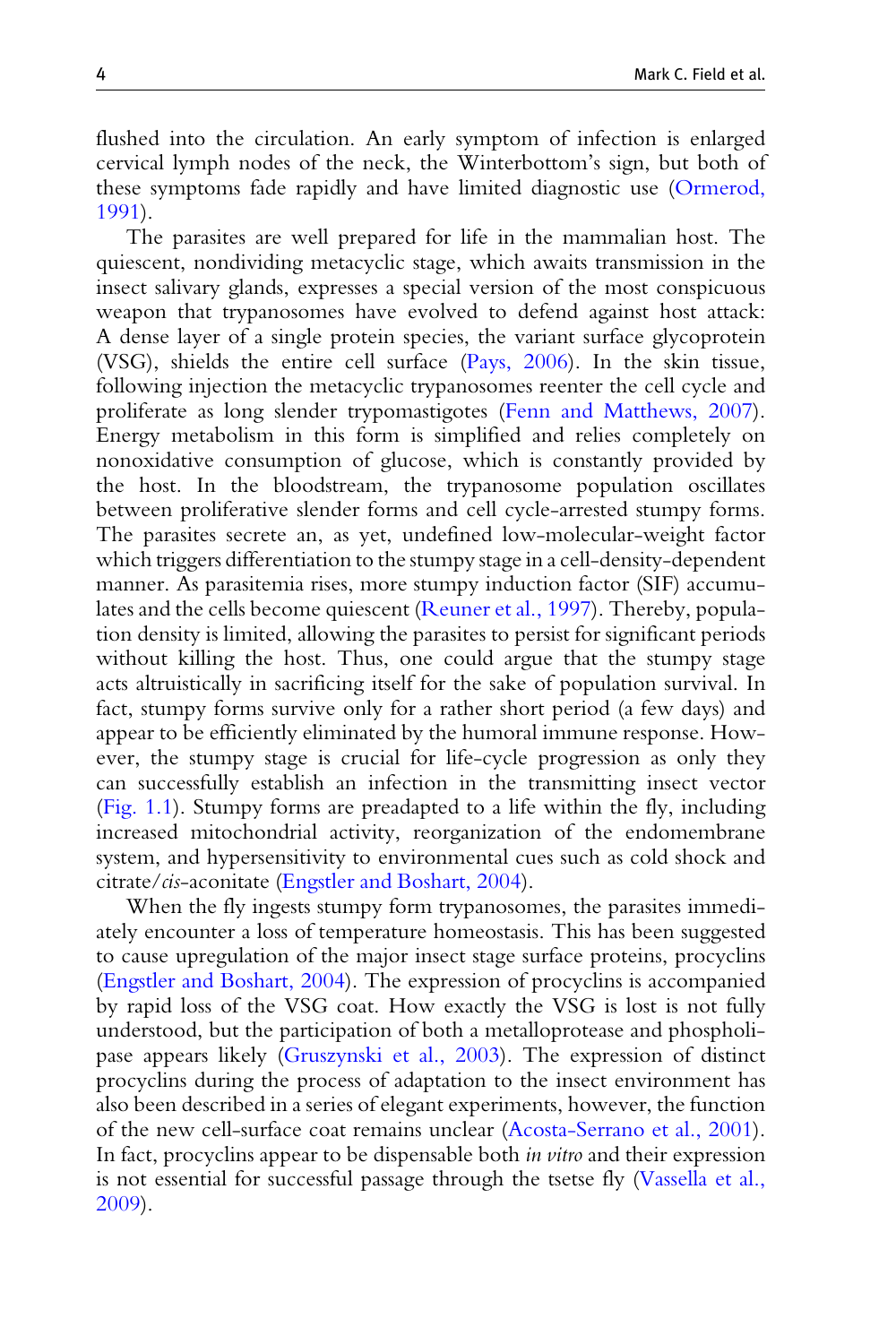flushed into the circulation. An early symptom of infection is enlarged cervical lymph nodes of the neck, the Winterbottom's sign, but both of these symptoms fade rapidly and have limited diagnostic use (Ormerod, 1991).

The parasites are well prepared for life in the mammalian host. The quiescent, nondividing metacyclic stage, which awaits transmission in the insect salivary glands, expresses a special version of the most conspicuous weapon that trypanosomes have evolved to defend against host attack: A dense layer of a single protein species, the variant surface glycoprotein (VSG), shields the entire cell surface (Pays, 2006). In the skin tissue, following injection the metacyclic trypanosomes reenter the cell cycle and proliferate as long slender trypomastigotes (Fenn and Matthews, 2007). Energy metabolism in this form is simplified and relies completely on nonoxidative consumption of glucose, which is constantly provided by the host. In the bloodstream, the trypanosome population oscillates between proliferative slender forms and cell cycle-arrested stumpy forms. The parasites secrete an, as yet, undefined low-molecular-weight factor which triggers differentiation to the stumpy stage in a cell-density-dependent manner. As parasitemia rises, more stumpy induction factor (SIF) accumulates and the cells become quiescent (Reuner et al., 1997). Thereby, population density is limited, allowing the parasites to persist for significant periods without killing the host. Thus, one could argue that the stumpy stage acts altruistically in sacrificing itself for the sake of population survival. In fact, stumpy forms survive only for a rather short period (a few days) and appear to be efficiently eliminated by the humoral immune response. However, the stumpy stage is crucial for life-cycle progression as only they can successfully establish an infection in the transmitting insect vector (Fig. 1.1). Stumpy forms are preadapted to a life within the fly, including increased mitochondrial activity, reorganization of the endomembrane system, and hypersensitivity to environmental cues such as cold shock and citrate/*cis*-aconitate (Engstler and Boshart, 2004).

When the fly ingests stumpy form trypanosomes, the parasites immediately encounter a loss of temperature homeostasis. This has been suggested to cause upregulation of the major insect stage surface proteins, procyclins (Engstler and Boshart, 2004). The expression of procyclins is accompanied by rapid loss of the VSG coat. How exactly the VSG is lost is not fully understood, but the participation of both a metalloprotease and phospholipase appears likely (Gruszynski et al., 2003). The expression of distinct procyclins during the process of adaptation to the insect environment has also been described in a series of elegant experiments, however, the function of the new cell-surface coat remains unclear (Acosta-Serrano et al., 2001). In fact, procyclins appear to be dispensable both *in vitro* and their expression is not essential for successful passage through the tsetse fly (Vassella et al., 2009).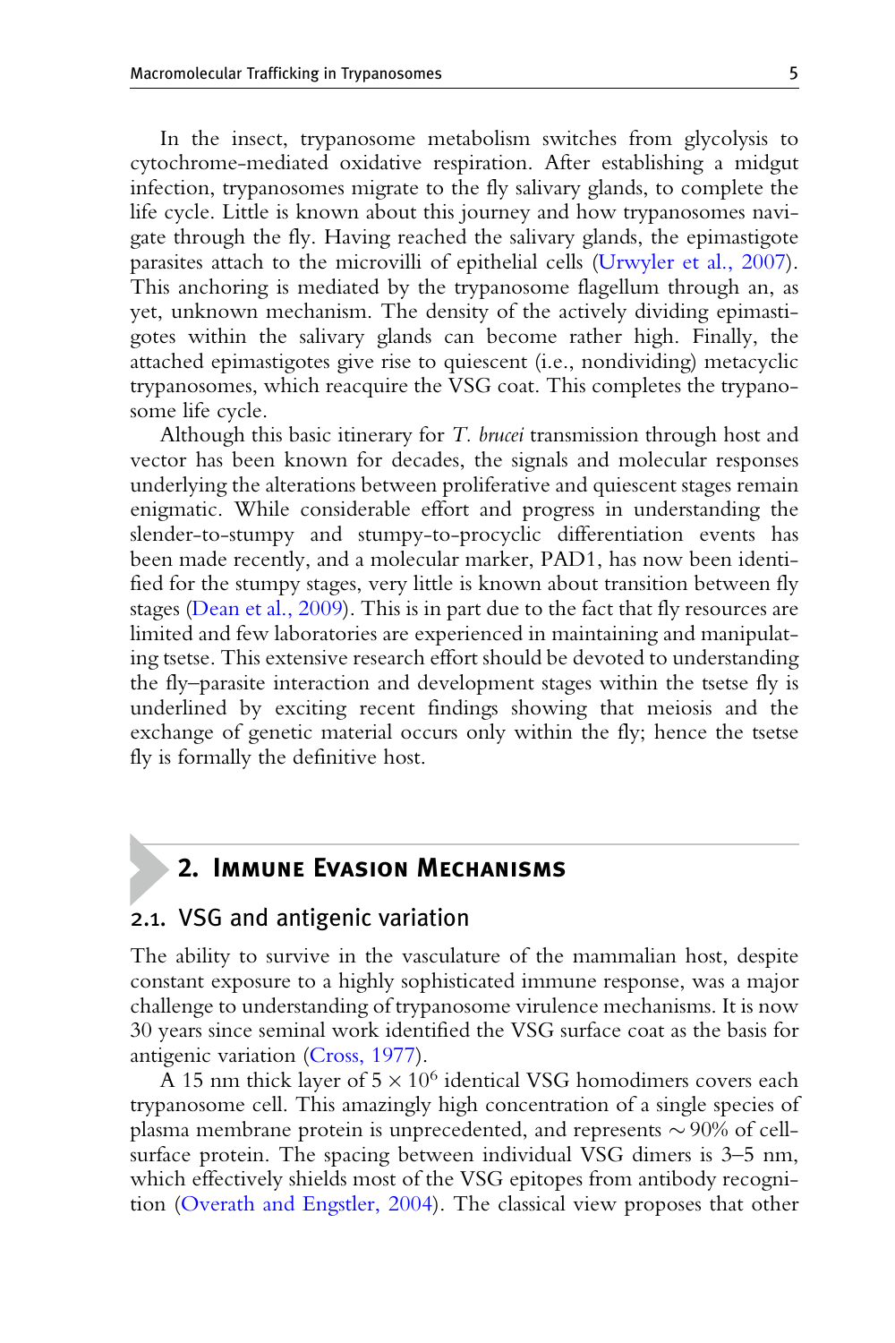In the insect, trypanosome metabolism switches from glycolysis to cytochrome-mediated oxidative respiration. After establishing a midgut infection, trypanosomes migrate to the fly salivary glands, to complete the life cycle. Little is known about this journey and how trypanosomes navigate through the fly. Having reached the salivary glands, the epimastigote parasites attach to the microvilli of epithelial cells (Urwyler et al., 2007). This anchoring is mediated by the trypanosome flagellum through an, as yet, unknown mechanism. The density of the actively dividing epimastigotes within the salivary glands can become rather high. Finally, the attached epimastigotes give rise to quiescent (i.e., nondividing) metacyclic trypanosomes, which reacquire the VSG coat. This completes the trypanosome life cycle.

Although this basic itinerary for *T. brucei* transmission through host and vector has been known for decades, the signals and molecular responses underlying the alterations between proliferative and quiescent stages remain enigmatic. While considerable effort and progress in understanding the slender-to-stumpy and stumpy-to-procyclic differentiation events has been made recently, and a molecular marker, PAD1, has now been identified for the stumpy stages, very little is known about transition between fly stages (Dean et al., 2009). This is in part due to the fact that fly resources are limited and few laboratories are experienced in maintaining and manipulating tsetse. This extensive research effort should be devoted to understanding the fly–parasite interaction and development stages within the tsetse fly is underlined by exciting recent findings showing that meiosis and the exchange of genetic material occurs only within the fly; hence the tsetse fly is formally the definitive host.

## 2. Immune Evasion Mechanisms

### 2.1. VSG and antigenic variation

The ability to survive in the vasculature of the mammalian host, despite constant exposure to a highly sophisticated immune response, was a major challenge to understanding of trypanosome virulence mechanisms. It is now 30 years since seminal work identified the VSG surface coat as the basis for antigenic variation (Cross, 1977).

A 15 nm thick layer of $5 \times 10^6$ identical VSG homodimers covers each trypanosome cell. This amazingly high concentration of a single species of plasma membrane protein is unprecedented, and represents $\sim 90\%$ of cell-surface protein. The spacing between individual VSG dimers is 3–5 nm, which effectively shields most of the VSG epitopes from antibody recognition (Overath and Engstler, 2004). The classical view proposes that other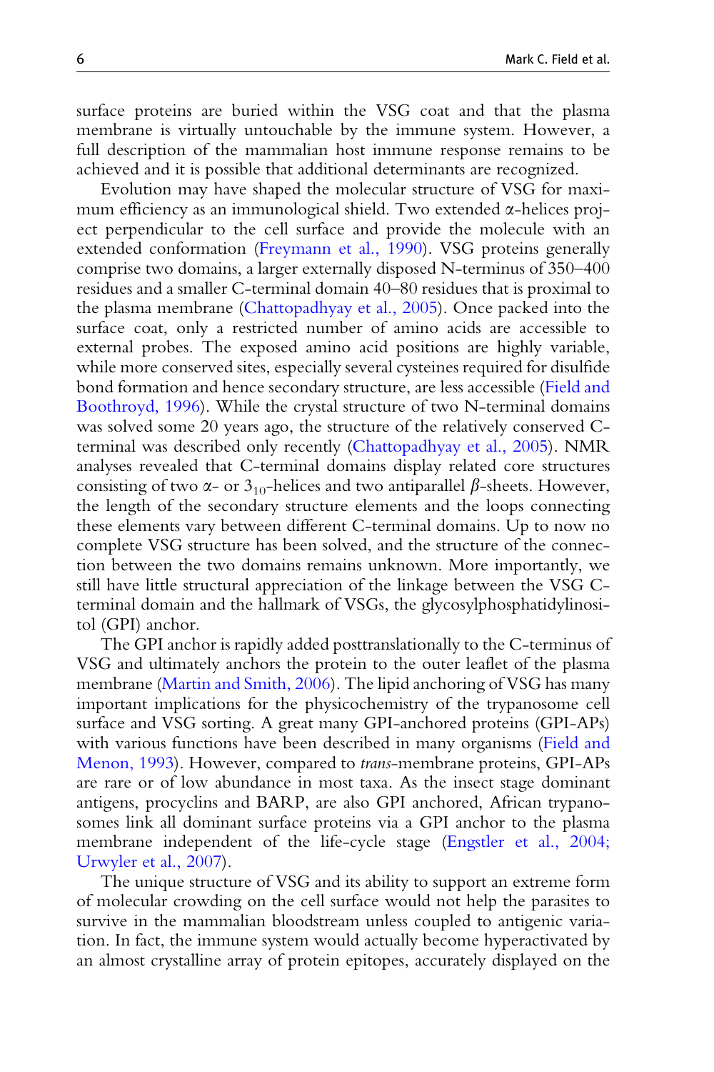surface proteins are buried within the VSG coat and that the plasma membrane is virtually untouchable by the immune system. However, a full description of the mammalian host immune response remains to be achieved and it is possible that additional determinants are recognized.

Evolution may have shaped the molecular structure of VSG for maximum efficiency as an immunological shield. Two extended α-helices project perpendicular to the cell surface and provide the molecule with an extended conformation (Freymann et al., 1990). VSG proteins generally comprise two domains, a larger externally disposed N-terminus of 350–400 residues and a smaller C-terminal domain 40–80 residues that is proximal to the plasma membrane (Chattopadhyay et al., 2005). Once packed into the surface coat, only a restricted number of amino acids are accessible to external probes. The exposed amino acid positions are highly variable, while more conserved sites, especially several cysteines required for disulfide bond formation and hence secondary structure, are less accessible (Field and Boothroyd, 1996). While the crystal structure of two N-terminal domains was solved some 20 years ago, the structure of the relatively conserved C-terminal was described only recently (Chattopadhyay et al., 2005). NMR analyses revealed that C-terminal domains display related core structures consisting of two α- or $3_{10}$-helices and two antiparallel β-sheets. However, the length of the secondary structure elements and the loops connecting these elements vary between different C-terminal domains. Up to now no complete VSG structure has been solved, and the structure of the connection between the two domains remains unknown. More importantly, we still have little structural appreciation of the linkage between the VSG C-terminal domain and the hallmark of VSGs, the glycosylphosphatidylinositol (GPI) anchor.

The GPI anchor is rapidly added posttranslationally to the C-terminus of VSG and ultimately anchors the protein to the outer leaflet of the plasma membrane (Martin and Smith, 2006). The lipid anchoring of VSG has many important implications for the physicochemistry of the trypanosome cell surface and VSG sorting. A great many GPI-anchored proteins (GPI-APs) with various functions have been described in many organisms (Field and Menon, 1993). However, compared to *trans*-membrane proteins, GPI-APs are rare or of low abundance in most taxa. As the insect stage dominant antigens, procyclins and BARP, are also GPI anchored, African trypanosomes link all dominant surface proteins via a GPI anchor to the plasma membrane independent of the life-cycle stage (Engstler et al., 2004; Urwyler et al., 2007).

The unique structure of VSG and its ability to support an extreme form of molecular crowding on the cell surface would not help the parasites to survive in the mammalian bloodstream unless coupled to antigenic variation. In fact, the immune system would actually become hyperactivated by an almost crystalline array of protein epitopes, accurately displayed on the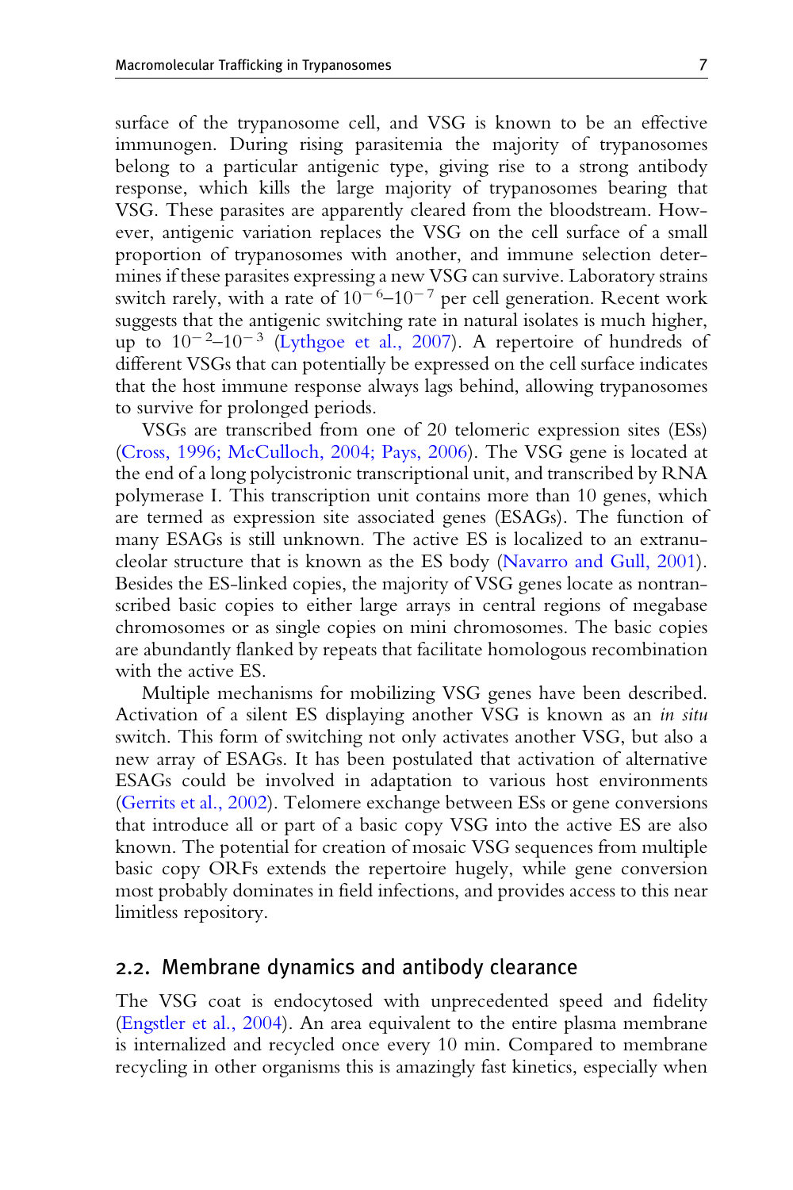surface of the trypanosome cell, and VSG is known to be an effective immunogen. During rising parasitemia the majority of trypanosomes belong to a particular antigenic type, giving rise to a strong antibody response, which kills the large majority of trypanosomes bearing that VSG. These parasites are apparently cleared from the bloodstream. However, antigenic variation replaces the VSG on the cell surface of a small proportion of trypanosomes with another, and immune selection determines if these parasites expressing a new VSG can survive. Laboratory strains switch rarely, with a rate of $10^{-6}$–$10^{-7}$ per cell generation. Recent work suggests that the antigenic switching rate in natural isolates is much higher, up to $10^{-2}$–$10^{-3}$ (Lythgoe et al., 2007). A repertoire of hundreds of different VSGs that can potentially be expressed on the cell surface indicates that the host immune response always lags behind, allowing trypanosomes to survive for prolonged periods.

VSGs are transcribed from one of 20 telomeric expression sites (ESs) (Cross, 1996; McCulloch, 2004; Pays, 2006). The VSG gene is located at the end of a long polycistronic transcriptional unit, and transcribed by RNA polymerase I. This transcription unit contains more than 10 genes, which are termed as expression site associated genes (ESAGs). The function of many ESAGs is still unknown. The active ES is localized to an extranucleolar structure that is known as the ES body (Navarro and Gull, 2001). Besides the ES-linked copies, the majority of VSG genes locate as nontranscribed basic copies to either large arrays in central regions of megabase chromosomes or as single copies on mini chromosomes. The basic copies are abundantly flanked by repeats that facilitate homologous recombination with the active ES.

Multiple mechanisms for mobilizing VSG genes have been described. Activation of a silent ES displaying another VSG is known as an *in situ* switch. This form of switching not only activates another VSG, but also a new array of ESAGs. It has been postulated that activation of alternative ESAGs could be involved in adaptation to various host environments (Gerrits et al., 2002). Telomere exchange between ESs or gene conversions that introduce all or part of a basic copy VSG into the active ES are also known. The potential for creation of mosaic VSG sequences from multiple basic copy ORFs extends the repertoire hugely, while gene conversion most probably dominates in field infections, and provides access to this near limitless repository.

## 2.2. Membrane dynamics and antibody clearance

The VSG coat is endocytosed with unprecedented speed and fidelity (Engstler et al., 2004). An area equivalent to the entire plasma membrane is internalized and recycled once every 10 min. Compared to membrane recycling in other organisms this is amazingly fast kinetics, especially when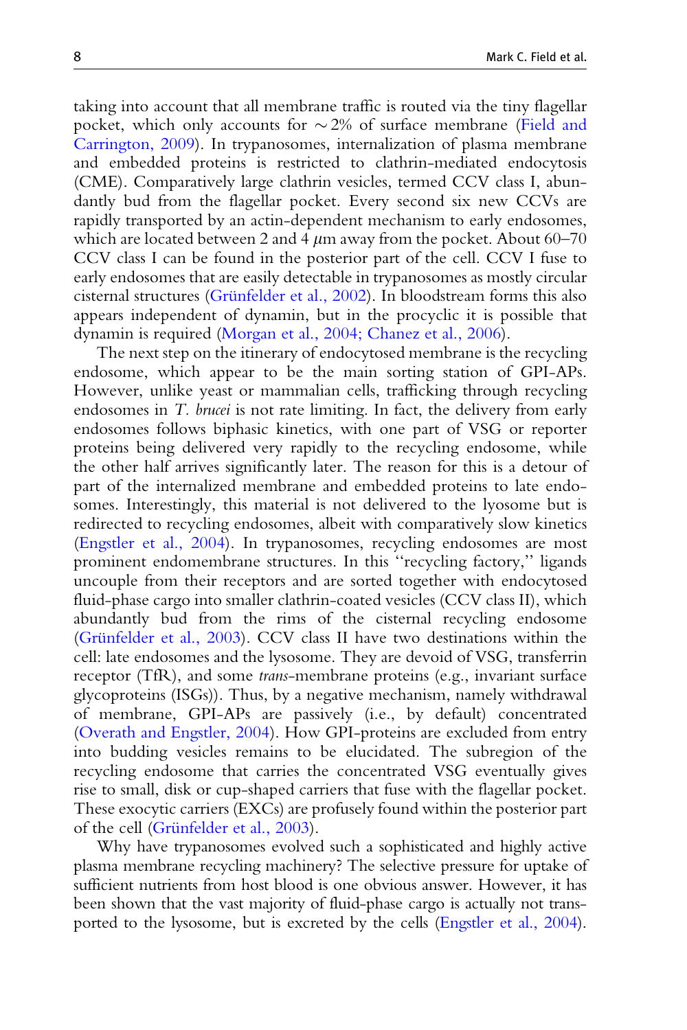taking into account that all membrane traffic is routed via the tiny flagellar pocket, which only accounts for ~2% of surface membrane (Field and Carrington, 2009). In trypanosomes, internalization of plasma membrane and embedded proteins is restricted to clathrin-mediated endocytosis (CME). Comparatively large clathrin vesicles, termed CCV class I, abundantly bud from the flagellar pocket. Every second six new CCVs are rapidly transported by an actin-dependent mechanism to early endosomes, which are located between 2 and 4 $\mu$m away from the pocket. About 60–70 CCV class I can be found in the posterior part of the cell. CCV I fuse to early endosomes that are easily detectable in trypanosomes as mostly circular cisternal structures (Grünfelder et al., 2002). In bloodstream forms this also appears independent of dynamin, but in the procyclic it is possible that dynamin is required (Morgan et al., 2004; Chanez et al., 2006).

The next step on the itinerary of endocytosed membrane is the recycling endosome, which appear to be the main sorting station of GPI-APs. However, unlike yeast or mammalian cells, trafficking through recycling endosomes in *T. brucei* is not rate limiting. In fact, the delivery from early endosomes follows biphasic kinetics, with one part of VSG or reporter proteins being delivered very rapidly to the recycling endosome, while the other half arrives significantly later. The reason for this is a detour of part of the internalized membrane and embedded proteins to late endosomes. Interestingly, this material is not delivered to the lyosome but is redirected to recycling endosomes, albeit with comparatively slow kinetics (Engstler et al., 2004). In trypanosomes, recycling endosomes are most prominent endomembrane structures. In this ''recycling factory,'' ligands uncouple from their receptors and are sorted together with endocytosed fluid-phase cargo into smaller clathrin-coated vesicles (CCV class II), which abundantly bud from the rims of the cisternal recycling endosome (Grünfelder et al., 2003). CCV class II have two destinations within the cell: late endosomes and the lysosome. They are devoid of VSG, transferrin receptor (TfR), and some *trans*-membrane proteins (e.g., invariant surface glycoproteins (ISGs)). Thus, by a negative mechanism, namely withdrawal of membrane, GPI-APs are passively (i.e., by default) concentrated (Overath and Engstler, 2004). How GPI-proteins are excluded from entry into budding vesicles remains to be elucidated. The subregion of the recycling endosome that carries the concentrated VSG eventually gives rise to small, disk or cup-shaped carriers that fuse with the flagellar pocket. These exocytic carriers (EXCs) are profusely found within the posterior part of the cell (Grünfelder et al., 2003).

Why have trypanosomes evolved such a sophisticated and highly active plasma membrane recycling machinery? The selective pressure for uptake of sufficient nutrients from host blood is one obvious answer. However, it has been shown that the vast majority of fluid-phase cargo is actually not transported to the lysosome, but is excreted by the cells (Engstler et al., 2004).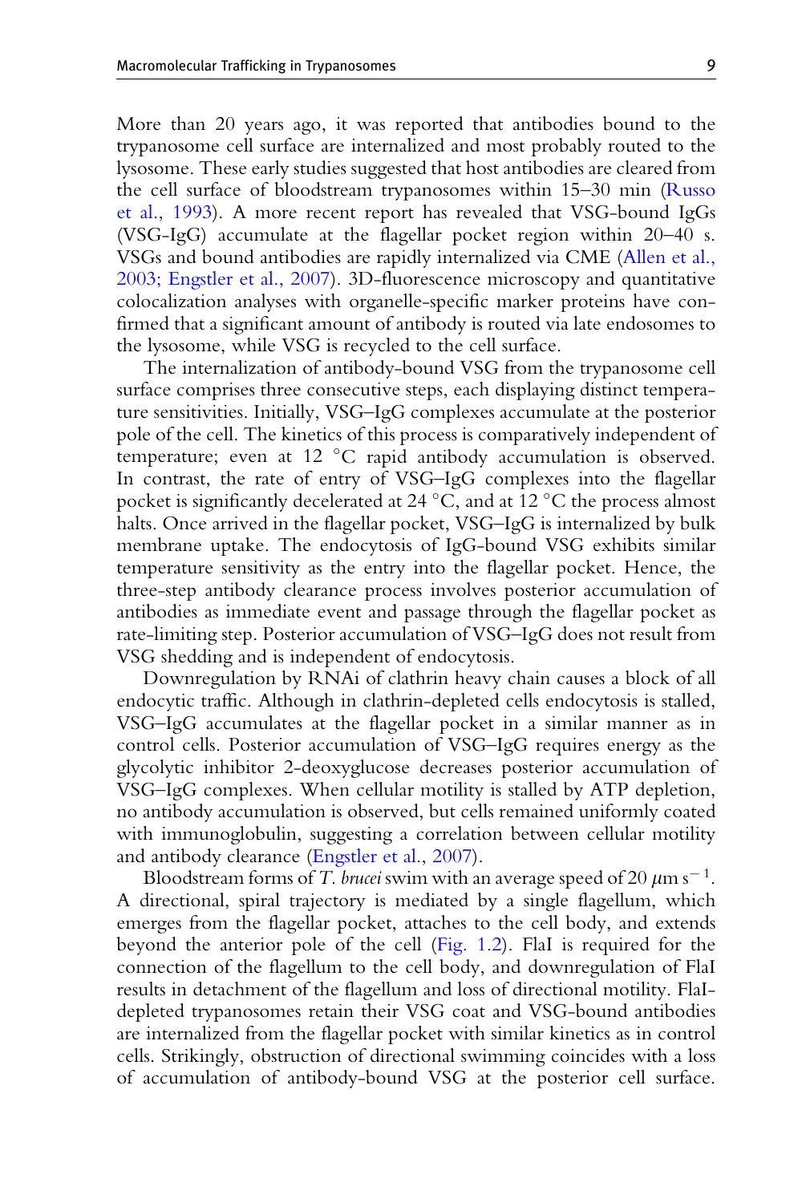More than 20 years ago, it was reported that antibodies bound to the trypanosome cell surface are internalized and most probably routed to the lysosome. These early studies suggested that host antibodies are cleared from the cell surface of bloodstream trypanosomes within 15–30 min (Russo et al., 1993). A more recent report has revealed that VSG-bound IgGs (VSG-IgG) accumulate at the flagellar pocket region within 20–40 s. VSGs and bound antibodies are rapidly internalized via CME (Allen et al., 2003; Engstler et al., 2007). 3D-fluorescence microscopy and quantitative colocalization analyses with organelle-specific marker proteins have confirmed that a significant amount of antibody is routed via late endosomes to the lysosome, while VSG is recycled to the cell surface.

The internalization of antibody-bound VSG from the trypanosome cell surface comprises three consecutive steps, each displaying distinct temperature sensitivities. Initially, VSG–IgG complexes accumulate at the posterior pole of the cell. The kinetics of this process is comparatively independent of temperature; even at 12 °C rapid antibody accumulation is observed. In contrast, the rate of entry of VSG–IgG complexes into the flagellar pocket is significantly decelerated at 24 °C, and at 12 °C the process almost halts. Once arrived in the flagellar pocket, VSG–IgG is internalized by bulk membrane uptake. The endocytosis of IgG-bound VSG exhibits similar temperature sensitivity as the entry into the flagellar pocket. Hence, the three-step antibody clearance process involves posterior accumulation of antibodies as immediate event and passage through the flagellar pocket as rate-limiting step. Posterior accumulation of VSG–IgG does not result from VSG shedding and is independent of endocytosis.

Downregulation by RNAi of clathrin heavy chain causes a block of all endocytic traffic. Although in clathrin-depleted cells endocytosis is stalled, VSG–IgG accumulates at the flagellar pocket in a similar manner as in control cells. Posterior accumulation of VSG–IgG requires energy as the glycolytic inhibitor 2-deoxyglucose decreases posterior accumulation of VSG–IgG complexes. When cellular motility is stalled by ATP depletion, no antibody accumulation is observed, but cells remained uniformly coated with immunoglobulin, suggesting a correlation between cellular motility and antibody clearance (Engstler et al., 2007).

Bloodstream forms of *T. brucei* swim with an average speed of 20 $\mu$m s$^{-1}$. A directional, spiral trajectory is mediated by a single flagellum, which emerges from the flagellar pocket, attaches to the cell body, and extends beyond the anterior pole of the cell (Fig. 1.2). FlaI is required for the connection of the flagellum to the cell body, and downregulation of FlaI results in detachment of the flagellum and loss of directional motility. FlaI-depleted trypanosomes retain their VSG coat and VSG-bound antibodies are internalized from the flagellar pocket with similar kinetics as in control cells. Strikingly, obstruction of directional swimming coincides with a loss of accumulation of antibody-bound VSG at the posterior cell surface.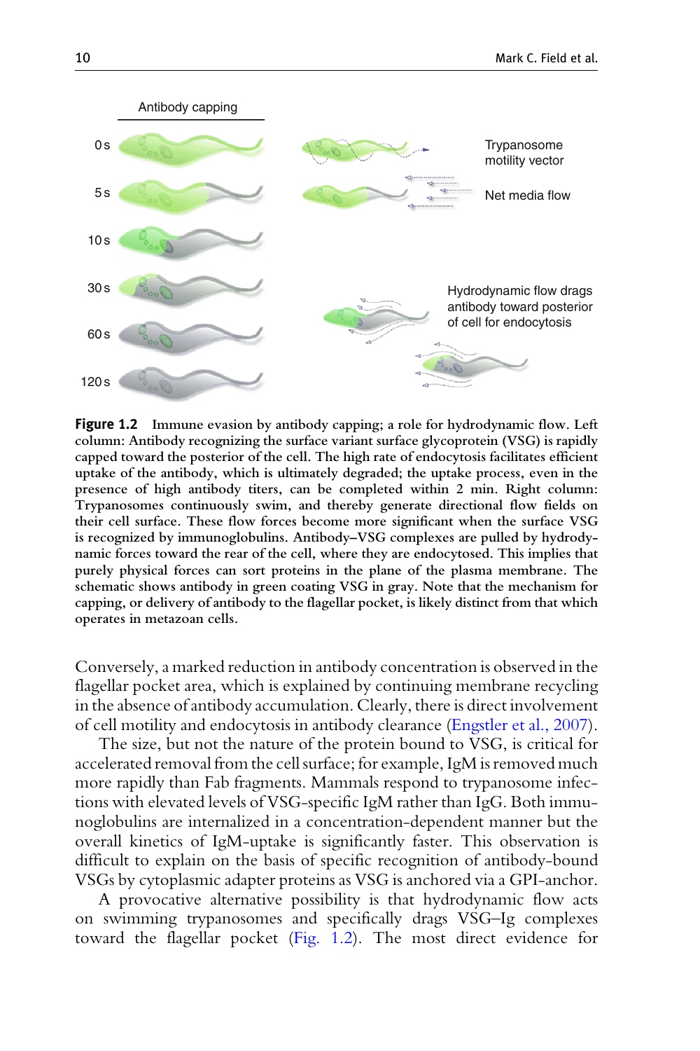Antibody capping

0 s

5 s

10 s

30 s

60 s

120 s

Trypanosome motility vector

Net media flow

Hydrodynamic flow drags antibody toward posterior of cell for endocytosis

**Figure 1.2** Immune evasion by antibody capping; a role for hydrodynamic flow. Left column: Antibody recognizing the surface variant surface glycoprotein (VSG) is rapidly capped toward the posterior of the cell. The high rate of endocytosis facilitates efficient uptake of the antibody, which is ultimately degraded; the uptake process, even in the presence of high antibody titers, can be completed within 2 min. Right column: Trypanosomes continuously swim, and thereby generate directional flow fields on their cell surface. These flow forces become more significant when the surface VSG is recognized by immunoglobulins. Antibody–VSG complexes are pulled by hydrodynamic forces toward the rear of the cell, where they are endocytosed. This implies that purely physical forces can sort proteins in the plane of the plasma membrane. The schematic shows antibody in green coating VSG in gray. Note that the mechanism for capping, or delivery of antibody to the flagellar pocket, is likely distinct from that which operates in metazoan cells.

Conversely, a marked reduction in antibody concentration is observed in the flagellar pocket area, which is explained by continuing membrane recycling in the absence of antibody accumulation. Clearly, there is direct involvement of cell motility and endocytosis in antibody clearance (Engstler et al., 2007).

The size, but not the nature of the protein bound to VSG, is critical for accelerated removal from the cell surface; for example, IgM is removed much more rapidly than Fab fragments. Mammals respond to trypanosome infections with elevated levels of VSG-specific IgM rather than IgG. Both immunoglobulins are internalized in a concentration-dependent manner but the overall kinetics of IgM-uptake is significantly faster. This observation is difficult to explain on the basis of specific recognition of antibody-bound VSGs by cytoplasmic adapter proteins as VSG is anchored via a GPI-anchor.

A provocative alternative possibility is that hydrodynamic flow acts on swimming trypanosomes and specifically drags VSG–Ig complexes toward the flagellar pocket (Fig. 1.2). The most direct evidence for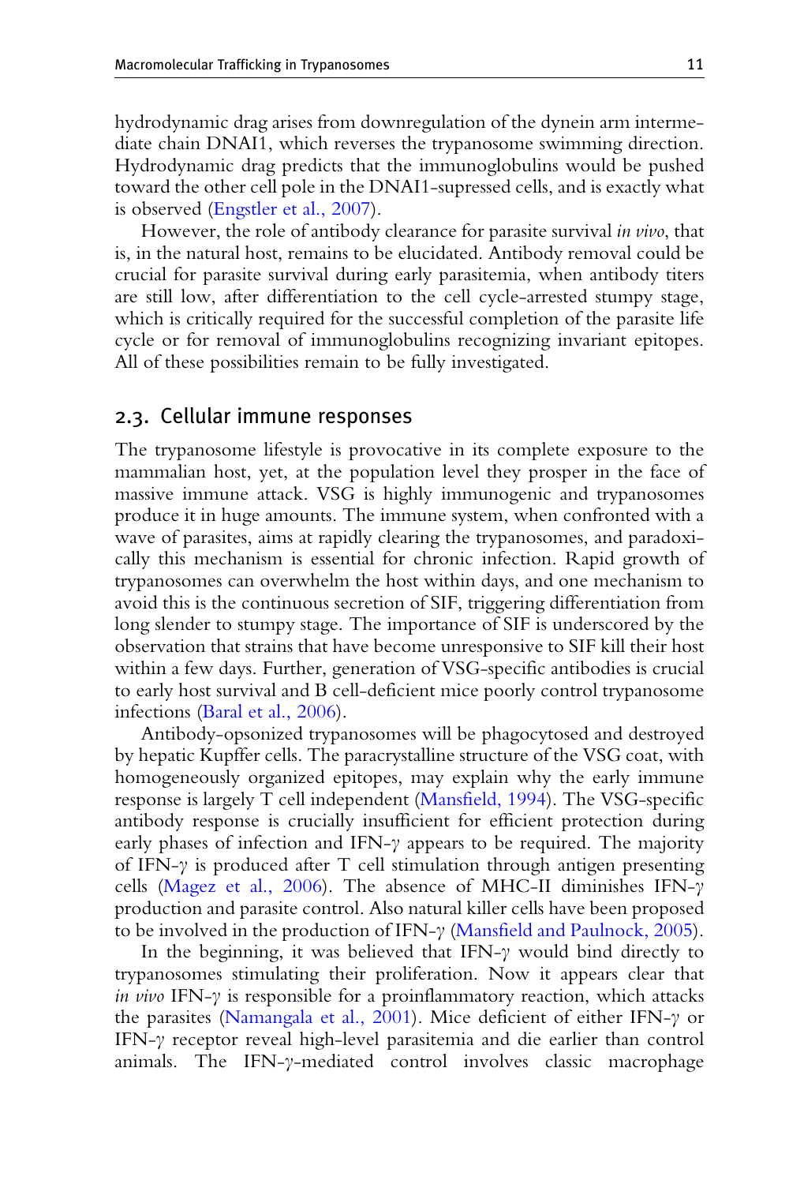hydrodynamic drag arises from downregulation of the dynein arm intermediate chain DNAI1, which reverses the trypanosome swimming direction. Hydrodynamic drag predicts that the immunoglobulins would be pushed toward the other cell pole in the DNAI1-supressed cells, and is exactly what is observed (Engstler et al., 2007).

However, the role of antibody clearance for parasite survival *in vivo*, that is, in the natural host, remains to be elucidated. Antibody removal could be crucial for parasite survival during early parasitemia, when antibody titers are still low, after differentiation to the cell cycle-arrested stumpy stage, which is critically required for the successful completion of the parasite life cycle or for removal of immunoglobulins recognizing invariant epitopes. All of these possibilities remain to be fully investigated.

## 2.3. Cellular immune responses

The trypanosome lifestyle is provocative in its complete exposure to the mammalian host, yet, at the population level they prosper in the face of massive immune attack. VSG is highly immunogenic and trypanosomes produce it in huge amounts. The immune system, when confronted with a wave of parasites, aims at rapidly clearing the trypanosomes, and paradoxically this mechanism is essential for chronic infection. Rapid growth of trypanosomes can overwhelm the host within days, and one mechanism to avoid this is the continuous secretion of SIF, triggering differentiation from long slender to stumpy stage. The importance of SIF is underscored by the observation that strains that have become unresponsive to SIF kill their host within a few days. Further, generation of VSG-specific antibodies is crucial to early host survival and B cell-deficient mice poorly control trypanosome infections (Baral et al., 2006).

Antibody-opsonized trypanosomes will be phagocytosed and destroyed by hepatic Kupffer cells. The paracrystalline structure of the VSG coat, with homogeneously organized epitopes, may explain why the early immune response is largely T cell independent (Mansfield, 1994). The VSG-specific antibody response is crucially insufficient for efficient protection during early phases of infection and IFN-$\gamma$ appears to be required. The majority of IFN-$\gamma$ is produced after T cell stimulation through antigen presenting cells (Magez et al., 2006). The absence of MHC-II diminishes IFN-$\gamma$ production and parasite control. Also natural killer cells have been proposed to be involved in the production of IFN-$\gamma$ (Mansfield and Paulnock, 2005).

In the beginning, it was believed that IFN-$\gamma$ would bind directly to trypanosomes stimulating their proliferation. Now it appears clear that *in vivo* IFN-$\gamma$ is responsible for a proinflammatory reaction, which attacks the parasites (Namangala et al., 2001). Mice deficient of either IFN-$\gamma$ or IFN-$\gamma$ receptor reveal high-level parasitemia and die earlier than control animals. The IFN-$\gamma$-mediated control involves classic macrophage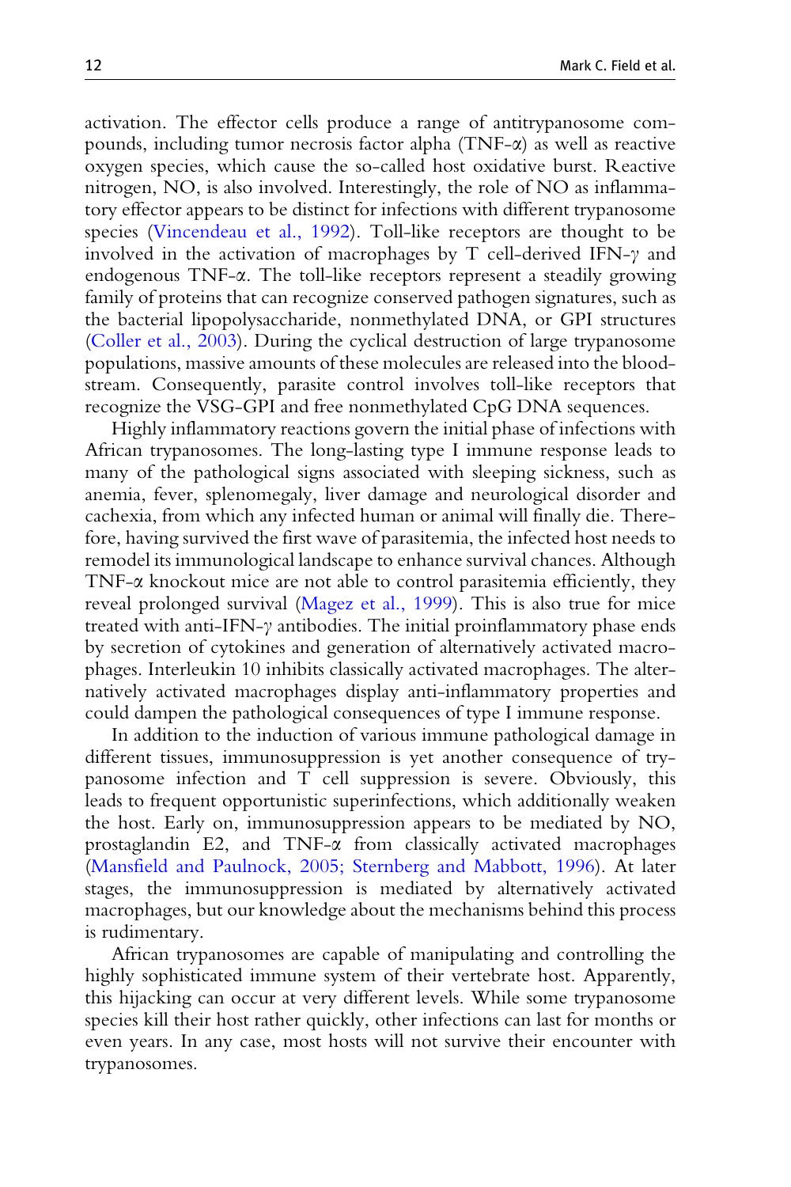activation. The effector cells produce a range of antitrypanosome compounds, including tumor necrosis factor alpha (TNF-$\alpha$) as well as reactive oxygen species, which cause the so-called host oxidative burst. Reactive nitrogen, NO, is also involved. Interestingly, the role of NO as inflammatory effector appears to be distinct for infections with different trypanosome species (Vincendeau et al., 1992). Toll-like receptors are thought to be involved in the activation of macrophages by T cell-derived IFN-$\gamma$ and endogenous TNF-$\alpha$. The toll-like receptors represent a steadily growing family of proteins that can recognize conserved pathogen signatures, such as the bacterial lipopolysaccharide, nonmethylated DNA, or GPI structures (Coller et al., 2003). During the cyclical destruction of large trypanosome populations, massive amounts of these molecules are released into the bloodstream. Consequently, parasite control involves toll-like receptors that recognize the VSG-GPI and free nonmethylated CpG DNA sequences.

Highly inflammatory reactions govern the initial phase of infections with African trypanosomes. The long-lasting type I immune response leads to many of the pathological signs associated with sleeping sickness, such as anemia, fever, splenomegaly, liver damage and neurological disorder and cachexia, from which any infected human or animal will finally die. Therefore, having survived the first wave of parasitemia, the infected host needs to remodel its immunological landscape to enhance survival chances. Although TNF-$\alpha$ knockout mice are not able to control parasitemia efficiently, they reveal prolonged survival (Magez et al., 1999). This is also true for mice treated with anti-IFN-$\gamma$ antibodies. The initial proinflammatory phase ends by secretion of cytokines and generation of alternatively activated macrophages. Interleukin 10 inhibits classically activated macrophages. The alternatively activated macrophages display anti-inflammatory properties and could dampen the pathological consequences of type I immune response.

In addition to the induction of various immune pathological damage in different tissues, immunosuppression is yet another consequence of trypanosome infection and T cell suppression is severe. Obviously, this leads to frequent opportunistic superinfections, which additionally weaken the host. Early on, immunosuppression appears to be mediated by NO, prostaglandin E2, and TNF-$\alpha$ from classically activated macrophages (Mansfield and Paulnock, 2005; Sternberg and Mabbott, 1996). At later stages, the immunosuppression is mediated by alternatively activated macrophages, but our knowledge about the mechanisms behind this process is rudimentary.

African trypanosomes are capable of manipulating and controlling the highly sophisticated immune system of their vertebrate host. Apparently, this hijacking can occur at very different levels. While some trypanosome species kill their host rather quickly, other infections can last for months or even years. In any case, most hosts will not survive their encounter with trypanosomes.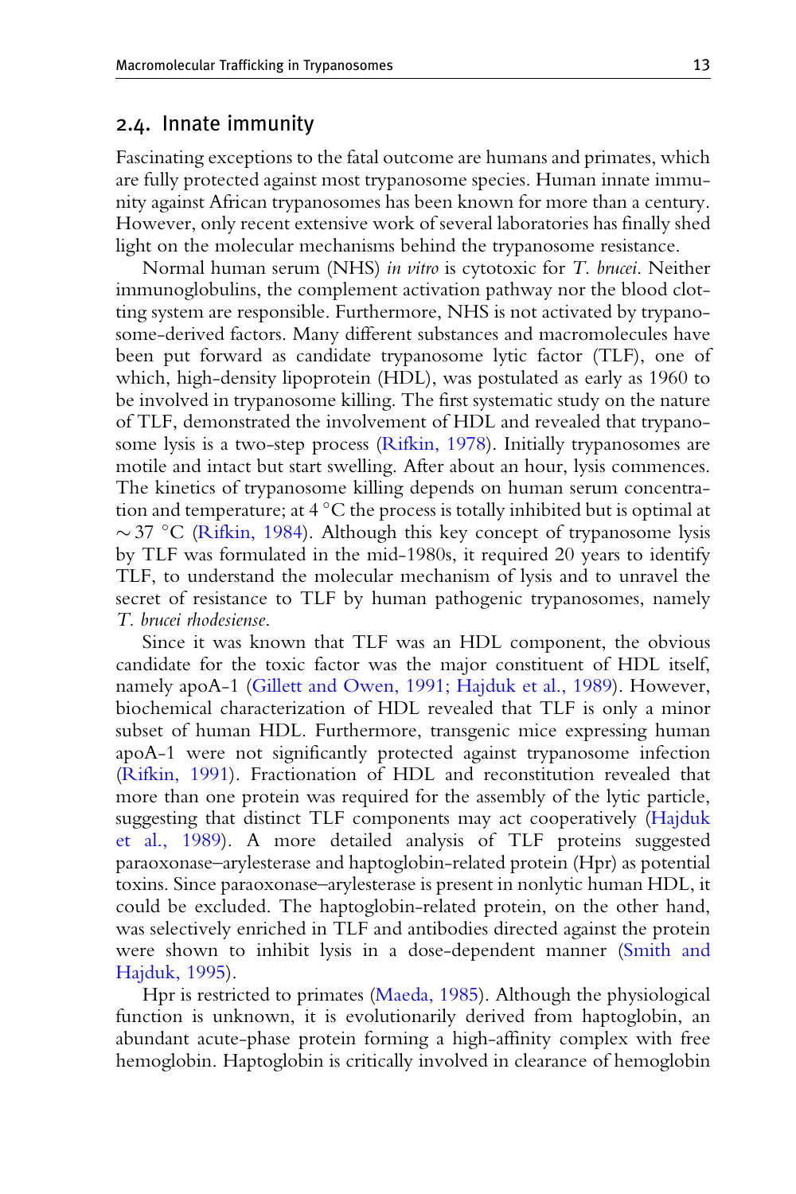## 2.4. Innate immunity

Fascinating exceptions to the fatal outcome are humans and primates, which are fully protected against most trypanosome species. Human innate immunity against African trypanosomes has been known for more than a century. However, only recent extensive work of several laboratories has finally shed light on the molecular mechanisms behind the trypanosome resistance.

Normal human serum (NHS) *in vitro* is cytotoxic for *T. brucei*. Neither immunoglobulins, the complement activation pathway nor the blood clotting system are responsible. Furthermore, NHS is not activated by trypanosome-derived factors. Many different substances and macromolecules have been put forward as candidate trypanosome lytic factor (TLF), one of which, high-density lipoprotein (HDL), was postulated as early as 1960 to be involved in trypanosome killing. The first systematic study on the nature of TLF, demonstrated the involvement of HDL and revealed that trypanosome lysis is a two-step process (Rifkin, 1978). Initially trypanosomes are motile and intact but start swelling. After about an hour, lysis commences. The kinetics of trypanosome killing depends on human serum concentration and temperature; at 4 °C the process is totally inhibited but is optimal at $\sim$37 °C (Rifkin, 1984). Although this key concept of trypanosome lysis by TLF was formulated in the mid-1980s, it required 20 years to identify TLF, to understand the molecular mechanism of lysis and to unravel the secret of resistance to TLF by human pathogenic trypanosomes, namely *T. brucei rhodesiense*.

Since it was known that TLF was an HDL component, the obvious candidate for the toxic factor was the major constituent of HDL itself, namely apoA-1 (Gillett and Owen, 1991; Hajduk et al., 1989). However, biochemical characterization of HDL revealed that TLF is only a minor subset of human HDL. Furthermore, transgenic mice expressing human apoA-1 were not significantly protected against trypanosome infection (Rifkin, 1991). Fractionation of HDL and reconstitution revealed that more than one protein was required for the assembly of the lytic particle, suggesting that distinct TLF components may act cooperatively (Hajduk et al., 1989). A more detailed analysis of TLF proteins suggested paraoxonase–arylesterase and haptoglobin-related protein (Hpr) as potential toxins. Since paraoxonase–arylesterase is present in nonlytic human HDL, it could be excluded. The haptoglobin-related protein, on the other hand, was selectively enriched in TLF and antibodies directed against the protein were shown to inhibit lysis in a dose-dependent manner (Smith and Hajduk, 1995).

Hpr is restricted to primates (Maeda, 1985). Although the physiological function is unknown, it is evolutionarily derived from haptoglobin, an abundant acute-phase protein forming a high-affinity complex with free hemoglobin. Haptoglobin is critically involved in clearance of hemoglobin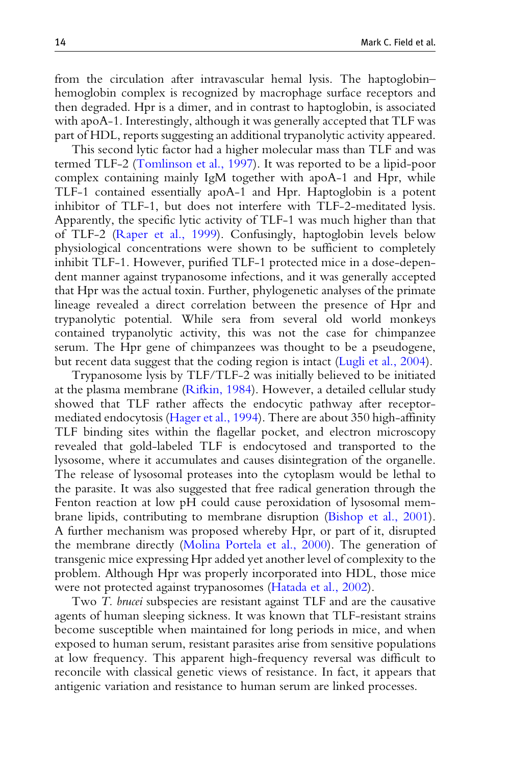from the circulation after intravascular hemal lysis. The haptoglobin–hemoglobin complex is recognized by macrophage surface receptors and then degraded. Hpr is a dimer, and in contrast to haptoglobin, is associated with apoA-1. Interestingly, although it was generally accepted that TLF was part of HDL, reports suggesting an additional trypanolytic activity appeared.

This second lytic factor had a higher molecular mass than TLF and was termed TLF-2 (Tomlinson et al., 1997). It was reported to be a lipid-poor complex containing mainly IgM together with apoA-1 and Hpr, while TLF-1 contained essentially apoA-1 and Hpr. Haptoglobin is a potent inhibitor of TLF-1, but does not interfere with TLF-2-meditated lysis. Apparently, the specific lytic activity of TLF-1 was much higher than that of TLF-2 (Raper et al., 1999). Confusingly, haptoglobin levels below physiological concentrations were shown to be sufficient to completely inhibit TLF-1. However, purified TLF-1 protected mice in a dose-dependent manner against trypanosome infections, and it was generally accepted that Hpr was the actual toxin. Further, phylogenetic analyses of the primate lineage revealed a direct correlation between the presence of Hpr and trypanolytic potential. While sera from several old world monkeys contained trypanolytic activity, this was not the case for chimpanzee serum. The Hpr gene of chimpanzees was thought to be a pseudogene, but recent data suggest that the coding region is intact (Lugli et al., 2004).

Trypanosome lysis by TLF/TLF-2 was initially believed to be initiated at the plasma membrane (Rifkin, 1984). However, a detailed cellular study showed that TLF rather affects the endocytic pathway after receptor-mediated endocytosis (Hager et al., 1994). There are about 350 high-affinity TLF binding sites within the flagellar pocket, and electron microscopy revealed that gold-labeled TLF is endocytosed and transported to the lysosome, where it accumulates and causes disintegration of the organelle. The release of lysosomal proteases into the cytoplasm would be lethal to the parasite. It was also suggested that free radical generation through the Fenton reaction at low pH could cause peroxidation of lysosomal membrane lipids, contributing to membrane disruption (Bishop et al., 2001). A further mechanism was proposed whereby Hpr, or part of it, disrupted the membrane directly (Molina Portela et al., 2000). The generation of transgenic mice expressing Hpr added yet another level of complexity to the problem. Although Hpr was properly incorporated into HDL, those mice were not protected against trypanosomes (Hatada et al., 2002).

Two *T. brucei* subspecies are resistant against TLF and are the causative agents of human sleeping sickness. It was known that TLF-resistant strains become susceptible when maintained for long periods in mice, and when exposed to human serum, resistant parasites arise from sensitive populations at low frequency. This apparent high-frequency reversal was difficult to reconcile with classical genetic views of resistance. In fact, it appears that antigenic variation and resistance to human serum are linked processes.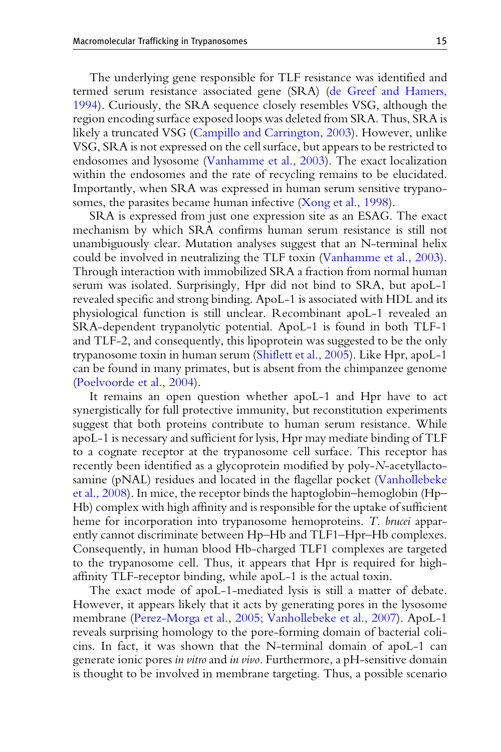The underlying gene responsible for TLF resistance was identified and termed serum resistance associated gene (SRA) (de Greef and Hamers, 1994). Curiously, the SRA sequence closely resembles VSG, although the region encoding surface exposed loops was deleted from SRA. Thus, SRA is likely a truncated VSG (Campillo and Carrington, 2003). However, unlike VSG, SRA is not expressed on the cell surface, but appears to be restricted to endosomes and lysosome (Vanhamme et al., 2003). The exact localization within the endosomes and the rate of recycling remains to be elucidated. Importantly, when SRA was expressed in human serum sensitive trypanosomes, the parasites became human infective (Xong et al., 1998).

SRA is expressed from just one expression site as an ESAG. The exact mechanism by which SRA confirms human serum resistance is still not unambiguously clear. Mutation analyses suggest that an N-terminal helix could be involved in neutralizing the TLF toxin (Vanhamme et al., 2003). Through interaction with immobilized SRA a fraction from normal human serum was isolated. Surprisingly, Hpr did not bind to SRA, but apoL-1 revealed specific and strong binding. ApoL-1 is associated with HDL and its physiological function is still unclear. Recombinant apoL-1 revealed an SRA-dependent trypanolytic potential. ApoL-1 is found in both TLF-1 and TLF-2, and consequently, this lipoprotein was suggested to be the only trypanosome toxin in human serum (Shiflett et al., 2005). Like Hpr, apoL-1 can be found in many primates, but is absent from the chimpanzee genome (Poelvoorde et al., 2004).

It remains an open question whether apoL-1 and Hpr have to act synergistically for full protective immunity, but reconstitution experiments suggest that both proteins contribute to human serum resistance. While apoL-1 is necessary and sufficient for lysis, Hpr may mediate binding of TLF to a cognate receptor at the trypanosome cell surface. This receptor has recently been identified as a glycoprotein modified by poly-*N*-acetyllactosamine (pNAL) residues and located in the flagellar pocket (Vanhollebeke et al., 2008). In mice, the receptor binds the haptoglobin–hemoglobin (Hp–Hb) complex with high affinity and is responsible for the uptake of sufficient heme for incorporation into trypanosome hemoproteins. *T. brucei* apparently cannot discriminate between Hp–Hb and TLF1–Hpr–Hb complexes. Consequently, in human blood Hb-charged TLF1 complexes are targeted to the trypanosome cell. Thus, it appears that Hpr is required for high-affinity TLF-receptor binding, while apoL-1 is the actual toxin.

The exact mode of apoL-1-mediated lysis is still a matter of debate. However, it appears likely that it acts by generating pores in the lysosome membrane (Perez-Morga et al., 2005; Vanhollebeke et al., 2007). ApoL-1 reveals surprising homology to the pore-forming domain of bacterial colicins. In fact, it was shown that the N-terminal domain of apoL-1 can generate ionic pores *in vitro* and *in vivo*. Furthermore, a pH-sensitive domain is thought to be involved in membrane targeting. Thus, a possible scenario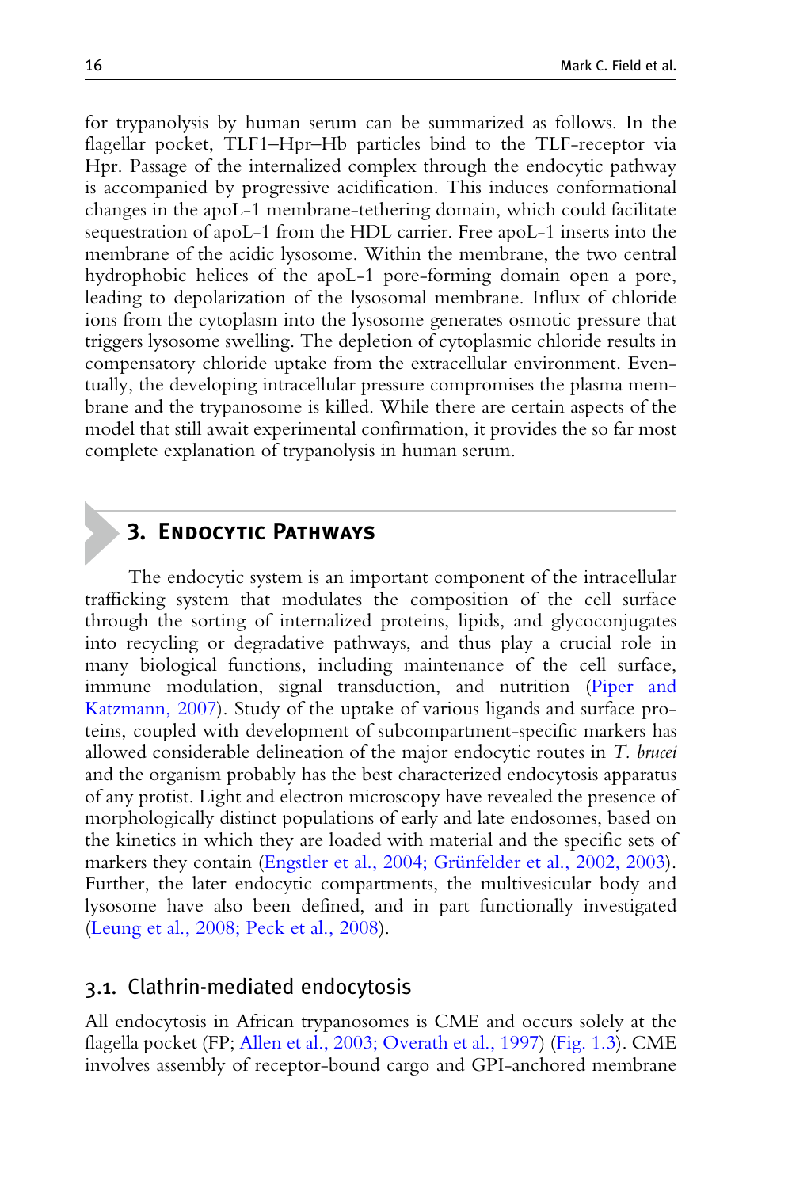for trypanolysis by human serum can be summarized as follows. In the flagellar pocket, TLF1–Hpr–Hb particles bind to the TLF-receptor via Hpr. Passage of the internalized complex through the endocytic pathway is accompanied by progressive acidification. This induces conformational changes in the apoL-1 membrane-tethering domain, which could facilitate sequestration of apoL-1 from the HDL carrier. Free apoL-1 inserts into the membrane of the acidic lysosome. Within the membrane, the two central hydrophobic helices of the apoL-1 pore-forming domain open a pore, leading to depolarization of the lysosomal membrane. Influx of chloride ions from the cytoplasm into the lysosome generates osmotic pressure that triggers lysosome swelling. The depletion of cytoplasmic chloride results in compensatory chloride uptake from the extracellular environment. Eventually, the developing intracellular pressure compromises the plasma membrane and the trypanosome is killed. While there are certain aspects of the model that still await experimental confirmation, it provides the so far most complete explanation of trypanolysis in human serum.

## 3. Endocytic Pathways

The endocytic system is an important component of the intracellular trafficking system that modulates the composition of the cell surface through the sorting of internalized proteins, lipids, and glycoconjugates into recycling or degradative pathways, and thus play a crucial role in many biological functions, including maintenance of the cell surface, immune modulation, signal transduction, and nutrition (Piper and Katzmann, 2007). Study of the uptake of various ligands and surface proteins, coupled with development of subcompartment-specific markers has allowed considerable delineation of the major endocytic routes in *T. brucei* and the organism probably has the best characterized endocytosis apparatus of any protist. Light and electron microscopy have revealed the presence of morphologically distinct populations of early and late endosomes, based on the kinetics in which they are loaded with material and the specific sets of markers they contain (Engstler et al., 2004; Grünfelder et al., 2002, 2003). Further, the later endocytic compartments, the multivesicular body and lysosome have also been defined, and in part functionally investigated (Leung et al., 2008; Peck et al., 2008).

### 3.1. Clathrin-mediated endocytosis

All endocytosis in African trypanosomes is CME and occurs solely at the flagella pocket (FP; Allen et al., 2003; Overath et al., 1997) (Fig. 1.3). CME involves assembly of receptor-bound cargo and GPI-anchored membrane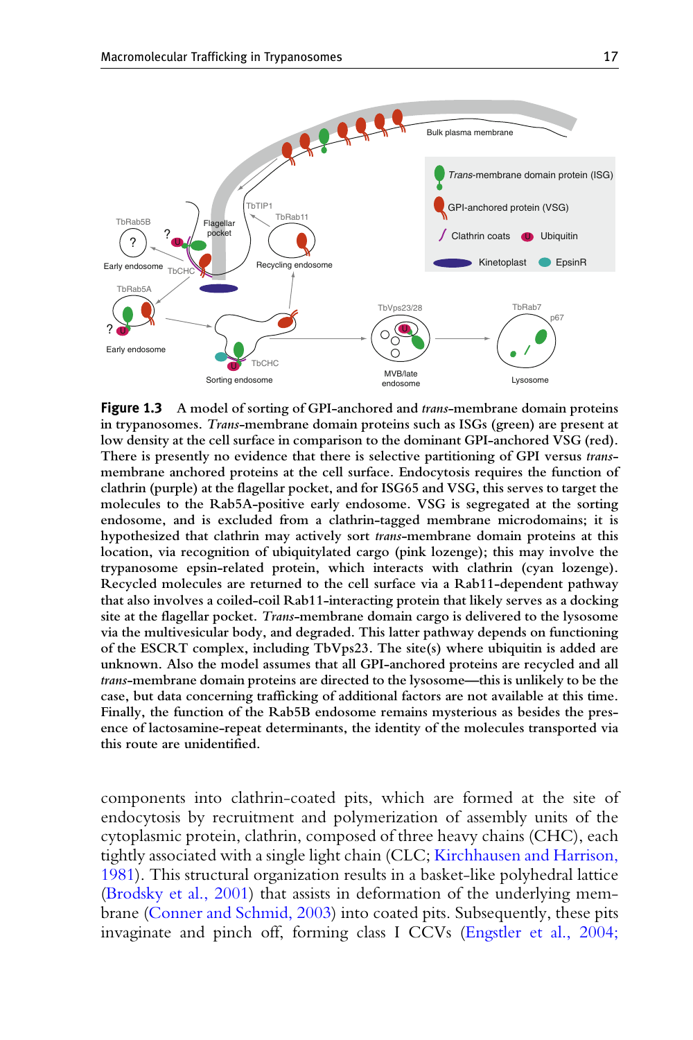**Figure 1.3** A model of sorting of GPI-anchored and *trans*-membrane domain proteins in trypanosomes. *Trans*-membrane domain proteins such as ISGs (green) are present at low density at the cell surface in comparison to the dominant GPI-anchored VSG (red). There is presently no evidence that there is selective partitioning of GPI versus *trans*-membrane anchored proteins at the cell surface. Endocytosis requires the function of clathrin (purple) at the flagellar pocket, and for ISG65 and VSG, this serves to target the molecules to the Rab5A-positive early endosome. VSG is segregated at the sorting endosome, and is excluded from a clathrin-tagged membrane microdomains; it is hypothesized that clathrin may actively sort *trans*-membrane domain proteins at this location, via recognition of ubiquitylated cargo (pink lozenge); this may involve the trypanosome epsin-related protein, which interacts with clathrin (cyan lozenge). Recycled molecules are returned to the cell surface via a Rab11-dependent pathway that also involves a coiled-coil Rab11-interacting protein that likely serves as a docking site at the flagellar pocket. *Trans*-membrane domain cargo is delivered to the lysosome via the multivesicular body, and degraded. This latter pathway depends on functioning of the ESCRT complex, including TbVps23. The site(s) where ubiquitin is added are unknown. Also the model assumes that all GPI-anchored proteins are recycled and all *trans*-membrane domain proteins are directed to the lysosome—this is unlikely to be the case, but data concerning trafficking of additional factors are not available at this time. Finally, the function of the Rab5B endosome remains mysterious as besides the presence of lactosamine-repeat determinants, the identity of the molecules transported via this route are unidentified.

components into clathrin-coated pits, which are formed at the site of endocytosis by recruitment and polymerization of assembly units of the cytoplasmic protein, clathrin, composed of three heavy chains (CHC), each tightly associated with a single light chain (CLC; Kirchhausen and Harrison, 1981). This structural organization results in a basket-like polyhedral lattice (Brodsky et al., 2001) that assists in deformation of the underlying membrane (Conner and Schmid, 2003) into coated pits. Subsequently, these pits invaginate and pinch off, forming class I CCVs (Engstler et al., 2004;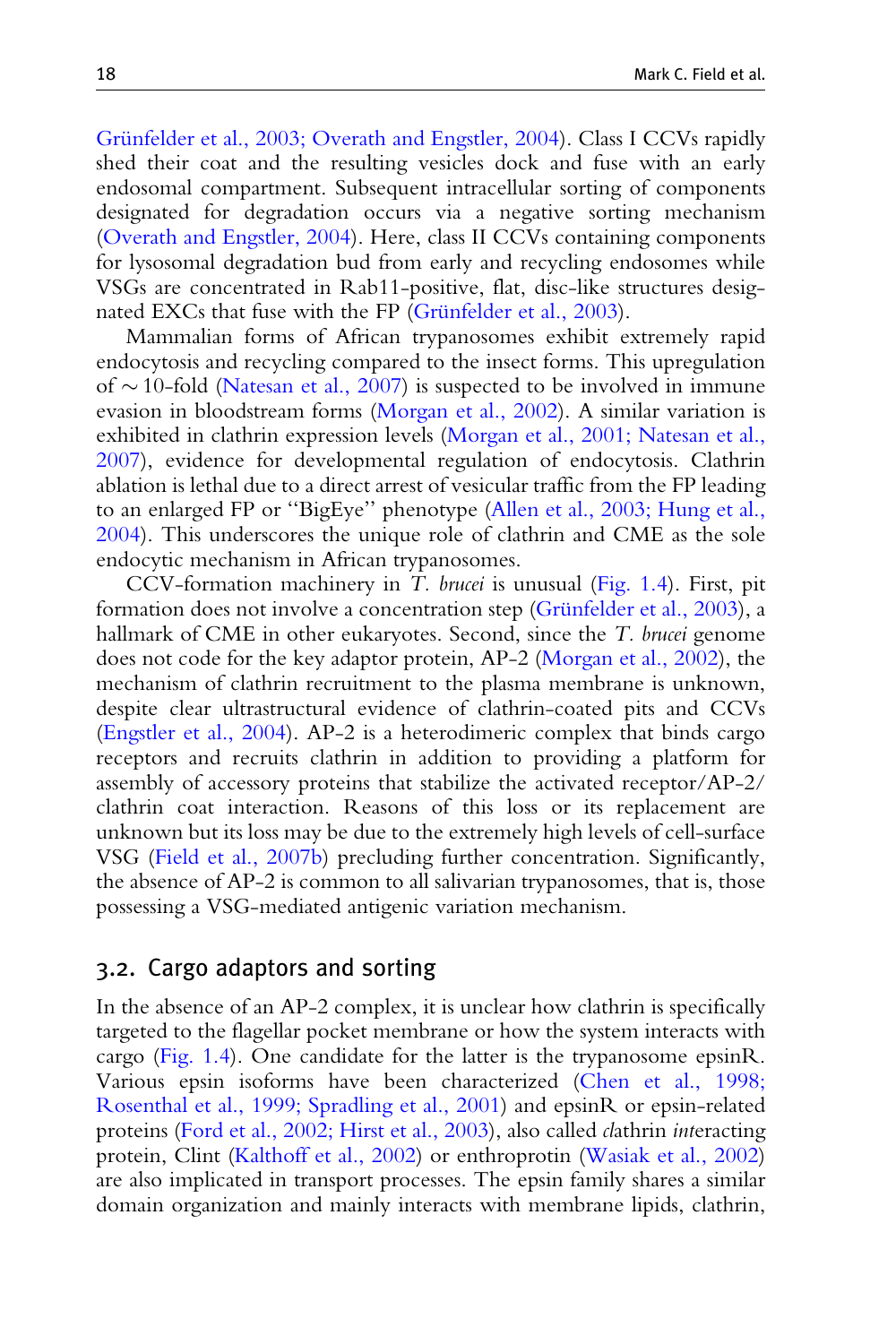Grünfelder et al., 2003; Overath and Engstler, 2004). Class I CCVs rapidly shed their coat and the resulting vesicles dock and fuse with an early endosomal compartment. Subsequent intracellular sorting of components designated for degradation occurs via a negative sorting mechanism (Overath and Engstler, 2004). Here, class II CCVs containing components for lysosomal degradation bud from early and recycling endosomes while VSGs are concentrated in Rab11-positive, flat, disc-like structures designated EXCs that fuse with the FP (Grünfelder et al., 2003).

Mammalian forms of African trypanosomes exhibit extremely rapid endocytosis and recycling compared to the insect forms. This upregulation of $\sim$10-fold (Natesan et al., 2007) is suspected to be involved in immune evasion in bloodstream forms (Morgan et al., 2002). A similar variation is exhibited in clathrin expression levels (Morgan et al., 2001; Natesan et al., 2007), evidence for developmental regulation of endocytosis. Clathrin ablation is lethal due to a direct arrest of vesicular traffic from the FP leading to an enlarged FP or "BigEye" phenotype (Allen et al., 2003; Hung et al., 2004). This underscores the unique role of clathrin and CME as the sole endocytic mechanism in African trypanosomes.

CCV-formation machinery in *T. brucei* is unusual (Fig. 1.4). First, pit formation does not involve a concentration step (Grünfelder et al., 2003), a hallmark of CME in other eukaryotes. Second, since the *T. brucei* genome does not code for the key adaptor protein, AP-2 (Morgan et al., 2002), the mechanism of clathrin recruitment to the plasma membrane is unknown, despite clear ultrastructural evidence of clathrin-coated pits and CCVs (Engstler et al., 2004). AP-2 is a heterodimeric complex that binds cargo receptors and recruits clathrin in addition to providing a platform for assembly of accessory proteins that stabilize the activated receptor/AP-2/clathrin coat interaction. Reasons of this loss or its replacement are unknown but its loss may be due to the extremely high levels of cell-surface VSG (Field et al., 2007b) precluding further concentration. Significantly, the absence of AP-2 is common to all salivarian trypanosomes, that is, those possessing a VSG-mediated antigenic variation mechanism.

## 3.2. Cargo adaptors and sorting

In the absence of an AP-2 complex, it is unclear how clathrin is specifically targeted to the flagellar pocket membrane or how the system interacts with cargo (Fig. 1.4). One candidate for the latter is the trypanosome epsinR. Various epsin isoforms have been characterized (Chen et al., 1998; Rosenthal et al., 1999; Spradling et al., 2001) and epsinR or epsin-related proteins (Ford et al., 2002; Hirst et al., 2003), also called *cl*athrin *int*eracting protein, Clint (Kalthoff et al., 2002) or enthroprotin (Wasiak et al., 2002) are also implicated in transport processes. The epsin family shares a similar domain organization and mainly interacts with membrane lipids, clathrin,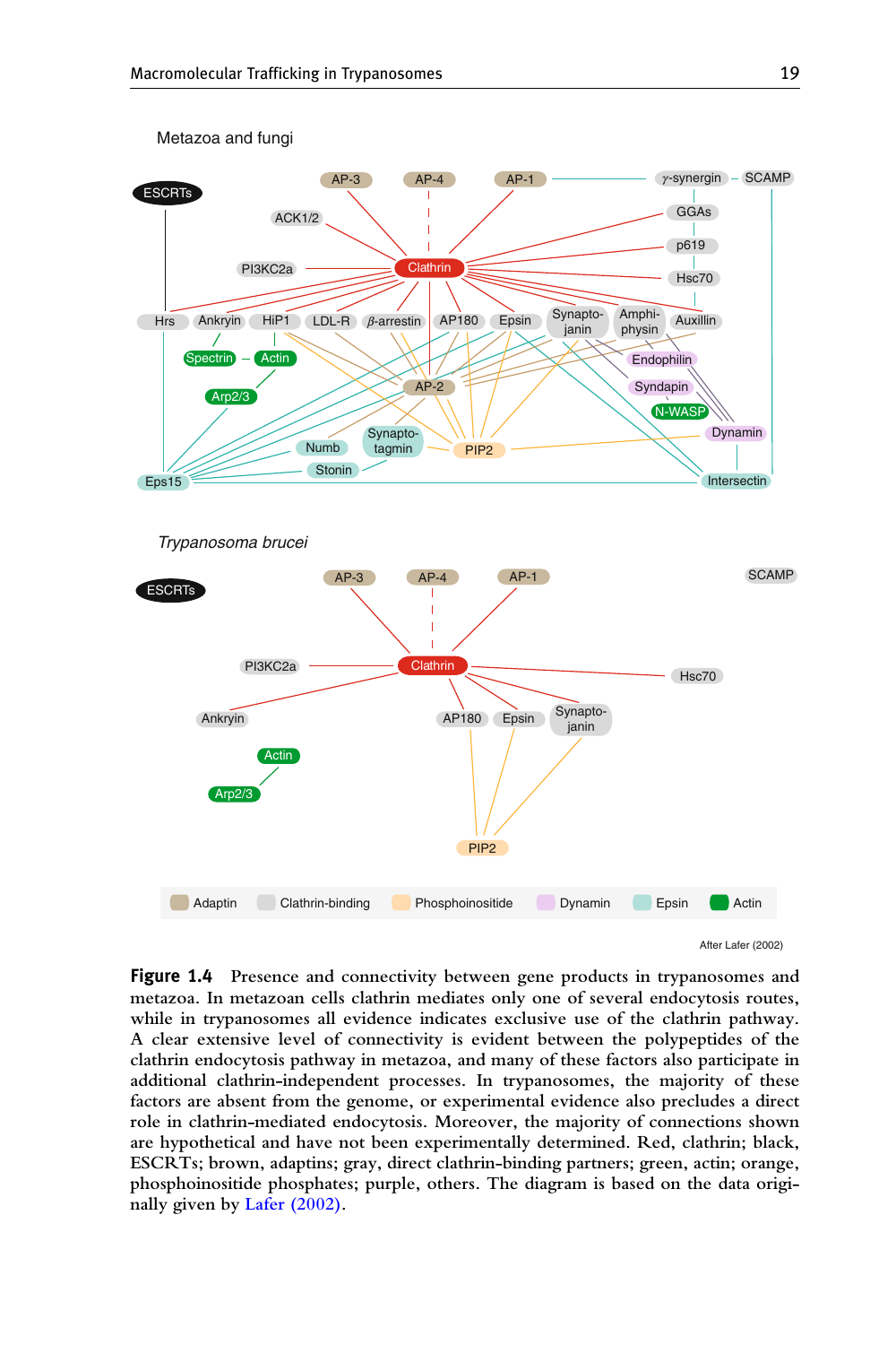**Figure 1.4** Presence and connectivity between gene products in trypanosomes and metazoa. In metazoan cells clathrin mediates only one of several endocytosis routes, while in trypanosomes all evidence indicates exclusive use of the clathrin pathway. A clear extensive level of connectivity is evident between the polypeptides of the clathrin endocytosis pathway in metazoa, and many of these factors also participate in additional clathrin-independent processes. In trypanosomes, the majority of these factors are absent from the genome, or experimental evidence also precludes a direct role in clathrin-mediated endocytosis. Moreover, the majority of connections shown are hypothetical and have not been experimentally determined. Red, clathrin; black, ESCRTs; brown, adaptins; gray, direct clathrin-binding partners; green, actin; orange, phosphoinositide phosphates; purple, others. The diagram is based on the data originally given by Lafer (2002).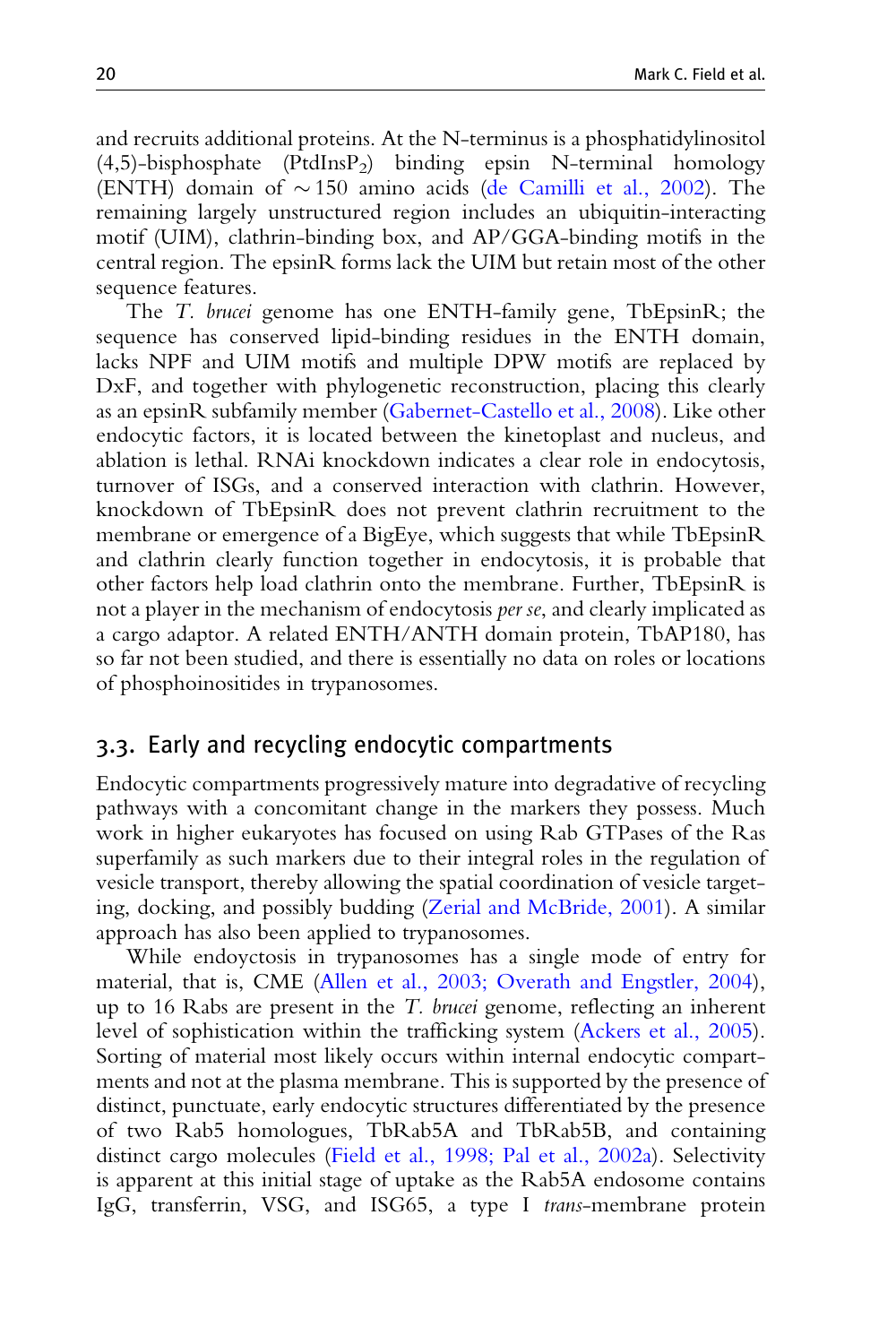and recruits additional proteins. At the N-terminus is a phosphatidylinositol (4,5)-bisphosphate ($PtdInsP_2$) binding epsin N-terminal homology (ENTH) domain of $\sim$150 amino acids (de Camilli et al., 2002). The remaining largely unstructured region includes an ubiquitin-interacting motif (UIM), clathrin-binding box, and AP/GGA-binding motifs in the central region. The epsinR forms lack the UIM but retain most of the other sequence features.

The *T. brucei* genome has one ENTH-family gene, TbEpsinR; the sequence has conserved lipid-binding residues in the ENTH domain, lacks NPF and UIM motifs and multiple DPW motifs are replaced by DxF, and together with phylogenetic reconstruction, placing this clearly as an epsinR subfamily member (Gabernet-Castello et al., 2008). Like other endocytic factors, it is located between the kinetoplast and nucleus, and ablation is lethal. RNAi knockdown indicates a clear role in endocytosis, turnover of ISGs, and a conserved interaction with clathrin. However, knockdown of TbEpsinR does not prevent clathrin recruitment to the membrane or emergence of a BigEye, which suggests that while TbEpsinR and clathrin clearly function together in endocytosis, it is probable that other factors help load clathrin onto the membrane. Further, TbEpsinR is not a player in the mechanism of endocytosis *per se*, and clearly implicated as a cargo adaptor. A related ENTH/ANTH domain protein, TbAP180, has so far not been studied, and there is essentially no data on roles or locations of phosphoinositides in trypanosomes.

## 3.3. Early and recycling endocytic compartments

Endocytic compartments progressively mature into degradative of recycling pathways with a concomitant change in the markers they possess. Much work in higher eukaryotes has focused on using Rab GTPases of the Ras superfamily as such markers due to their integral roles in the regulation of vesicle transport, thereby allowing the spatial coordination of vesicle targeting, docking, and possibly budding (Zerial and McBride, 2001). A similar approach has also been applied to trypanosomes.

While endoyctosis in trypanosomes has a single mode of entry for material, that is, CME (Allen et al., 2003; Overath and Engstler, 2004), up to 16 Rabs are present in the *T. brucei* genome, reflecting an inherent level of sophistication within the trafficking system (Ackers et al., 2005). Sorting of material most likely occurs within internal endocytic compartments and not at the plasma membrane. This is supported by the presence of distinct, punctuate, early endocytic structures differentiated by the presence of two Rab5 homologues, TbRab5A and TbRab5B, and containing distinct cargo molecules (Field et al., 1998; Pal et al., 2002a). Selectivity is apparent at this initial stage of uptake as the Rab5A endosome contains IgG, transferrin, VSG, and ISG65, a type I *trans*-membrane protein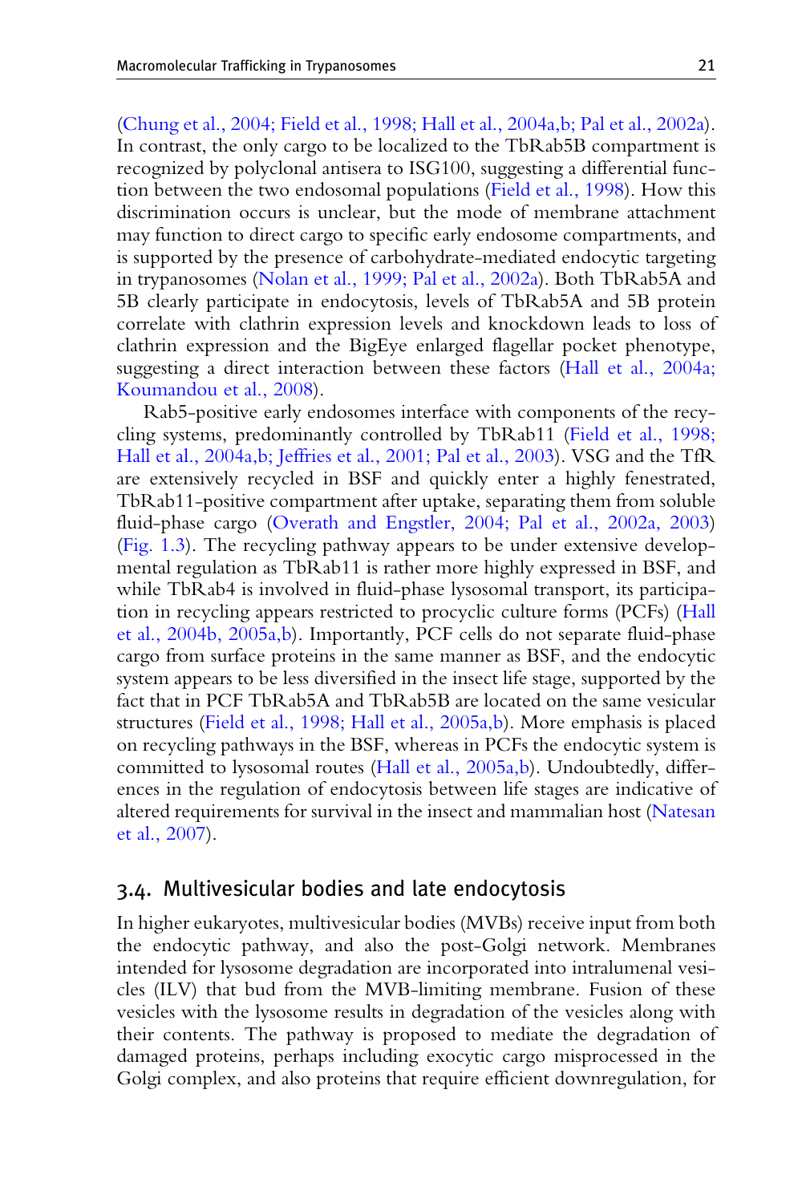(Chung et al., 2004; Field et al., 1998; Hall et al., 2004a,b; Pal et al., 2002a). In contrast, the only cargo to be localized to the TbRab5B compartment is recognized by polyclonal antisera to ISG100, suggesting a differential function between the two endosomal populations (Field et al., 1998). How this discrimination occurs is unclear, but the mode of membrane attachment may function to direct cargo to specific early endosome compartments, and is supported by the presence of carbohydrate-mediated endocytic targeting in trypanosomes (Nolan et al., 1999; Pal et al., 2002a). Both TbRab5A and 5B clearly participate in endocytosis, levels of TbRab5A and 5B protein correlate with clathrin expression levels and knockdown leads to loss of clathrin expression and the BigEye enlarged flagellar pocket phenotype, suggesting a direct interaction between these factors (Hall et al., 2004a; Koumandou et al., 2008).

Rab5-positive early endosomes interface with components of the recycling systems, predominantly controlled by TbRab11 (Field et al., 1998; Hall et al., 2004a,b; Jeffries et al., 2001; Pal et al., 2003). VSG and the TfR are extensively recycled in BSF and quickly enter a highly fenestrated, TbRab11-positive compartment after uptake, separating them from soluble fluid-phase cargo (Overath and Engstler, 2004; Pal et al., 2002a, 2003) (Fig. 1.3). The recycling pathway appears to be under extensive developmental regulation as TbRab11 is rather more highly expressed in BSF, and while TbRab4 is involved in fluid-phase lysosomal transport, its participation in recycling appears restricted to procyclic culture forms (PCFs) (Hall et al., 2004b, 2005a,b). Importantly, PCF cells do not separate fluid-phase cargo from surface proteins in the same manner as BSF, and the endocytic system appears to be less diversified in the insect life stage, supported by the fact that in PCF TbRab5A and TbRab5B are located on the same vesicular structures (Field et al., 1998; Hall et al., 2005a,b). More emphasis is placed on recycling pathways in the BSF, whereas in PCFs the endocytic system is committed to lysosomal routes (Hall et al., 2005a,b). Undoubtedly, differences in the regulation of endocytosis between life stages are indicative of altered requirements for survival in the insect and mammalian host (Natesan et al., 2007).

## 3.4. Multivesicular bodies and late endocytosis

In higher eukaryotes, multivesicular bodies (MVBs) receive input from both the endocytic pathway, and also the post-Golgi network. Membranes intended for lysosome degradation are incorporated into intralumenal vesicles (ILV) that bud from the MVB-limiting membrane. Fusion of these vesicles with the lysosome results in degradation of the vesicles along with their contents. The pathway is proposed to mediate the degradation of damaged proteins, perhaps including exocytic cargo misprocessed in the Golgi complex, and also proteins that require efficient downregulation, for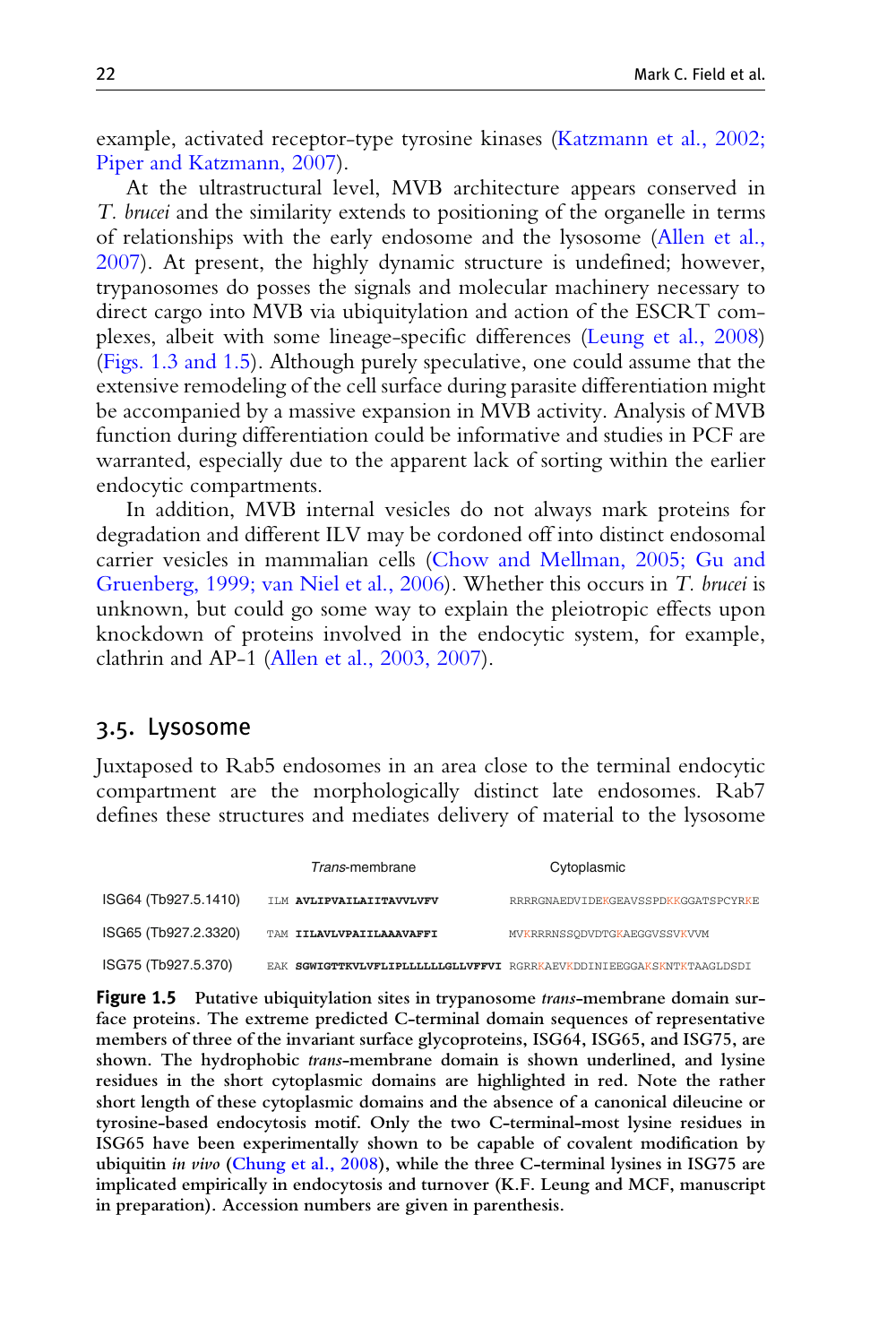example, activated receptor-type tyrosine kinases (Katzmann et al., 2002; Piper and Katzmann, 2007).

At the ultrastructural level, MVB architecture appears conserved in *T. brucei* and the similarity extends to positioning of the organelle in terms of relationships with the early endosome and the lysosome (Allen et al., 2007). At present, the highly dynamic structure is undefined; however, trypanosomes do posses the signals and molecular machinery necessary to direct cargo into MVB via ubiquitylation and action of the ESCRT complexes, albeit with some lineage-specific differences (Leung et al., 2008) (Figs. 1.3 and 1.5). Although purely speculative, one could assume that the extensive remodeling of the cell surface during parasite differentiation might be accompanied by a massive expansion in MVB activity. Analysis of MVB function during differentiation could be informative and studies in PCF are warranted, especially due to the apparent lack of sorting within the earlier endocytic compartments.

In addition, MVB internal vesicles do not always mark proteins for degradation and different ILV may be cordoned off into distinct endosomal carrier vesicles in mammalian cells (Chow and Mellman, 2005; Gu and Gruenberg, 1999; van Niel et al., 2006). Whether this occurs in *T. brucei* is unknown, but could go some way to explain the pleiotropic effects upon knockdown of proteins involved in the endocytic system, for example, clathrin and AP-1 (Allen et al., 2003, 2007).

## 3.5. Lysosome

Juxtaposed to Rab5 endosomes in an area close to the terminal endocytic compartment are the morphologically distinct late endosomes. Rab7 defines these structures and mediates delivery of material to the lysosome

| | *Trans*-membrane | Cytoplasmic |
|---|---|---|
| ISG64 (Tb927.5.1410) | ILM **AVLIPVAILAIITAVVLVFV** | RRRRGNAEDVIDEKGEAVSSPDKKGGATSPCYRKE |
| ISG65 (Tb927.2.3320) | TAM **IILAVLVPAIILAAAVAFFI** | MVKRRRNSSQDVDTGKAEGGVSSVKVVM |
| ISG75 (Tb927.5.370) | EAK **SGWIGTTKVLVFLIPLLLLLLGLLVFFVI** | RGRRKAEVKDDINIEEGGAKSKNTKTAAGLDSDI |

**Figure 1.5** Putative ubiquitylation sites in trypanosome *trans*-membrane domain surface proteins. The extreme predicted C-terminal domain sequences of representative members of three of the invariant surface glycoproteins, ISG64, ISG65, and ISG75, are shown. The hydrophobic *trans*-membrane domain is shown underlined, and lysine residues in the short cytoplasmic domains are highlighted in red. Note the rather short length of these cytoplasmic domains and the absence of a canonical dileucine or tyrosine-based endocytosis motif. Only the two C-terminal-most lysine residues in ISG65 have been experimentally shown to be capable of covalent modification by ubiquitin *in vivo* (Chung et al., 2008), while the three C-terminal lysines in ISG75 are implicated empirically in endocytosis and turnover (K.F. Leung and MCF, manuscript in preparation). Accession numbers are given in parenthesis.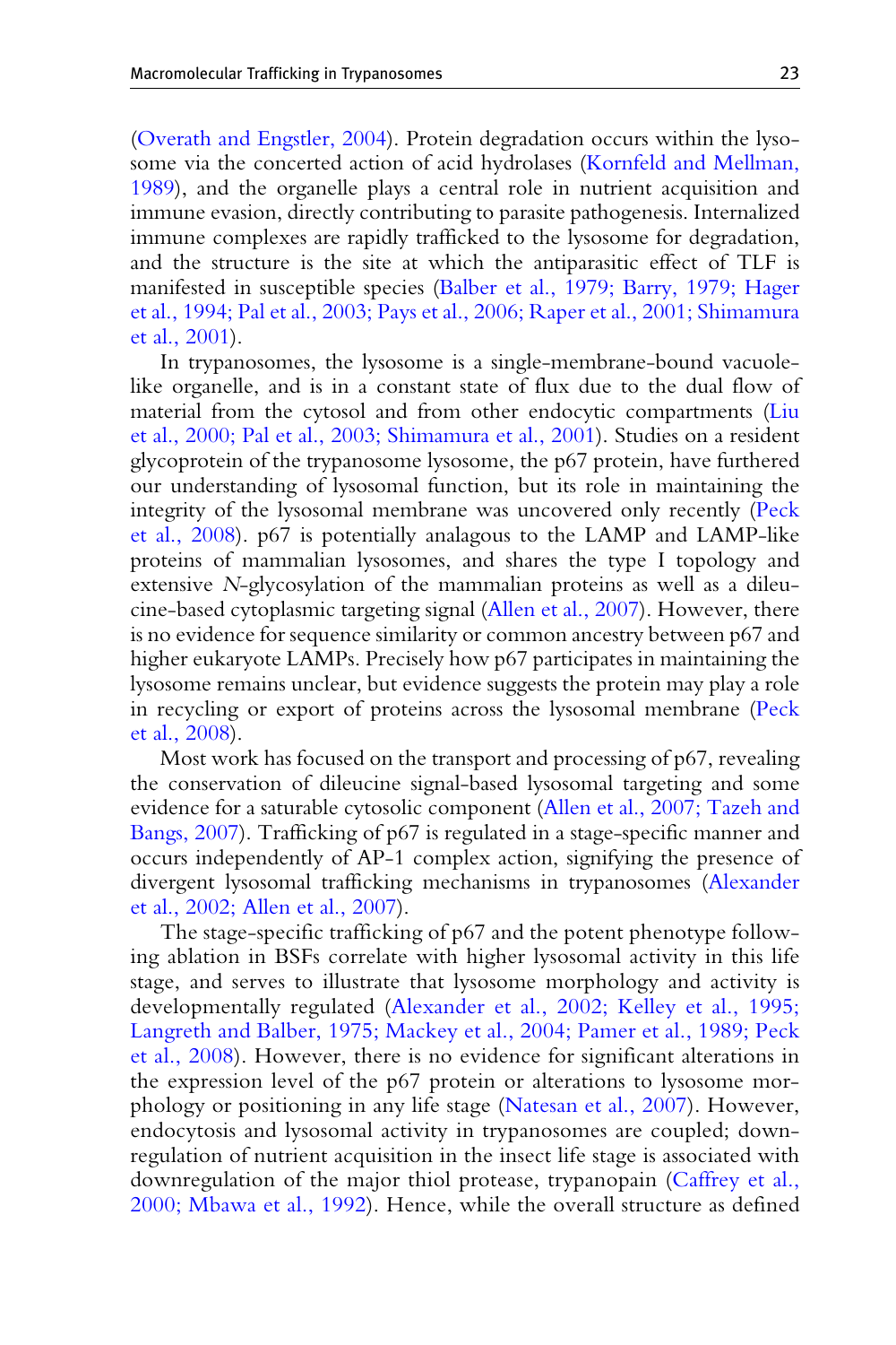(Overath and Engstler, 2004). Protein degradation occurs within the lysosome via the concerted action of acid hydrolases (Kornfeld and Mellman, 1989), and the organelle plays a central role in nutrient acquisition and immune evasion, directly contributing to parasite pathogenesis. Internalized immune complexes are rapidly trafficked to the lysosome for degradation, and the structure is the site at which the antiparasitic effect of TLF is manifested in susceptible species (Balber et al., 1979; Barry, 1979; Hager et al., 1994; Pal et al., 2003; Pays et al., 2006; Raper et al., 2001; Shimamura et al., 2001).

In trypanosomes, the lysosome is a single-membrane-bound vacuole-like organelle, and is in a constant state of flux due to the dual flow of material from the cytosol and from other endocytic compartments (Liu et al., 2000; Pal et al., 2003; Shimamura et al., 2001). Studies on a resident glycoprotein of the trypanosome lysosome, the p67 protein, have furthered our understanding of lysosomal function, but its role in maintaining the integrity of the lysosomal membrane was uncovered only recently (Peck et al., 2008). p67 is potentially analagous to the LAMP and LAMP-like proteins of mammalian lysosomes, and shares the type I topology and extensive *N*-glycosylation of the mammalian proteins as well as a dileucine-based cytoplasmic targeting signal (Allen et al., 2007). However, there is no evidence for sequence similarity or common ancestry between p67 and higher eukaryote LAMPs. Precisely how p67 participates in maintaining the lysosome remains unclear, but evidence suggests the protein may play a role in recycling or export of proteins across the lysosomal membrane (Peck et al., 2008).

Most work has focused on the transport and processing of p67, revealing the conservation of dileucine signal-based lysosomal targeting and some evidence for a saturable cytosolic component (Allen et al., 2007; Tazeh and Bangs, 2007). Trafficking of p67 is regulated in a stage-specific manner and occurs independently of AP-1 complex action, signifying the presence of divergent lysosomal trafficking mechanisms in trypanosomes (Alexander et al., 2002; Allen et al., 2007).

The stage-specific trafficking of p67 and the potent phenotype following ablation in BSFs correlate with higher lysosomal activity in this life stage, and serves to illustrate that lysosome morphology and activity is developmentally regulated (Alexander et al., 2002; Kelley et al., 1995; Langreth and Balber, 1975; Mackey et al., 2004; Pamer et al., 1989; Peck et al., 2008). However, there is no evidence for significant alterations in the expression level of the p67 protein or alterations to lysosome morphology or positioning in any life stage (Natesan et al., 2007). However, endocytosis and lysosomal activity in trypanosomes are coupled; downregulation of nutrient acquisition in the insect life stage is associated with downregulation of the major thiol protease, trypanopain (Caffrey et al., 2000; Mbawa et al., 1992). Hence, while the overall structure as defined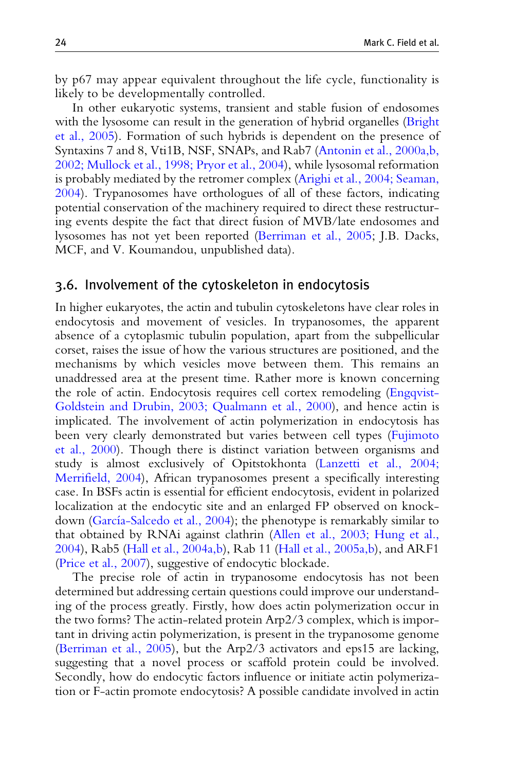by p67 may appear equivalent throughout the life cycle, functionality is likely to be developmentally controlled.

In other eukaryotic systems, transient and stable fusion of endosomes with the lysosome can result in the generation of hybrid organelles (Bright et al., 2005). Formation of such hybrids is dependent on the presence of Syntaxins 7 and 8, Vti1B, NSF, SNAPs, and Rab7 (Antonin et al., 2000a,b, 2002; Mullock et al., 1998; Pryor et al., 2004), while lysosomal reformation is probably mediated by the retromer complex (Arighi et al., 2004; Seaman, 2004). Trypanosomes have orthologues of all of these factors, indicating potential conservation of the machinery required to direct these restructuring events despite the fact that direct fusion of MVB/late endosomes and lysosomes has not yet been reported (Berriman et al., 2005; J.B. Dacks, MCF, and V. Koumandou, unpublished data).

## 3.6. Involvement of the cytoskeleton in endocytosis

In higher eukaryotes, the actin and tubulin cytoskeletons have clear roles in endocytosis and movement of vesicles. In trypanosomes, the apparent absence of a cytoplasmic tubulin population, apart from the subpellicular corset, raises the issue of how the various structures are positioned, and the mechanisms by which vesicles move between them. This remains an unaddressed area at the present time. Rather more is known concerning the role of actin. Endocytosis requires cell cortex remodeling (Engqvist-Goldstein and Drubin, 2003; Qualmann et al., 2000), and hence actin is implicated. The involvement of actin polymerization in endocytosis has been very clearly demonstrated but varies between cell types (Fujimoto et al., 2000). Though there is distinct variation between organisms and study is almost exclusively of Opitstokhonta (Lanzetti et al., 2004; Merrifield, 2004), African trypanosomes present a specifically interesting case. In BSFs actin is essential for efficient endocytosis, evident in polarized localization at the endocytic site and an enlarged FP observed on knockdown (García-Salcedo et al., 2004); the phenotype is remarkably similar to that obtained by RNAi against clathrin (Allen et al., 2003; Hung et al., 2004), Rab5 (Hall et al., 2004a,b), Rab 11 (Hall et al., 2005a,b), and ARF1 (Price et al., 2007), suggestive of endocytic blockade.

The precise role of actin in trypanosome endocytosis has not been determined but addressing certain questions could improve our understanding of the process greatly. Firstly, how does actin polymerization occur in the two forms? The actin-related protein Arp2/3 complex, which is important in driving actin polymerization, is present in the trypanosome genome (Berriman et al., 2005), but the Arp2/3 activators and eps15 are lacking, suggesting that a novel process or scaffold protein could be involved. Secondly, how do endocytic factors influence or initiate actin polymerization or F-actin promote endocytosis? A possible candidate involved in actin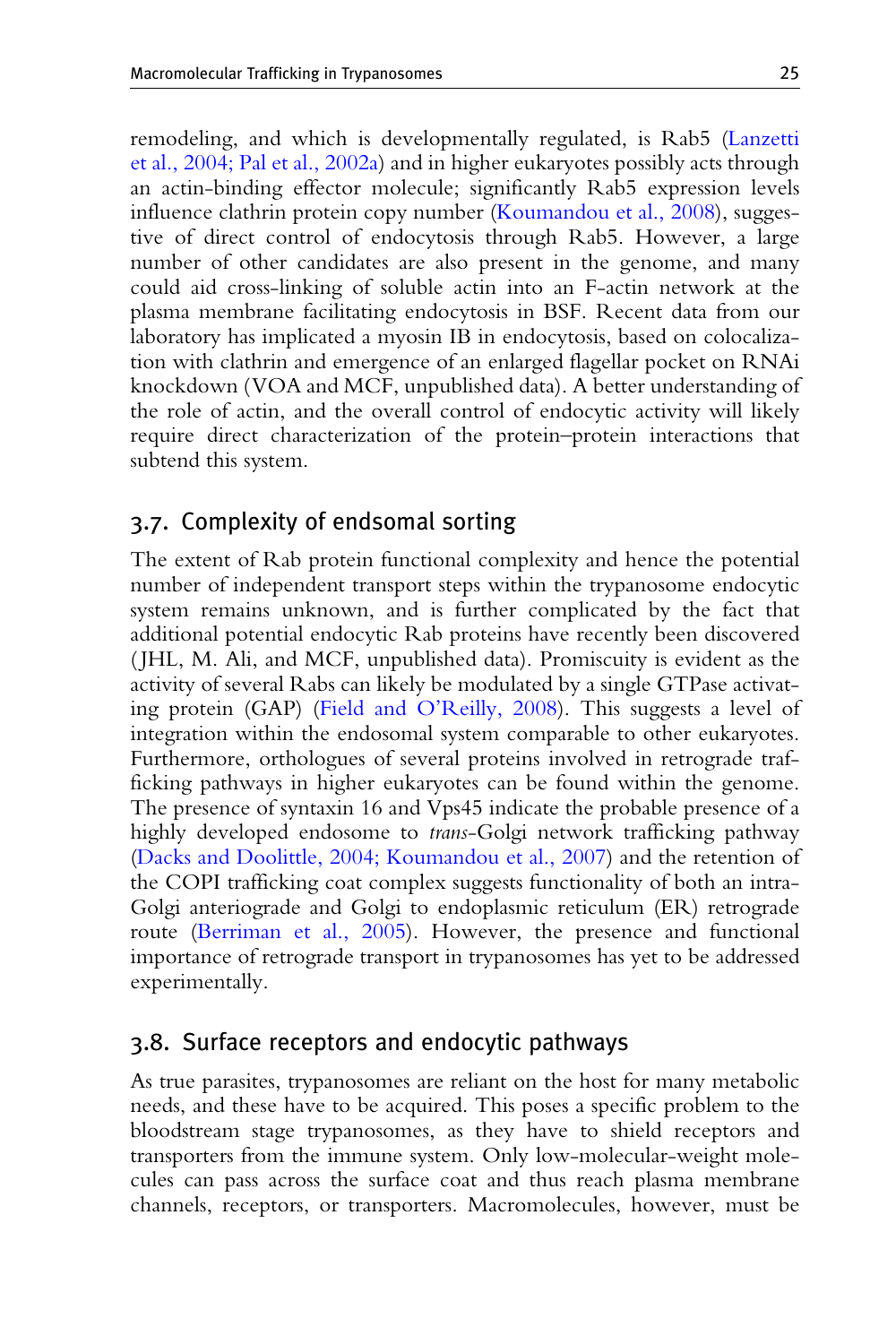remodeling, and which is developmentally regulated, is Rab5 (Lanzetti et al., 2004; Pal et al., 2002a) and in higher eukaryotes possibly acts through an actin-binding effector molecule; significantly Rab5 expression levels influence clathrin protein copy number (Koumandou et al., 2008), suggestive of direct control of endocytosis through Rab5. However, a large number of other candidates are also present in the genome, and many could aid cross-linking of soluble actin into an F-actin network at the plasma membrane facilitating endocytosis in BSF. Recent data from our laboratory has implicated a myosin IB in endocytosis, based on colocalization with clathrin and emergence of an enlarged flagellar pocket on RNAi knockdown (VOA and MCF, unpublished data). A better understanding of the role of actin, and the overall control of endocytic activity will likely require direct characterization of the protein–protein interactions that subtend this system.

## 3.7. Complexity of endsomal sorting

The extent of Rab protein functional complexity and hence the potential number of independent transport steps within the trypanosome endocytic system remains unknown, and is further complicated by the fact that additional potential endocytic Rab proteins have recently been discovered (JHL, M. Ali, and MCF, unpublished data). Promiscuity is evident as the activity of several Rabs can likely be modulated by a single GTPase activating protein (GAP) (Field and O'Reilly, 2008). This suggests a level of integration within the endosomal system comparable to other eukaryotes. Furthermore, orthologues of several proteins involved in retrograde trafficking pathways in higher eukaryotes can be found within the genome. The presence of syntaxin 16 and Vps45 indicate the probable presence of a highly developed endosome to *trans*-Golgi network trafficking pathway (Dacks and Doolittle, 2004; Koumandou et al., 2007) and the retention of the COPI trafficking coat complex suggests functionality of both an intra-Golgi anteriograde and Golgi to endoplasmic reticulum (ER) retrograde route (Berriman et al., 2005). However, the presence and functional importance of retrograde transport in trypanosomes has yet to be addressed experimentally.

## 3.8. Surface receptors and endocytic pathways

As true parasites, trypanosomes are reliant on the host for many metabolic needs, and these have to be acquired. This poses a specific problem to the bloodstream stage trypanosomes, as they have to shield receptors and transporters from the immune system. Only low-molecular-weight molecules can pass across the surface coat and thus reach plasma membrane channels, receptors, or transporters. Macromolecules, however, must be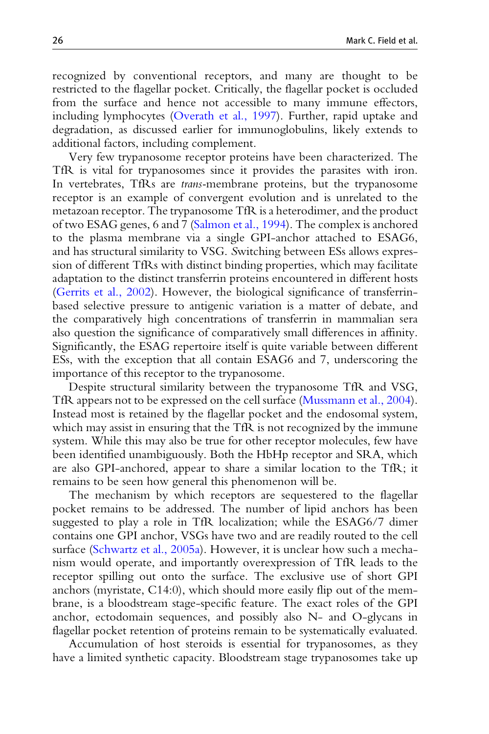recognized by conventional receptors, and many are thought to be restricted to the flagellar pocket. Critically, the flagellar pocket is occluded from the surface and hence not accessible to many immune effectors, including lymphocytes (Overath et al., 1997). Further, rapid uptake and degradation, as discussed earlier for immunoglobulins, likely extends to additional factors, including complement.

Very few trypanosome receptor proteins have been characterized. The TfR is vital for trypanosomes since it provides the parasites with iron. In vertebrates, TfRs are *trans*-membrane proteins, but the trypanosome receptor is an example of convergent evolution and is unrelated to the metazoan receptor. The trypanosome TfR is a heterodimer, and the product of two ESAG genes, 6 and 7 (Salmon et al., 1994). The complex is anchored to the plasma membrane via a single GPI-anchor attached to ESAG6, and has structural similarity to VSG. *S*witching between ESs allows expression of different TfRs with distinct binding properties, which may facilitate adaptation to the distinct transferrin proteins encountered in different hosts (Gerrits et al., 2002). However, the biological significance of transferrin-based selective pressure to antigenic variation is a matter of debate, and the comparatively high concentrations of transferrin in mammalian sera also question the significance of comparatively small differences in affinity. Significantly, the ESAG repertoire itself is quite variable between different ESs, with the exception that all contain ESAG6 and 7, underscoring the importance of this receptor to the trypanosome.

Despite structural similarity between the trypanosome TfR and VSG, TfR appears not to be expressed on the cell surface (Mussmann et al., 2004). Instead most is retained by the flagellar pocket and the endosomal system, which may assist in ensuring that the TfR is not recognized by the immune system. While this may also be true for other receptor molecules, few have been identified unambiguously. Both the HbHp receptor and SRA, which are also GPI-anchored, appear to share a similar location to the TfR; it remains to be seen how general this phenomenon will be.

The mechanism by which receptors are sequestered to the flagellar pocket remains to be addressed. The number of lipid anchors has been suggested to play a role in TfR localization; while the ESAG6/7 dimer contains one GPI anchor, VSGs have two and are readily routed to the cell surface (Schwartz et al., 2005a). However, it is unclear how such a mechanism would operate, and importantly overexpression of TfR leads to the receptor spilling out onto the surface. The exclusive use of short GPI anchors (myristate, C14:0), which should more easily flip out of the membrane, is a bloodstream stage-specific feature. The exact roles of the GPI anchor, ectodomain sequences, and possibly also N- and O-glycans in flagellar pocket retention of proteins remain to be systematically evaluated.

Accumulation of host steroids is essential for trypanosomes, as they have a limited synthetic capacity. Bloodstream stage trypanosomes take up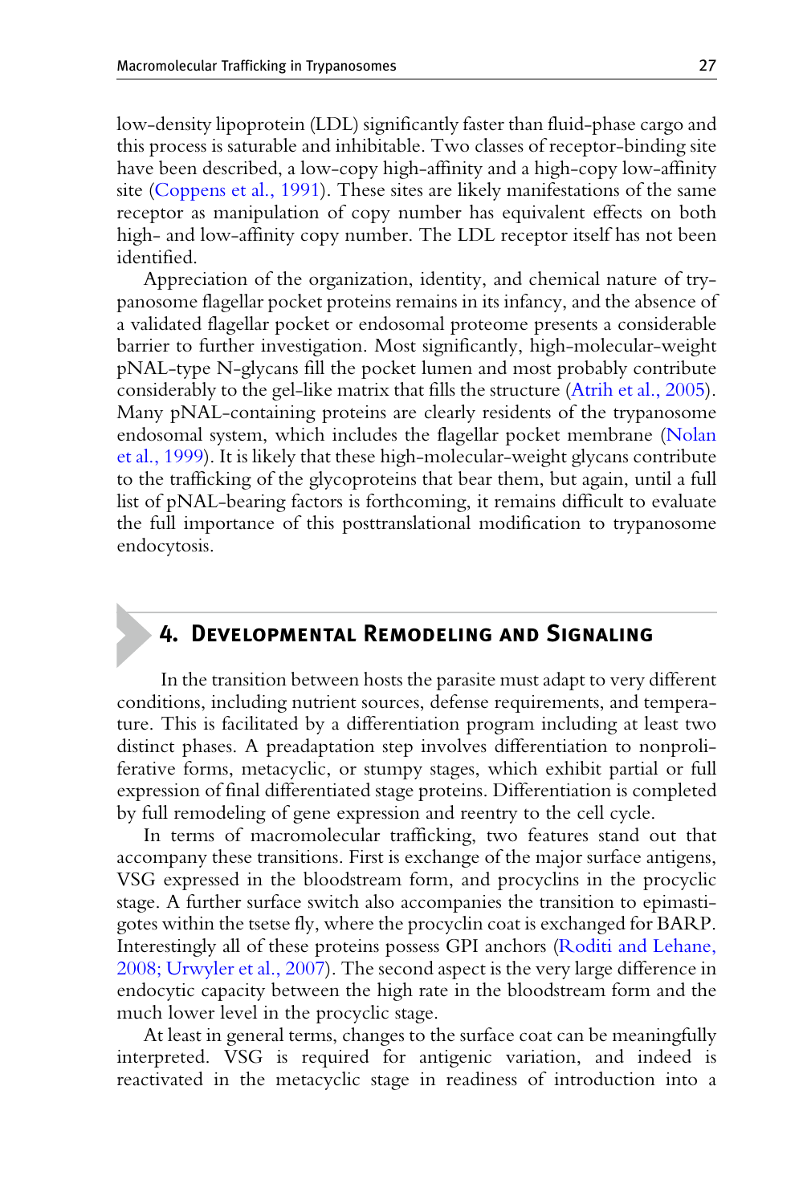low-density lipoprotein (LDL) significantly faster than fluid-phase cargo and this process is saturable and inhibitable. Two classes of receptor-binding site have been described, a low-copy high-affinity and a high-copy low-affinity site (Coppens et al., 1991). These sites are likely manifestations of the same receptor as manipulation of copy number has equivalent effects on both high- and low-affinity copy number. The LDL receptor itself has not been identified.

Appreciation of the organization, identity, and chemical nature of trypanosome flagellar pocket proteins remains in its infancy, and the absence of a validated flagellar pocket or endosomal proteome presents a considerable barrier to further investigation. Most significantly, high-molecular-weight pNAL-type N-glycans fill the pocket lumen and most probably contribute considerably to the gel-like matrix that fills the structure (Atrih et al., 2005). Many pNAL-containing proteins are clearly residents of the trypanosome endosomal system, which includes the flagellar pocket membrane (Nolan et al., 1999). It is likely that these high-molecular-weight glycans contribute to the trafficking of the glycoproteins that bear them, but again, until a full list of pNAL-bearing factors is forthcoming, it remains difficult to evaluate the full importance of this posttranslational modification to trypanosome endocytosis.

## 4. Developmental Remodeling and Signaling

In the transition between hosts the parasite must adapt to very different conditions, including nutrient sources, defense requirements, and temperature. This is facilitated by a differentiation program including at least two distinct phases. A preadaptation step involves differentiation to nonproliferative forms, metacyclic, or stumpy stages, which exhibit partial or full expression of final differentiated stage proteins. Differentiation is completed by full remodeling of gene expression and reentry to the cell cycle.

In terms of macromolecular trafficking, two features stand out that accompany these transitions. First is exchange of the major surface antigens, VSG expressed in the bloodstream form, and procyclins in the procyclic stage. A further surface switch also accompanies the transition to epimastigotes within the tsetse fly, where the procyclin coat is exchanged for BARP. Interestingly all of these proteins possess GPI anchors (Roditi and Lehane, 2008; Urwyler et al., 2007). The second aspect is the very large difference in endocytic capacity between the high rate in the bloodstream form and the much lower level in the procyclic stage.

At least in general terms, changes to the surface coat can be meaningfully interpreted. VSG is required for antigenic variation, and indeed is reactivated in the metacyclic stage in readiness of introduction into a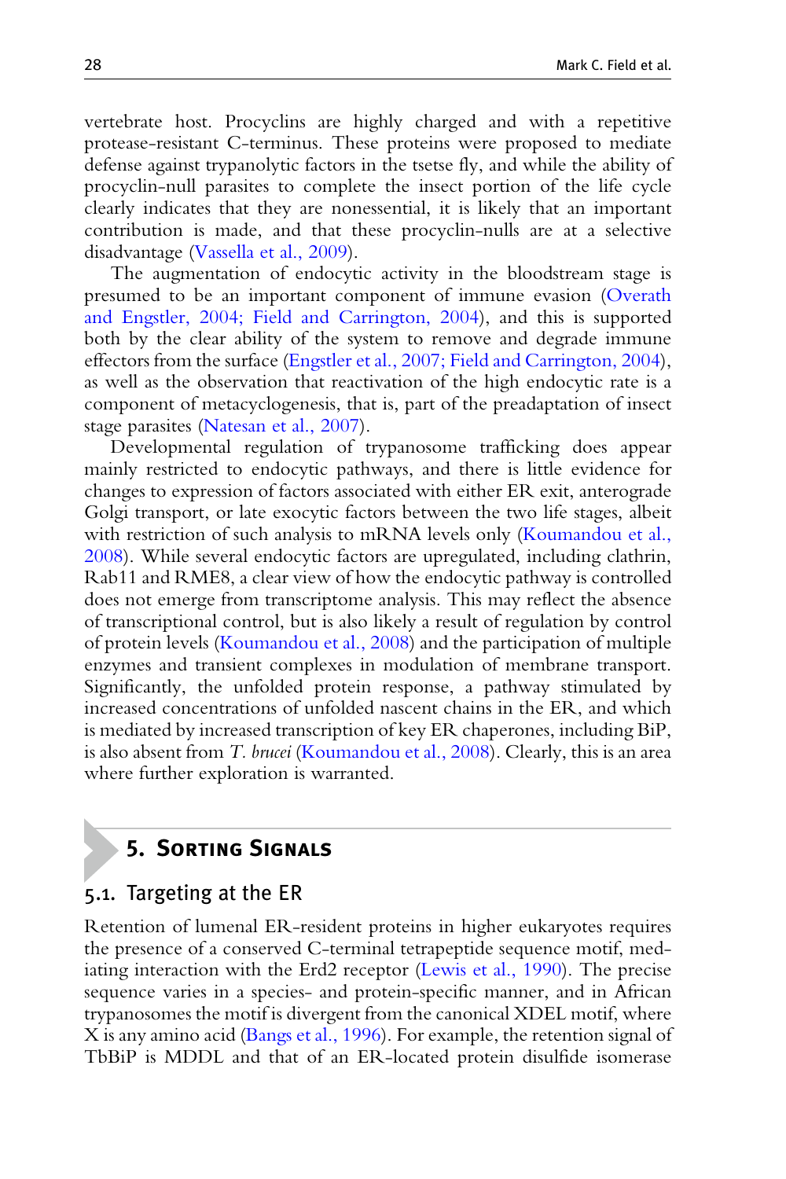vertebrate host. Procyclins are highly charged and with a repetitive protease-resistant C-terminus. These proteins were proposed to mediate defense against trypanolytic factors in the tsetse fly, and while the ability of procyclin-null parasites to complete the insect portion of the life cycle clearly indicates that they are nonessential, it is likely that an important contribution is made, and that these procyclin-nulls are at a selective disadvantage (Vassella et al., 2009).

The augmentation of endocytic activity in the bloodstream stage is presumed to be an important component of immune evasion (Overath and Engstler, 2004; Field and Carrington, 2004), and this is supported both by the clear ability of the system to remove and degrade immune effectors from the surface (Engstler et al., 2007; Field and Carrington, 2004), as well as the observation that reactivation of the high endocytic rate is a component of metacyclogenesis, that is, part of the preadaptation of insect stage parasites (Natesan et al., 2007).

Developmental regulation of trypanosome trafficking does appear mainly restricted to endocytic pathways, and there is little evidence for changes to expression of factors associated with either ER exit, anterograde Golgi transport, or late exocytic factors between the two life stages, albeit with restriction of such analysis to mRNA levels only (Koumandou et al., 2008). While several endocytic factors are upregulated, including clathrin, Rab11 and RME8, a clear view of how the endocytic pathway is controlled does not emerge from transcriptome analysis. This may reflect the absence of transcriptional control, but is also likely a result of regulation by control of protein levels (Koumandou et al., 2008) and the participation of multiple enzymes and transient complexes in modulation of membrane transport. Significantly, the unfolded protein response, a pathway stimulated by increased concentrations of unfolded nascent chains in the ER, and which is mediated by increased transcription of key ER chaperones, including BiP, is also absent from *T. brucei* (Koumandou et al., 2008). Clearly, this is an area where further exploration is warranted.

# 5. Sorting Signals

## 5.1. Targeting at the ER

Retention of lumenal ER-resident proteins in higher eukaryotes requires the presence of a conserved C-terminal tetrapeptide sequence motif, mediating interaction with the Erd2 receptor (Lewis et al., 1990). The precise sequence varies in a species- and protein-specific manner, and in African trypanosomes the motif is divergent from the canonical XDEL motif, where X is any amino acid (Bangs et al., 1996). For example, the retention signal of TbBiP is MDDL and that of an ER-located protein disulfide isomerase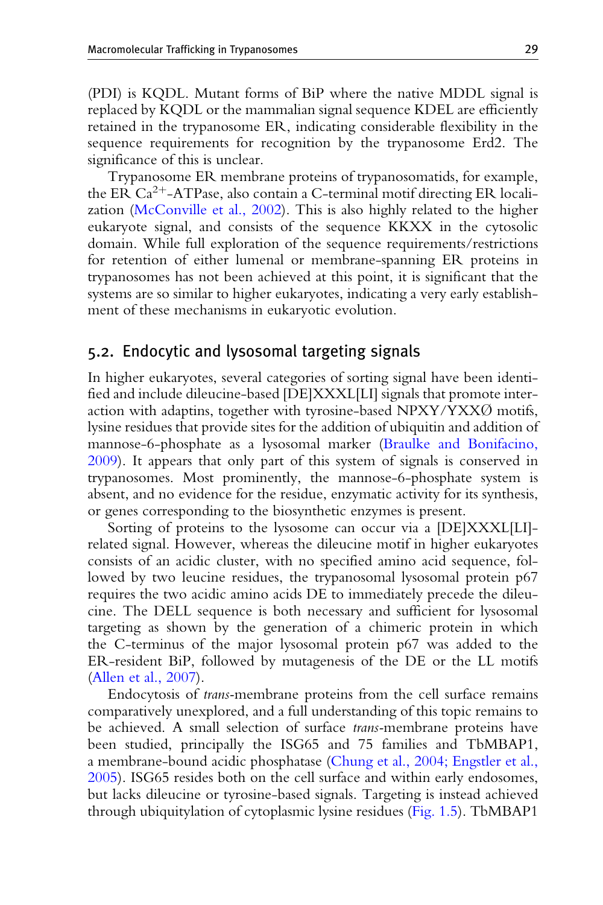(PDI) is KQDL. Mutant forms of BiP where the native MDDL signal is replaced by KQDL or the mammalian signal sequence KDEL are efficiently retained in the trypanosome ER, indicating considerable flexibility in the sequence requirements for recognition by the trypanosome Erd2. The significance of this is unclear.

Trypanosome ER membrane proteins of trypanosomatids, for example, the ER $Ca^{2+}$-ATPase, also contain a C-terminal motif directing ER localization (McConville et al., 2002). This is also highly related to the higher eukaryote signal, and consists of the sequence KKXX in the cytosolic domain. While full exploration of the sequence requirements/restrictions for retention of either lumenal or membrane-spanning ER proteins in trypanosomes has not been achieved at this point, it is significant that the systems are so similar to higher eukaryotes, indicating a very early establishment of these mechanisms in eukaryotic evolution.

## 5.2. Endocytic and lysosomal targeting signals

In higher eukaryotes, several categories of sorting signal have been identified and include dileucine-based [DE]XXXL[LI] signals that promote interaction with adaptins, together with tyrosine-based NPXY/YXXØ motifs, lysine residues that provide sites for the addition of ubiquitin and addition of mannose-6-phosphate as a lysosomal marker (Braulke and Bonifacino, 2009). It appears that only part of this system of signals is conserved in trypanosomes. Most prominently, the mannose-6-phosphate system is absent, and no evidence for the residue, enzymatic activity for its synthesis, or genes corresponding to the biosynthetic enzymes is present.

Sorting of proteins to the lysosome can occur via a [DE]XXXL[LI]-related signal. However, whereas the dileucine motif in higher eukaryotes consists of an acidic cluster, with no specified amino acid sequence, followed by two leucine residues, the trypanosomal lysosomal protein p67 requires the two acidic amino acids DE to immediately precede the dileucine. The DELL sequence is both necessary and sufficient for lysosomal targeting as shown by the generation of a chimeric protein in which the C-terminus of the major lysosomal protein p67 was added to the ER-resident BiP, followed by mutagenesis of the DE or the LL motifs (Allen et al., 2007).

Endocytosis of *trans*-membrane proteins from the cell surface remains comparatively unexplored, and a full understanding of this topic remains to be achieved. A small selection of surface *trans*-membrane proteins have been studied, principally the ISG65 and 75 families and TbMBAP1, a membrane-bound acidic phosphatase (Chung et al., 2004; Engstler et al., 2005). ISG65 resides both on the cell surface and within early endosomes, but lacks dileucine or tyrosine-based signals. Targeting is instead achieved through ubiquitylation of cytoplasmic lysine residues (Fig. 1.5). TbMBAP1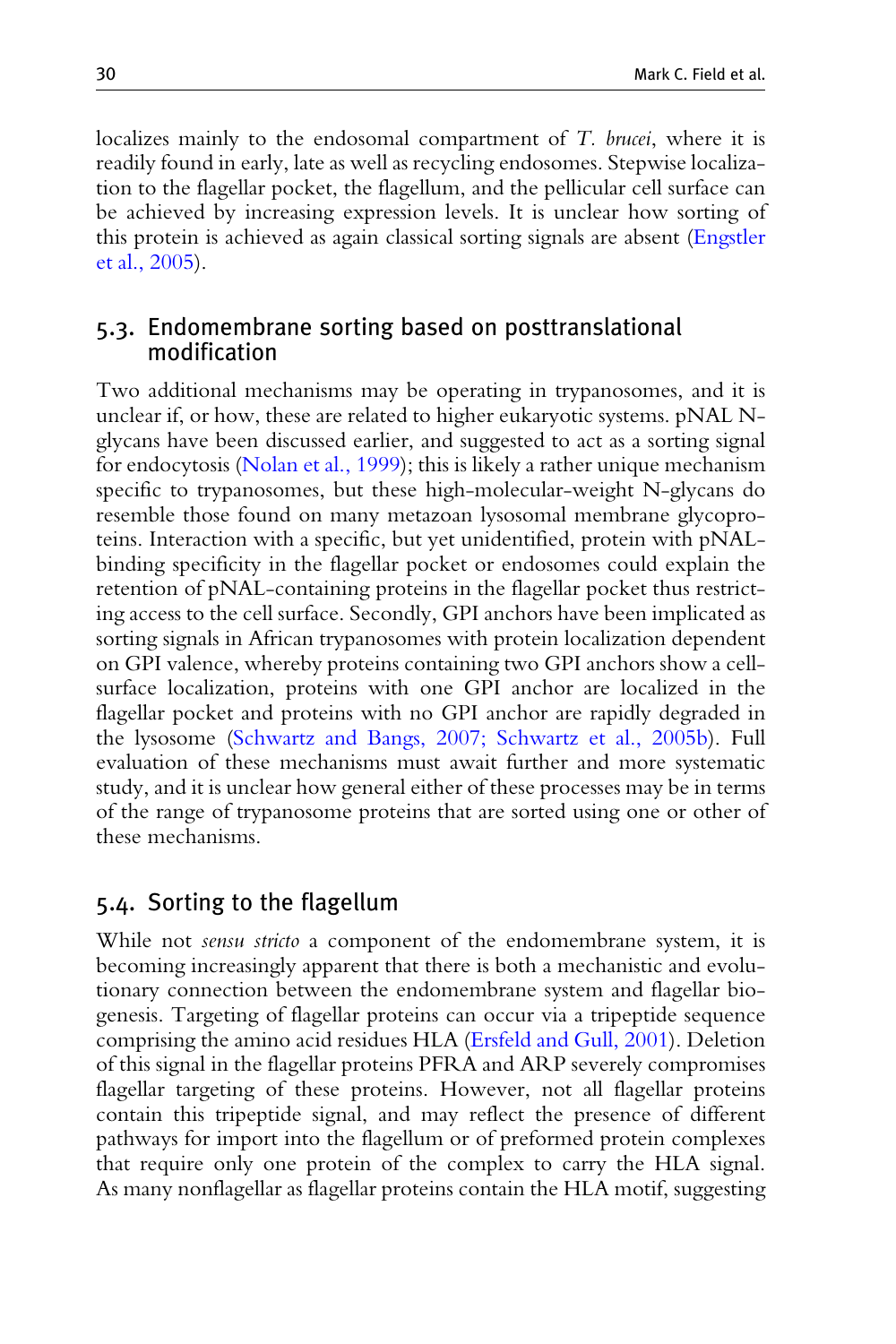localizes mainly to the endosomal compartment of *T. brucei*, where it is readily found in early, late as well as recycling endosomes. Stepwise localization to the flagellar pocket, the flagellum, and the pellicular cell surface can be achieved by increasing expression levels. It is unclear how sorting of this protein is achieved as again classical sorting signals are absent (Engstler et al., 2005).

## 5.3. Endomembrane sorting based on posttranslational modification

Two additional mechanisms may be operating in trypanosomes, and it is unclear if, or how, these are related to higher eukaryotic systems. pNAL N-glycans have been discussed earlier, and suggested to act as a sorting signal for endocytosis (Nolan et al., 1999); this is likely a rather unique mechanism specific to trypanosomes, but these high-molecular-weight N-glycans do resemble those found on many metazoan lysosomal membrane glycoproteins. Interaction with a specific, but yet unidentified, protein with pNAL-binding specificity in the flagellar pocket or endosomes could explain the retention of pNAL-containing proteins in the flagellar pocket thus restricting access to the cell surface. Secondly, GPI anchors have been implicated as sorting signals in African trypanosomes with protein localization dependent on GPI valence, whereby proteins containing two GPI anchors show a cell-surface localization, proteins with one GPI anchor are localized in the flagellar pocket and proteins with no GPI anchor are rapidly degraded in the lysosome (Schwartz and Bangs, 2007; Schwartz et al., 2005b). Full evaluation of these mechanisms must await further and more systematic study, and it is unclear how general either of these processes may be in terms of the range of trypanosome proteins that are sorted using one or other of these mechanisms.

## 5.4. Sorting to the flagellum

While not *sensu stricto* a component of the endomembrane system, it is becoming increasingly apparent that there is both a mechanistic and evolutionary connection between the endomembrane system and flagellar biogenesis. Targeting of flagellar proteins can occur via a tripeptide sequence comprising the amino acid residues HLA (Ersfeld and Gull, 2001). Deletion of this signal in the flagellar proteins PFRA and ARP severely compromises flagellar targeting of these proteins. However, not all flagellar proteins contain this tripeptide signal, and may reflect the presence of different pathways for import into the flagellum or of preformed protein complexes that require only one protein of the complex to carry the HLA signal. As many nonflagellar as flagellar proteins contain the HLA motif, suggesting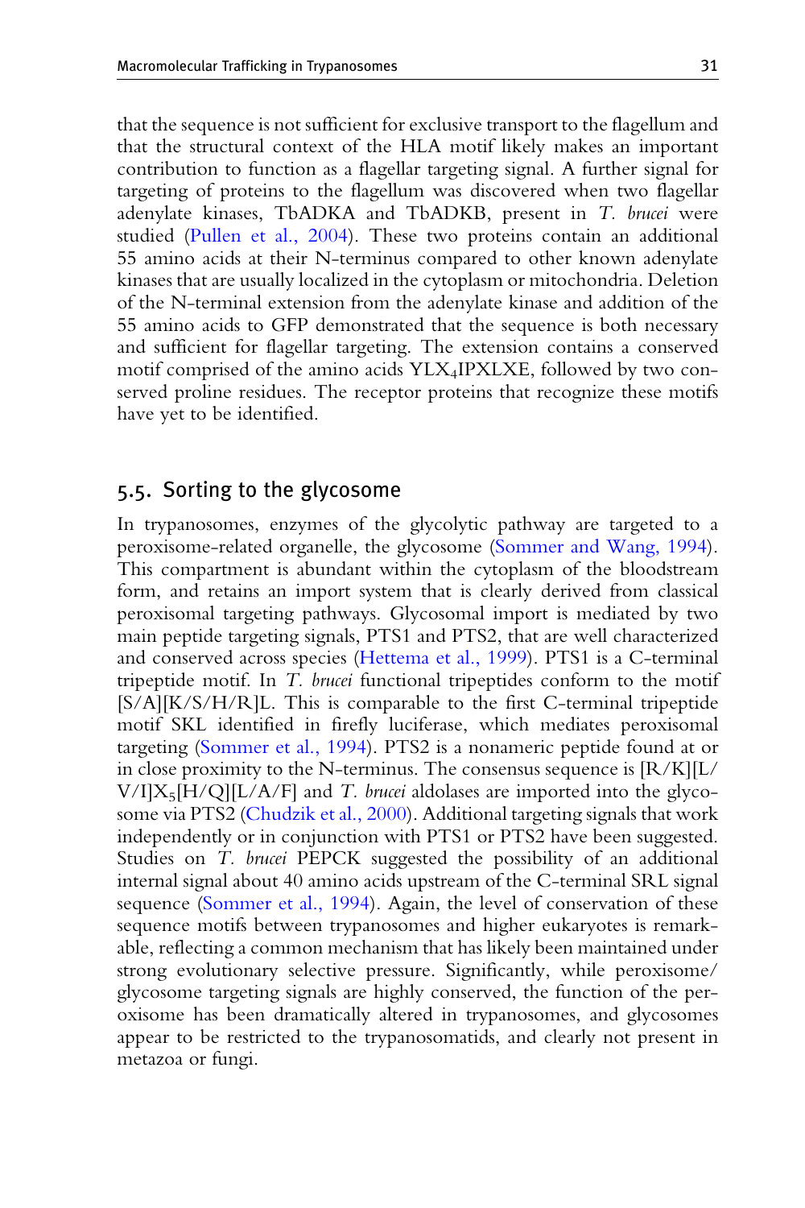that the sequence is not sufficient for exclusive transport to the flagellum and that the structural context of the HLA motif likely makes an important contribution to function as a flagellar targeting signal. A further signal for targeting of proteins to the flagellum was discovered when two flagellar adenylate kinases, TbADKA and TbADKB, present in *T. brucei* were studied (Pullen et al., 2004). These two proteins contain an additional 55 amino acids at their N-terminus compared to other known adenylate kinases that are usually localized in the cytoplasm or mitochondria. Deletion of the N-terminal extension from the adenylate kinase and addition of the 55 amino acids to GFP demonstrated that the sequence is both necessary and sufficient for flagellar targeting. The extension contains a conserved motif comprised of the amino acids $YLX_4IPXLXE$, followed by two conserved proline residues. The receptor proteins that recognize these motifs have yet to be identified.

## 5.5. Sorting to the glycosome

In trypanosomes, enzymes of the glycolytic pathway are targeted to a peroxisome-related organelle, the glycosome (Sommer and Wang, 1994). This compartment is abundant within the cytoplasm of the bloodstream form, and retains an import system that is clearly derived from classical peroxisomal targeting pathways. Glycosomal import is mediated by two main peptide targeting signals, PTS1 and PTS2, that are well characterized and conserved across species (Hettema et al., 1999). PTS1 is a C-terminal tripeptide motif. In *T. brucei* functional tripeptides conform to the motif [S/A][K/S/H/R]L. This is comparable to the first C-terminal tripeptide motif SKL identified in firefly luciferase, which mediates peroxisomal targeting (Sommer et al., 1994). PTS2 is a nonameric peptide found at or in close proximity to the N-terminus. The consensus sequence is $[R/K][L/V/I]X_5[H/Q][L/A/F]$ and *T. brucei* aldolases are imported into the glycosome via PTS2 (Chudzik et al., 2000). Additional targeting signals that work independently or in conjunction with PTS1 or PTS2 have been suggested. Studies on *T. brucei* PEPCK suggested the possibility of an additional internal signal about 40 amino acids upstream of the C-terminal SRL signal sequence (Sommer et al., 1994). Again, the level of conservation of these sequence motifs between trypanosomes and higher eukaryotes is remarkable, reflecting a common mechanism that has likely been maintained under strong evolutionary selective pressure. Significantly, while peroxisome/glycosome targeting signals are highly conserved, the function of the peroxisome has been dramatically altered in trypanosomes, and glycosomes appear to be restricted to the trypanosomatids, and clearly not present in metazoa or fungi.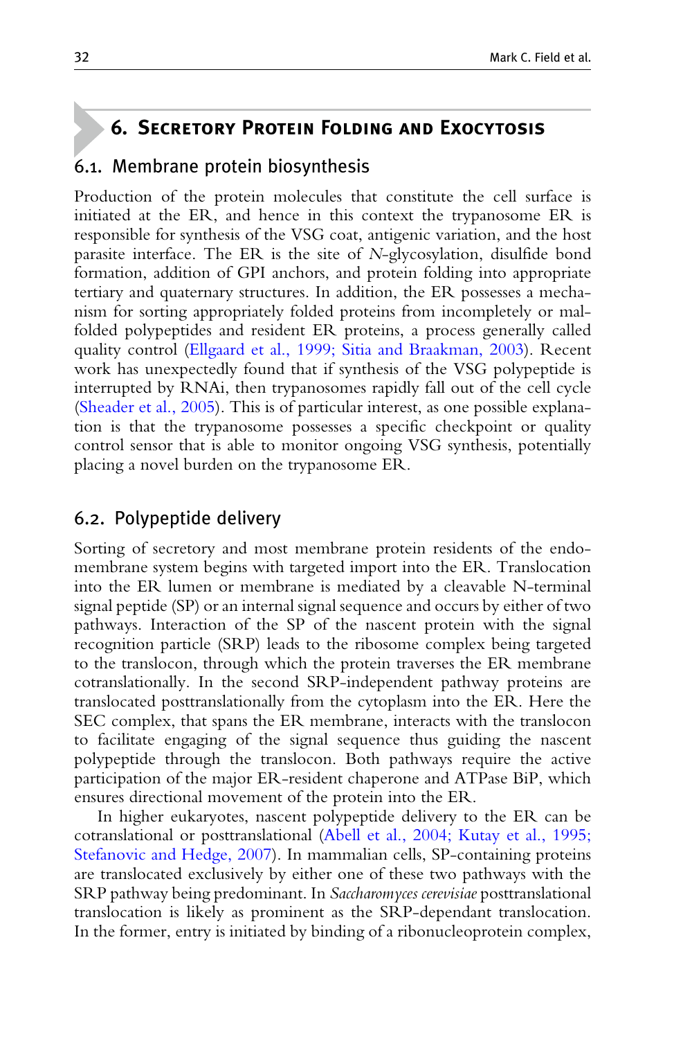## 6. Secretory Protein Folding and Exocytosis

### 6.1. Membrane protein biosynthesis

Production of the protein molecules that constitute the cell surface is initiated at the ER, and hence in this context the trypanosome ER is responsible for synthesis of the VSG coat, antigenic variation, and the host parasite interface. The ER is the site of *N*-glycosylation, disulfide bond formation, addition of GPI anchors, and protein folding into appropriate tertiary and quaternary structures. In addition, the ER possesses a mechanism for sorting appropriately folded proteins from incompletely or malfolded polypeptides and resident ER proteins, a process generally called quality control (Ellgaard et al., 1999; Sitia and Braakman, 2003). Recent work has unexpectedly found that if synthesis of the VSG polypeptide is interrupted by RNAi, then trypanosomes rapidly fall out of the cell cycle (Sheader et al., 2005). This is of particular interest, as one possible explanation is that the trypanosome possesses a specific checkpoint or quality control sensor that is able to monitor ongoing VSG synthesis, potentially placing a novel burden on the trypanosome ER.

### 6.2. Polypeptide delivery

Sorting of secretory and most membrane protein residents of the endomembrane system begins with targeted import into the ER. Translocation into the ER lumen or membrane is mediated by a cleavable N-terminal signal peptide (SP) or an internal signal sequence and occurs by either of two pathways. Interaction of the SP of the nascent protein with the signal recognition particle (SRP) leads to the ribosome complex being targeted to the translocon, through which the protein traverses the ER membrane cotranslationally. In the second SRP-independent pathway proteins are translocated posttranslationally from the cytoplasm into the ER. Here the SEC complex, that spans the ER membrane, interacts with the translocon to facilitate engaging of the signal sequence thus guiding the nascent polypeptide through the translocon. Both pathways require the active participation of the major ER-resident chaperone and ATPase BiP, which ensures directional movement of the protein into the ER.

In higher eukaryotes, nascent polypeptide delivery to the ER can be cotranslational or posttranslational (Abell et al., 2004; Kutay et al., 1995; Stefanovic and Hedge, 2007). In mammalian cells, SP-containing proteins are translocated exclusively by either one of these two pathways with the SRP pathway being predominant. In *Saccharomyces cerevisiae* posttranslational translocation is likely as prominent as the SRP-dependant translocation. In the former, entry is initiated by binding of a ribonucleoprotein complex,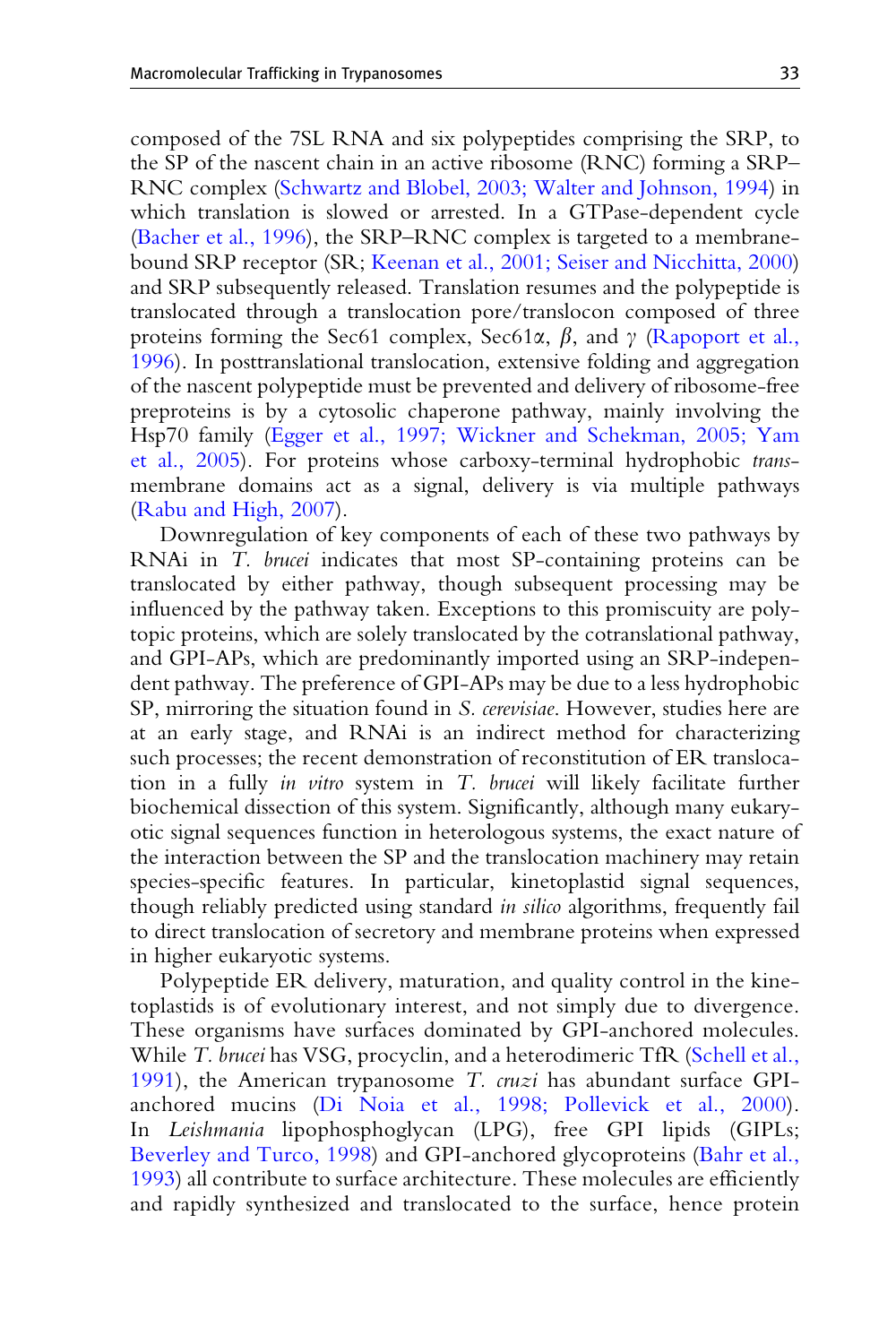composed of the 7SL RNA and six polypeptides comprising the SRP, to the SP of the nascent chain in an active ribosome (RNC) forming a SRP–RNC complex (Schwartz and Blobel, 2003; Walter and Johnson, 1994) in which translation is slowed or arrested. In a GTPase-dependent cycle (Bacher et al., 1996), the SRP–RNC complex is targeted to a membrane-bound SRP receptor (SR; Keenan et al., 2001; Seiser and Nicchitta, 2000) and SRP subsequently released. Translation resumes and the polypeptide is translocated through a translocation pore/translocon composed of three proteins forming the Sec61 complex, Sec61$\alpha$, $\beta$, and $\gamma$ (Rapoport et al., 1996). In posttranslational translocation, extensive folding and aggregation of the nascent polypeptide must be prevented and delivery of ribosome-free preproteins is by a cytosolic chaperone pathway, mainly involving the Hsp70 family (Egger et al., 1997; Wickner and Schekman, 2005; Yam et al., 2005). For proteins whose carboxy-terminal hydrophobic *trans*-membrane domains act as a signal, delivery is via multiple pathways (Rabu and High, 2007).

Downregulation of key components of each of these two pathways by RNAi in *T. brucei* indicates that most SP-containing proteins can be translocated by either pathway, though subsequent processing may be influenced by the pathway taken. Exceptions to this promiscuity are polytopic proteins, which are solely translocated by the cotranslational pathway, and GPI-APs, which are predominantly imported using an SRP-independent pathway. The preference of GPI-APs may be due to a less hydrophobic SP, mirroring the situation found in *S. cerevisiae*. However, studies here are at an early stage, and RNAi is an indirect method for characterizing such processes; the recent demonstration of reconstitution of ER translocation in a fully *in vitro* system in *T. brucei* will likely facilitate further biochemical dissection of this system. Significantly, although many eukaryotic signal sequences function in heterologous systems, the exact nature of the interaction between the SP and the translocation machinery may retain species-specific features. In particular, kinetoplastid signal sequences, though reliably predicted using standard *in silico* algorithms, frequently fail to direct translocation of secretory and membrane proteins when expressed in higher eukaryotic systems.

Polypeptide ER delivery, maturation, and quality control in the kinetoplastids is of evolutionary interest, and not simply due to divergence. These organisms have surfaces dominated by GPI-anchored molecules. While *T. brucei* has VSG, procyclin, and a heterodimeric TfR (Schell et al., 1991), the American trypanosome *T. cruzi* has abundant surface GPI-anchored mucins (Di Noia et al., 1998; Pollevick et al., 2000). In *Leishmania* lipophosphoglycan (LPG), free GPI lipids (GIPLs; Beverley and Turco, 1998) and GPI-anchored glycoproteins (Bahr et al., 1993) all contribute to surface architecture. These molecules are efficiently and rapidly synthesized and translocated to the surface, hence protein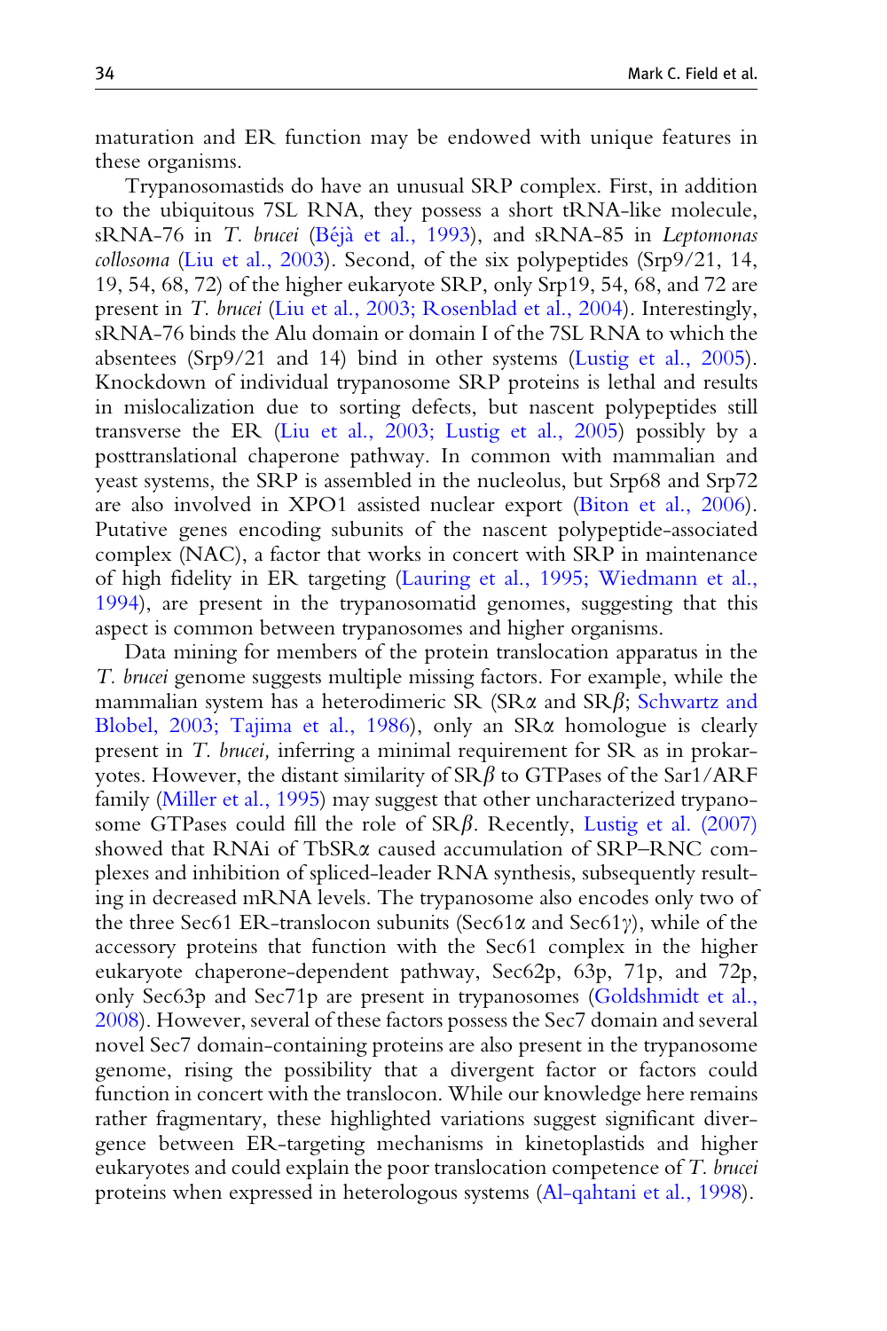maturation and ER function may be endowed with unique features in these organisms.

Trypanosomastids do have an unusual SRP complex. First, in addition to the ubiquitous 7SL RNA, they possess a short tRNA-like molecule, sRNA-76 in *T. brucei* (Béjà et al., 1993), and sRNA-85 in *Leptomonas collosoma* (Liu et al., 2003). Second, of the six polypeptides (Srp9/21, 14, 19, 54, 68, 72) of the higher eukaryote SRP, only Srp19, 54, 68, and 72 are present in *T. brucei* (Liu et al., 2003; Rosenblad et al., 2004). Interestingly, sRNA-76 binds the Alu domain or domain I of the 7SL RNA to which the absentees (Srp9/21 and 14) bind in other systems (Lustig et al., 2005). Knockdown of individual trypanosome SRP proteins is lethal and results in mislocalization due to sorting defects, but nascent polypeptides still transverse the ER (Liu et al., 2003; Lustig et al., 2005) possibly by a posttranslational chaperone pathway. In common with mammalian and yeast systems, the SRP is assembled in the nucleolus, but Srp68 and Srp72 are also involved in XPO1 assisted nuclear export (Biton et al., 2006). Putative genes encoding subunits of the nascent polypeptide-associated complex (NAC), a factor that works in concert with SRP in maintenance of high fidelity in ER targeting (Lauring et al., 1995; Wiedmann et al., 1994), are present in the trypanosomatid genomes, suggesting that this aspect is common between trypanosomes and higher organisms.

Data mining for members of the protein translocation apparatus in the *T. brucei* genome suggests multiple missing factors. For example, while the mammalian system has a heterodimeric SR (SR$\alpha$ and SR$\beta$; Schwartz and Blobel, 2003; Tajima et al., 1986), only an SR$\alpha$ homologue is clearly present in *T. brucei,* inferring a minimal requirement for SR as in prokaryotes. However, the distant similarity of SR$\beta$ to GTPases of the Sar1/ARF family (Miller et al., 1995) may suggest that other uncharacterized trypanosome GTPases could fill the role of SR$\beta$. Recently, Lustig et al. (2007) showed that RNAi of TbSR$\alpha$ caused accumulation of SRP–RNC complexes and inhibition of spliced-leader RNA synthesis, subsequently resulting in decreased mRNA levels. The trypanosome also encodes only two of the three Sec61 ER-translocon subunits (Sec61$\alpha$ and Sec61$\gamma$), while of the accessory proteins that function with the Sec61 complex in the higher eukaryote chaperone-dependent pathway, Sec62p, 63p, 71p, and 72p, only Sec63p and Sec71p are present in trypanosomes (Goldshmidt et al., 2008). However, several of these factors possess the Sec7 domain and several novel Sec7 domain-containing proteins are also present in the trypanosome genome, rising the possibility that a divergent factor or factors could function in concert with the translocon. While our knowledge here remains rather fragmentary, these highlighted variations suggest significant divergence between ER-targeting mechanisms in kinetoplastids and higher eukaryotes and could explain the poor translocation competence of *T. brucei* proteins when expressed in heterologous systems (Al-qahtani et al., 1998).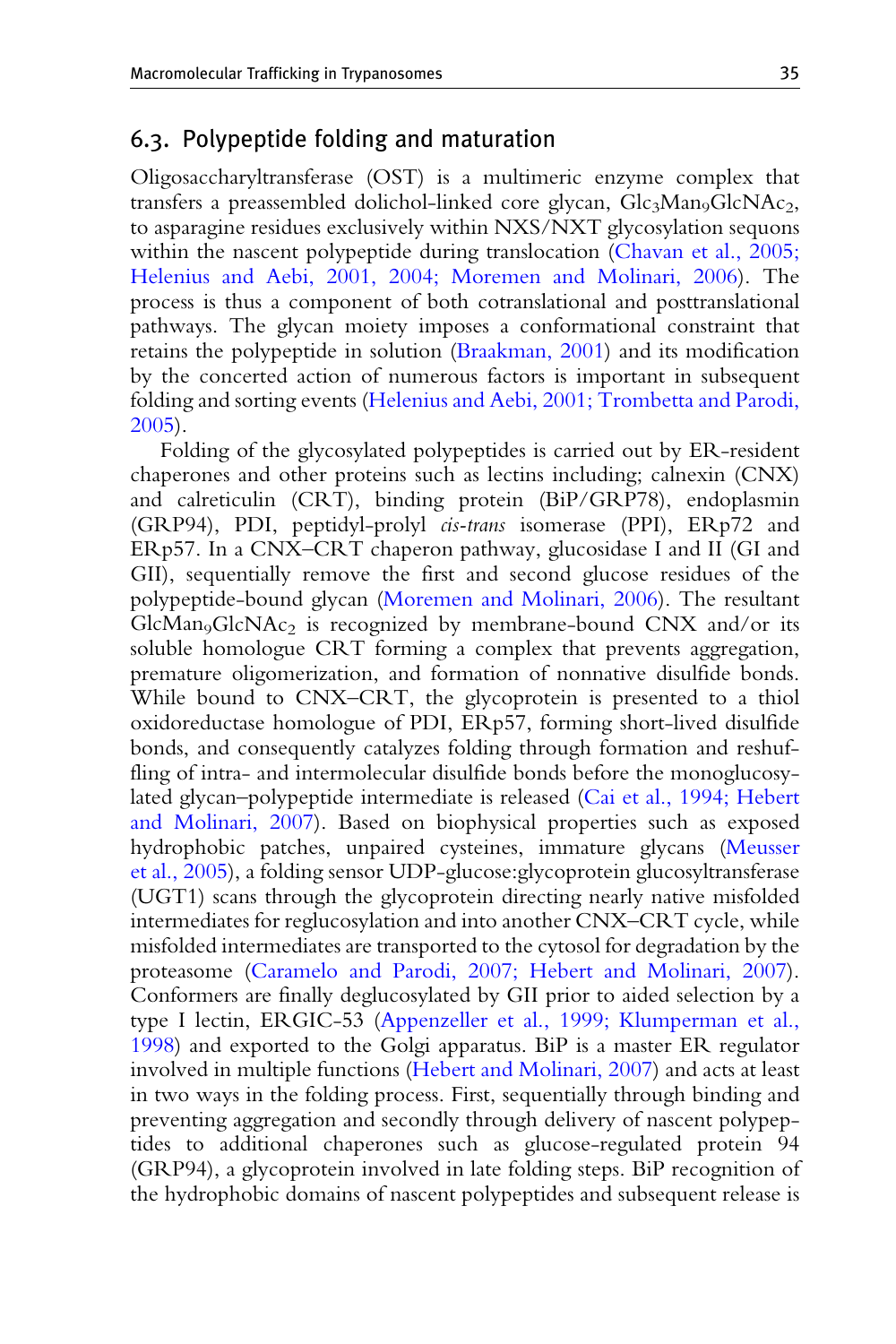## 6.3. Polypeptide folding and maturation

Oligosaccharyltransferase (OST) is a multimeric enzyme complex that transfers a preassembled dolichol-linked core glycan, $Glc_3Man_9GlcNAc_2$, to asparagine residues exclusively within NXS/NXT glycosylation sequons within the nascent polypeptide during translocation (Chavan et al., 2005; Helenius and Aebi, 2001, 2004; Moremen and Molinari, 2006). The process is thus a component of both cotranslational and posttranslational pathways. The glycan moiety imposes a conformational constraint that retains the polypeptide in solution (Braakman, 2001) and its modification by the concerted action of numerous factors is important in subsequent folding and sorting events (Helenius and Aebi, 2001; Trombetta and Parodi, 2005).

Folding of the glycosylated polypeptides is carried out by ER-resident chaperones and other proteins such as lectins including; calnexin (CNX) and calreticulin (CRT), binding protein (BiP/GRP78), endoplasmin (GRP94), PDI, peptidyl-prolyl *cis-trans* isomerase (PPI), ERp72 and ERp57. In a CNX–CRT chaperon pathway, glucosidase I and II (GI and GII), sequentially remove the first and second glucose residues of the polypeptide-bound glycan (Moremen and Molinari, 2006). The resultant $GlcMan_9GlcNAc_2$ is recognized by membrane-bound CNX and/or its soluble homologue CRT forming a complex that prevents aggregation, premature oligomerization, and formation of nonnative disulfide bonds. While bound to CNX–CRT, the glycoprotein is presented to a thiol oxidoreductase homologue of PDI, ERp57, forming short-lived disulfide bonds, and consequently catalyzes folding through formation and reshuffling of intra- and intermolecular disulfide bonds before the monoglucosylated glycan–polypeptide intermediate is released (Cai et al., 1994; Hebert and Molinari, 2007). Based on biophysical properties such as exposed hydrophobic patches, unpaired cysteines, immature glycans (Meusser et al., 2005), a folding sensor UDP-glucose:glycoprotein glucosyltransferase (UGT1) scans through the glycoprotein directing nearly native misfolded intermediates for reglucosylation and into another CNX–CRT cycle, while misfolded intermediates are transported to the cytosol for degradation by the proteasome (Caramelo and Parodi, 2007; Hebert and Molinari, 2007). Conformers are finally deglucosylated by GII prior to aided selection by a type I lectin, ERGIC-53 (Appenzeller et al., 1999; Klumperman et al., 1998) and exported to the Golgi apparatus. BiP is a master ER regulator involved in multiple functions (Hebert and Molinari, 2007) and acts at least in two ways in the folding process. First, sequentially through binding and preventing aggregation and secondly through delivery of nascent polypeptides to additional chaperones such as glucose-regulated protein 94 (GRP94), a glycoprotein involved in late folding steps. BiP recognition of the hydrophobic domains of nascent polypeptides and subsequent release is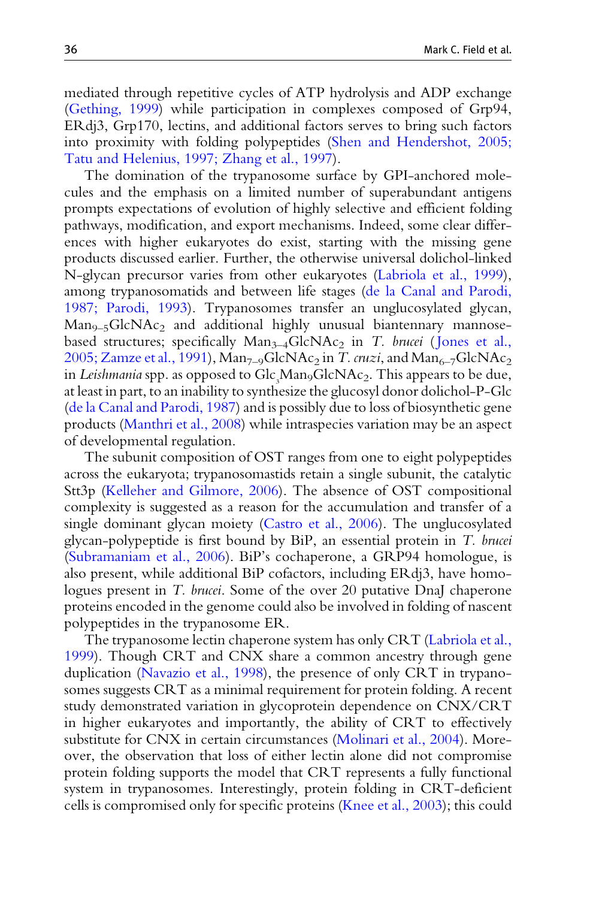mediated through repetitive cycles of ATP hydrolysis and ADP exchange (Gething, 1999) while participation in complexes composed of Grp94, ERdj3, Grp170, lectins, and additional factors serves to bring such factors into proximity with folding polypeptides (Shen and Hendershot, 2005; Tatu and Helenius, 1997; Zhang et al., 1997).

The domination of the trypanosome surface by GPI-anchored molecules and the emphasis on a limited number of superabundant antigens prompts expectations of evolution of highly selective and efficient folding pathways, modification, and export mechanisms. Indeed, some clear differences with higher eukaryotes do exist, starting with the missing gene products discussed earlier. Further, the otherwise universal dolichol-linked N-glycan precursor varies from other eukaryotes (Labriola et al., 1999), among trypanosomatids and between life stages (de la Canal and Parodi, 1987; Parodi, 1993). Trypanosomes transfer an unglucosylated glycan, $Man_{9-5}GlcNAc_2$ and additional highly unusual biantennary mannose-based structures; specifically $Man_{3-4}GlcNAc_2$ in *T. brucei* (Jones et al., 2005; Zamze et al., 1991), $Man_{7-9}GlcNAc_2$ in *T. cruzi*, and $Man_{6-7}GlcNAc_2$ in *Leishmania* spp. as opposed to $Glc_3Man_9GlcNAc_2$. This appears to be due, at least in part, to an inability to synthesize the glucosyl donor dolichol-P-Glc (de la Canal and Parodi, 1987) and is possibly due to loss of biosynthetic gene products (Manthri et al., 2008) while intraspecies variation may be an aspect of developmental regulation.

The subunit composition of OST ranges from one to eight polypeptides across the eukaryota; trypanosomastids retain a single subunit, the catalytic Stt3p (Kelleher and Gilmore, 2006). The absence of OST compositional complexity is suggested as a reason for the accumulation and transfer of a single dominant glycan moiety (Castro et al., 2006). The unglucosylated glycan-polypeptide is first bound by BiP, an essential protein in *T. brucei* (Subramaniam et al., 2006). BiP's cochaperone, a GRP94 homologue, is also present, while additional BiP cofactors, including ERdj3, have homologues present in *T. brucei*. Some of the over 20 putative DnaJ chaperone proteins encoded in the genome could also be involved in folding of nascent polypeptides in the trypanosome ER.

The trypanosome lectin chaperone system has only CRT (Labriola et al., 1999). Though CRT and CNX share a common ancestry through gene duplication (Navazio et al., 1998), the presence of only CRT in trypanosomes suggests CRT as a minimal requirement for protein folding. A recent study demonstrated variation in glycoprotein dependence on CNX/CRT in higher eukaryotes and importantly, the ability of CRT to effectively substitute for CNX in certain circumstances (Molinari et al., 2004). Moreover, the observation that loss of either lectin alone did not compromise protein folding supports the model that CRT represents a fully functional system in trypanosomes. Interestingly, protein folding in CRT-deficient cells is compromised only for specific proteins (Knee et al., 2003); this could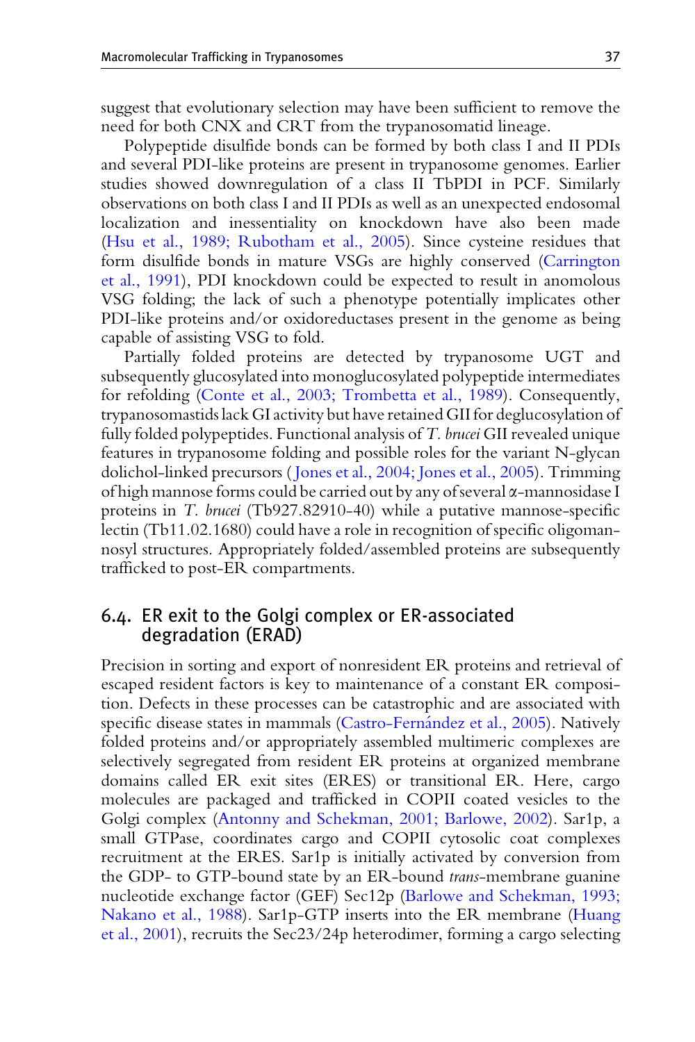suggest that evolutionary selection may have been sufficient to remove the need for both CNX and CRT from the trypanosomatid lineage.

Polypeptide disulfide bonds can be formed by both class I and II PDIs and several PDI-like proteins are present in trypanosome genomes. Earlier studies showed downregulation of a class II TbPDI in PCF. Similarly observations on both class I and II PDIs as well as an unexpected endosomal localization and inessentiality on knockdown have also been made (Hsu et al., 1989; Rubotham et al., 2005). Since cysteine residues that form disulfide bonds in mature VSGs are highly conserved (Carrington et al., 1991), PDI knockdown could be expected to result in anomolous VSG folding; the lack of such a phenotype potentially implicates other PDI-like proteins and/or oxidoreductases present in the genome as being capable of assisting VSG to fold.

Partially folded proteins are detected by trypanosome UGT and subsequently glucosylated into monoglucosylated polypeptide intermediates for refolding (Conte et al., 2003; Trombetta et al., 1989). Consequently, trypanosomastids lack GI activity but have retained GII for deglucosylation of fully folded polypeptides. Functional analysis of *T. brucei* GII revealed unique features in trypanosome folding and possible roles for the variant N-glycan dolichol-linked precursors (Jones et al., 2004; Jones et al., 2005). Trimming of high mannose forms could be carried out by any of several α-mannosidase I proteins in *T. brucei* (Tb927.82910-40) while a putative mannose-specific lectin (Tb11.02.1680) could have a role in recognition of specific oligomannosyl structures. Appropriately folded/assembled proteins are subsequently trafficked to post-ER compartments.

## 6.4. ER exit to the Golgi complex or ER-associated degradation (ERAD)

Precision in sorting and export of nonresident ER proteins and retrieval of escaped resident factors is key to maintenance of a constant ER composition. Defects in these processes can be catastrophic and are associated with specific disease states in mammals (Castro-Fernández et al., 2005). Natively folded proteins and/or appropriately assembled multimeric complexes are selectively segregated from resident ER proteins at organized membrane domains called ER exit sites (ERES) or transitional ER. Here, cargo molecules are packaged and trafficked in COPII coated vesicles to the Golgi complex (Antonny and Schekman, 2001; Barlowe, 2002). Sar1p, a small GTPase, coordinates cargo and COPII cytosolic coat complexes recruitment at the ERES. Sar1p is initially activated by conversion from the GDP- to GTP-bound state by an ER-bound *trans*-membrane guanine nucleotide exchange factor (GEF) Sec12p (Barlowe and Schekman, 1993; Nakano et al., 1988). Sar1p-GTP inserts into the ER membrane (Huang et al., 2001), recruits the Sec23/24p heterodimer, forming a cargo selecting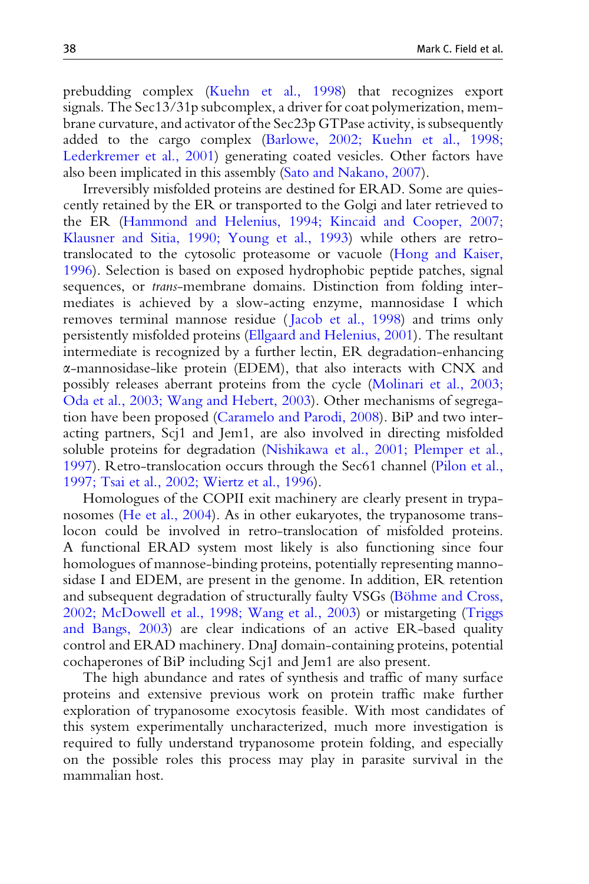prebudding complex (Kuehn et al., 1998) that recognizes export signals. The Sec13/31p subcomplex, a driver for coat polymerization, membrane curvature, and activator of the Sec23p GTPase activity, is subsequently added to the cargo complex (Barlowe, 2002; Kuehn et al., 1998; Lederkremer et al., 2001) generating coated vesicles. Other factors have also been implicated in this assembly (Sato and Nakano, 2007).

Irreversibly misfolded proteins are destined for ERAD. Some are quiescently retained by the ER or transported to the Golgi and later retrieved to the ER (Hammond and Helenius, 1994; Kincaid and Cooper, 2007; Klausner and Sitia, 1990; Young et al., 1993) while others are retro-translocated to the cytosolic proteasome or vacuole (Hong and Kaiser, 1996). Selection is based on exposed hydrophobic peptide patches, signal sequences, or *trans*-membrane domains. Distinction from folding intermediates is achieved by a slow-acting enzyme, mannosidase I which removes terminal mannose residue (Jacob et al., 1998) and trims only persistently misfolded proteins (Ellgaard and Helenius, 2001). The resultant intermediate is recognized by a further lectin, ER degradation-enhancing α-mannosidase-like protein (EDEM), that also interacts with CNX and possibly releases aberrant proteins from the cycle (Molinari et al., 2003; Oda et al., 2003; Wang and Hebert, 2003). Other mechanisms of segregation have been proposed (Caramelo and Parodi, 2008). BiP and two interacting partners, Scj1 and Jem1, are also involved in directing misfolded soluble proteins for degradation (Nishikawa et al., 2001; Plemper et al., 1997). Retro-translocation occurs through the Sec61 channel (Pilon et al., 1997; Tsai et al., 2002; Wiertz et al., 1996).

Homologues of the COPII exit machinery are clearly present in trypanosomes (He et al., 2004). As in other eukaryotes, the trypanosome translocon could be involved in retro-translocation of misfolded proteins. A functional ERAD system most likely is also functioning since four homologues of mannose-binding proteins, potentially representing mannosidase I and EDEM, are present in the genome. In addition, ER retention and subsequent degradation of structurally faulty VSGs (Böhme and Cross, 2002; McDowell et al., 1998; Wang et al., 2003) or mistargeting (Triggs and Bangs, 2003) are clear indications of an active ER-based quality control and ERAD machinery. DnaJ domain-containing proteins, potential cochaperones of BiP including Scj1 and Jem1 are also present.

The high abundance and rates of synthesis and traffic of many surface proteins and extensive previous work on protein traffic make further exploration of trypanosome exocytosis feasible. With most candidates of this system experimentally uncharacterized, much more investigation is required to fully understand trypanosome protein folding, and especially on the possible roles this process may play in parasite survival in the mammalian host.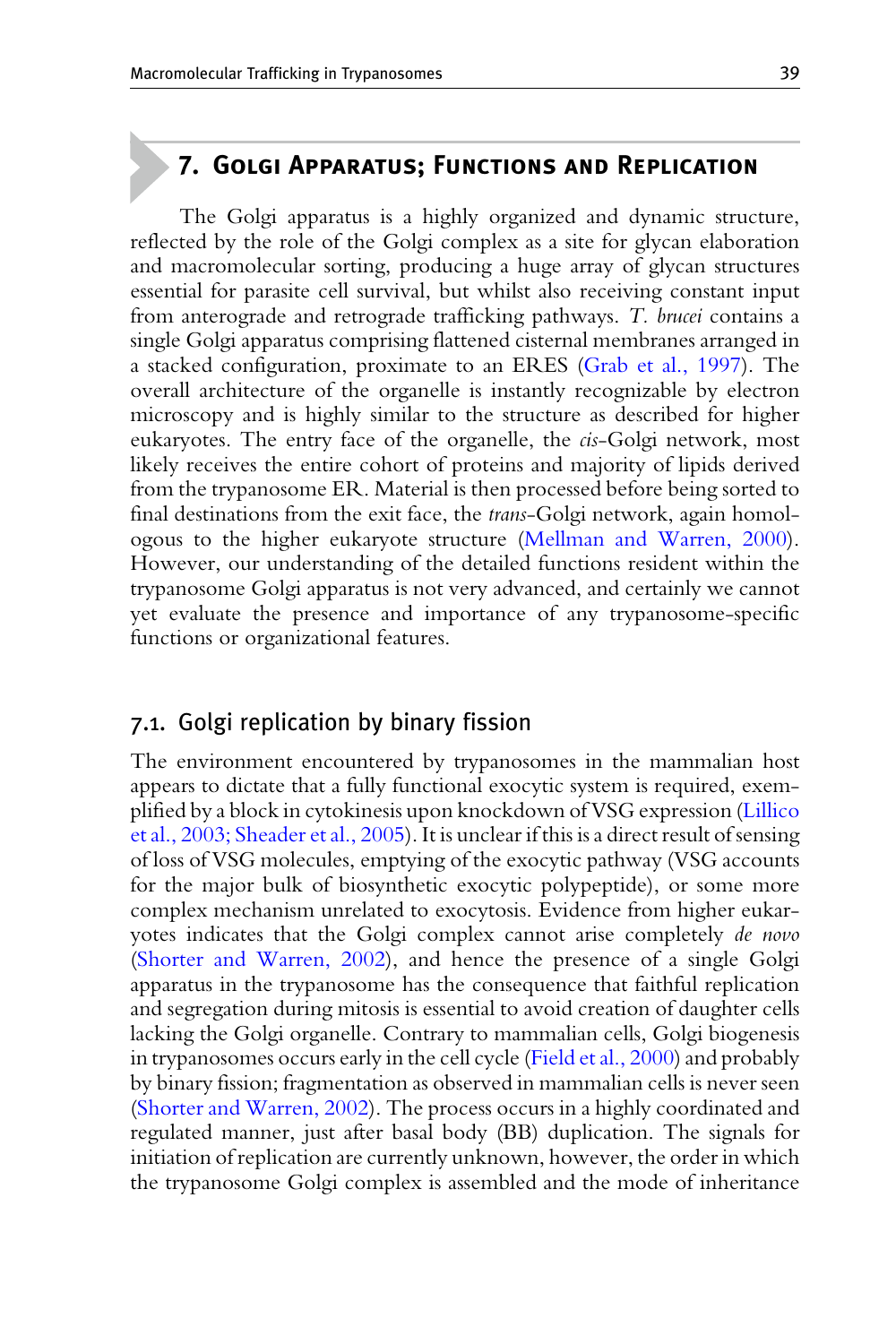## 7. Golgi Apparatus; Functions and Replication

The Golgi apparatus is a highly organized and dynamic structure, reflected by the role of the Golgi complex as a site for glycan elaboration and macromolecular sorting, producing a huge array of glycan structures essential for parasite cell survival, but whilst also receiving constant input from anterograde and retrograde trafficking pathways. *T. brucei* contains a single Golgi apparatus comprising flattened cisternal membranes arranged in a stacked configuration, proximate to an ERES (Grab et al., 1997). The overall architecture of the organelle is instantly recognizable by electron microscopy and is highly similar to the structure as described for higher eukaryotes. The entry face of the organelle, the *cis*-Golgi network, most likely receives the entire cohort of proteins and majority of lipids derived from the trypanosome ER. Material is then processed before being sorted to final destinations from the exit face, the *trans*-Golgi network, again homologous to the higher eukaryote structure (Mellman and Warren, 2000). However, our understanding of the detailed functions resident within the trypanosome Golgi apparatus is not very advanced, and certainly we cannot yet evaluate the presence and importance of any trypanosome-specific functions or organizational features.

### 7.1. Golgi replication by binary fission

The environment encountered by trypanosomes in the mammalian host appears to dictate that a fully functional exocytic system is required, exemplified by a block in cytokinesis upon knockdown of VSG expression (Lillico et al., 2003; Sheader et al., 2005). It is unclear if this is a direct result of sensing of loss of VSG molecules, emptying of the exocytic pathway (VSG accounts for the major bulk of biosynthetic exocytic polypeptide), or some more complex mechanism unrelated to exocytosis. Evidence from higher eukaryotes indicates that the Golgi complex cannot arise completely *de novo* (Shorter and Warren, 2002), and hence the presence of a single Golgi apparatus in the trypanosome has the consequence that faithful replication and segregation during mitosis is essential to avoid creation of daughter cells lacking the Golgi organelle. Contrary to mammalian cells, Golgi biogenesis in trypanosomes occurs early in the cell cycle (Field et al., 2000) and probably by binary fission; fragmentation as observed in mammalian cells is never seen (Shorter and Warren, 2002). The process occurs in a highly coordinated and regulated manner, just after basal body (BB) duplication. The signals for initiation of replication are currently unknown, however, the order in which the trypanosome Golgi complex is assembled and the mode of inheritance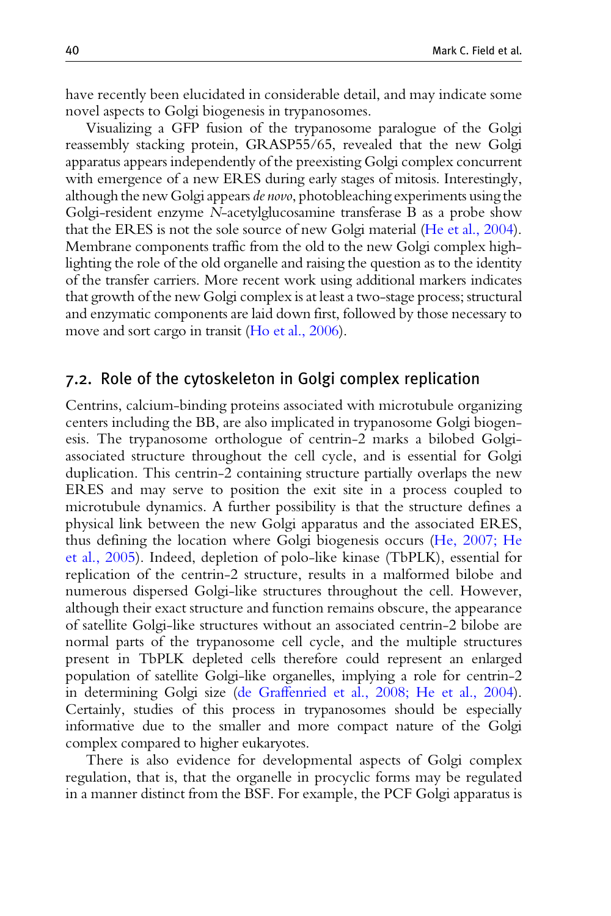have recently been elucidated in considerable detail, and may indicate some novel aspects to Golgi biogenesis in trypanosomes.

Visualizing a GFP fusion of the trypanosome paralogue of the Golgi reassembly stacking protein, GRASP55/65, revealed that the new Golgi apparatus appears independently of the preexisting Golgi complex concurrent with emergence of a new ERES during early stages of mitosis. Interestingly, although the new Golgi appears *de novo*, photobleaching experiments using the Golgi-resident enzyme *N*-acetylglucosamine transferase B as a probe show that the ERES is not the sole source of new Golgi material (He et al., 2004). Membrane components traffic from the old to the new Golgi complex highlighting the role of the old organelle and raising the question as to the identity of the transfer carriers. More recent work using additional markers indicates that growth of the new Golgi complex is at least a two-stage process; structural and enzymatic components are laid down first, followed by those necessary to move and sort cargo in transit (Ho et al., 2006).

## 7.2. Role of the cytoskeleton in Golgi complex replication

Centrins, calcium-binding proteins associated with microtubule organizing centers including the BB, are also implicated in trypanosome Golgi biogenesis. The trypanosome orthologue of centrin-2 marks a bilobed Golgi-associated structure throughout the cell cycle, and is essential for Golgi duplication. This centrin-2 containing structure partially overlaps the new ERES and may serve to position the exit site in a process coupled to microtubule dynamics. A further possibility is that the structure defines a physical link between the new Golgi apparatus and the associated ERES, thus defining the location where Golgi biogenesis occurs (He, 2007; He et al., 2005). Indeed, depletion of polo-like kinase (TbPLK), essential for replication of the centrin-2 structure, results in a malformed bilobe and numerous dispersed Golgi-like structures throughout the cell. However, although their exact structure and function remains obscure, the appearance of satellite Golgi-like structures without an associated centrin-2 bilobe are normal parts of the trypanosome cell cycle, and the multiple structures present in TbPLK depleted cells therefore could represent an enlarged population of satellite Golgi-like organelles, implying a role for centrin-2 in determining Golgi size (de Graffenried et al., 2008; He et al., 2004). Certainly, studies of this process in trypanosomes should be especially informative due to the smaller and more compact nature of the Golgi complex compared to higher eukaryotes.

There is also evidence for developmental aspects of Golgi complex regulation, that is, that the organelle in procyclic forms may be regulated in a manner distinct from the BSF. For example, the PCF Golgi apparatus is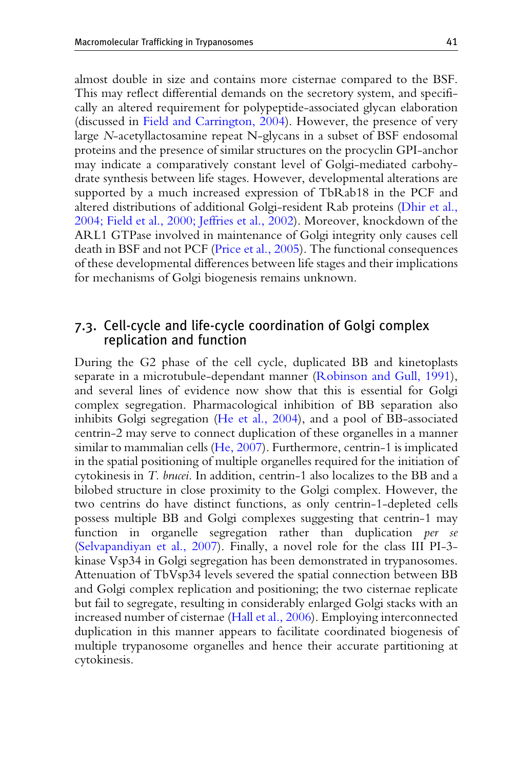almost double in size and contains more cisternae compared to the BSF. This may reflect differential demands on the secretory system, and specifically an altered requirement for polypeptide-associated glycan elaboration (discussed in Field and Carrington, 2004). However, the presence of very large *N*-acetyllactosamine repeat N-glycans in a subset of BSF endosomal proteins and the presence of similar structures on the procyclin GPI-anchor may indicate a comparatively constant level of Golgi-mediated carbohydrate synthesis between life stages. However, developmental alterations are supported by a much increased expression of TbRab18 in the PCF and altered distributions of additional Golgi-resident Rab proteins (Dhir et al., 2004; Field et al., 2000; Jeffries et al., 2002). Moreover, knockdown of the ARL1 GTPase involved in maintenance of Golgi integrity only causes cell death in BSF and not PCF (Price et al., 2005). The functional consequences of these developmental differences between life stages and their implications for mechanisms of Golgi biogenesis remains unknown.

### 7.3. Cell-cycle and life-cycle coordination of Golgi complex replication and function

During the G2 phase of the cell cycle, duplicated BB and kinetoplasts separate in a microtubule-dependant manner (Robinson and Gull, 1991), and several lines of evidence now show that this is essential for Golgi complex segregation. Pharmacological inhibition of BB separation also inhibits Golgi segregation (He et al., 2004), and a pool of BB-associated centrin-2 may serve to connect duplication of these organelles in a manner similar to mammalian cells (He, 2007). Furthermore, centrin-1 is implicated in the spatial positioning of multiple organelles required for the initiation of cytokinesis in *T. brucei*. In addition, centrin-1 also localizes to the BB and a bilobed structure in close proximity to the Golgi complex. However, the two centrins do have distinct functions, as only centrin-1-depleted cells possess multiple BB and Golgi complexes suggesting that centrin-1 may function in organelle segregation rather than duplication *per se* (Selvapandiyan et al., 2007). Finally, a novel role for the class III PI-3-kinase Vsp34 in Golgi segregation has been demonstrated in trypanosomes. Attenuation of TbVsp34 levels severed the spatial connection between BB and Golgi complex replication and positioning; the two cisternae replicate but fail to segregate, resulting in considerably enlarged Golgi stacks with an increased number of cisternae (Hall et al., 2006). Employing interconnected duplication in this manner appears to facilitate coordinated biogenesis of multiple trypanosome organelles and hence their accurate partitioning at cytokinesis.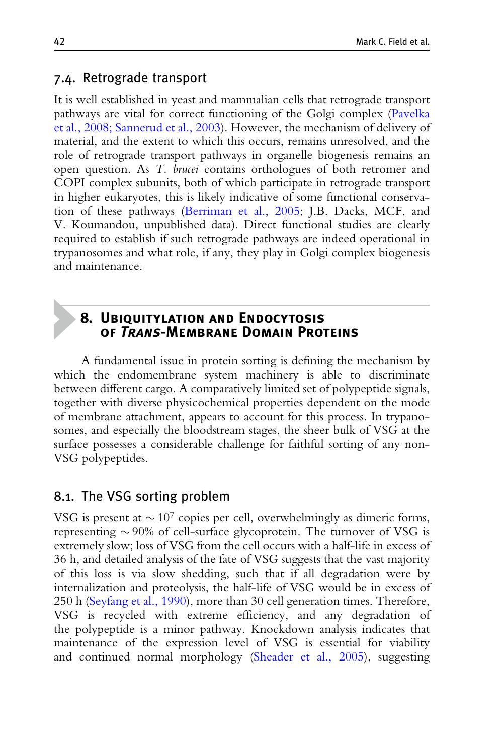### 7.4. Retrograde transport

It is well established in yeast and mammalian cells that retrograde transport pathways are vital for correct functioning of the Golgi complex (Pavelka et al., 2008; Sannerud et al., 2003). However, the mechanism of delivery of material, and the extent to which this occurs, remains unresolved, and the role of retrograde transport pathways in organelle biogenesis remains an open question. As *T. brucei* contains orthologues of both retromer and COPI complex subunits, both of which participate in retrograde transport in higher eukaryotes, this is likely indicative of some functional conservation of these pathways (Berriman et al., 2005; J.B. Dacks, MCF, and V. Koumandou, unpublished data). Direct functional studies are clearly required to establish if such retrograde pathways are indeed operational in trypanosomes and what role, if any, they play in Golgi complex biogenesis and maintenance.

## 8. Ubiquitylation and Endocytosis of *Trans*-Membrane Domain Proteins

A fundamental issue in protein sorting is defining the mechanism by which the endomembrane system machinery is able to discriminate between different cargo. A comparatively limited set of polypeptide signals, together with diverse physicochemical properties dependent on the mode of membrane attachment, appears to account for this process. In trypanosomes, and especially the bloodstream stages, the sheer bulk of VSG at the surface possesses a considerable challenge for faithful sorting of any non-VSG polypeptides.

### 8.1. The VSG sorting problem

VSG is present at $\sim 10^7$ copies per cell, overwhelmingly as dimeric forms, representing $\sim 90\%$ of cell-surface glycoprotein. The turnover of VSG is extremely slow; loss of VSG from the cell occurs with a half-life in excess of 36 h, and detailed analysis of the fate of VSG suggests that the vast majority of this loss is via slow shedding, such that if all degradation were by internalization and proteolysis, the half-life of VSG would be in excess of 250 h (Seyfang et al., 1990), more than 30 cell generation times. Therefore, VSG is recycled with extreme efficiency, and any degradation of the polypeptide is a minor pathway. Knockdown analysis indicates that maintenance of the expression level of VSG is essential for viability and continued normal morphology (Sheader et al., 2005), suggesting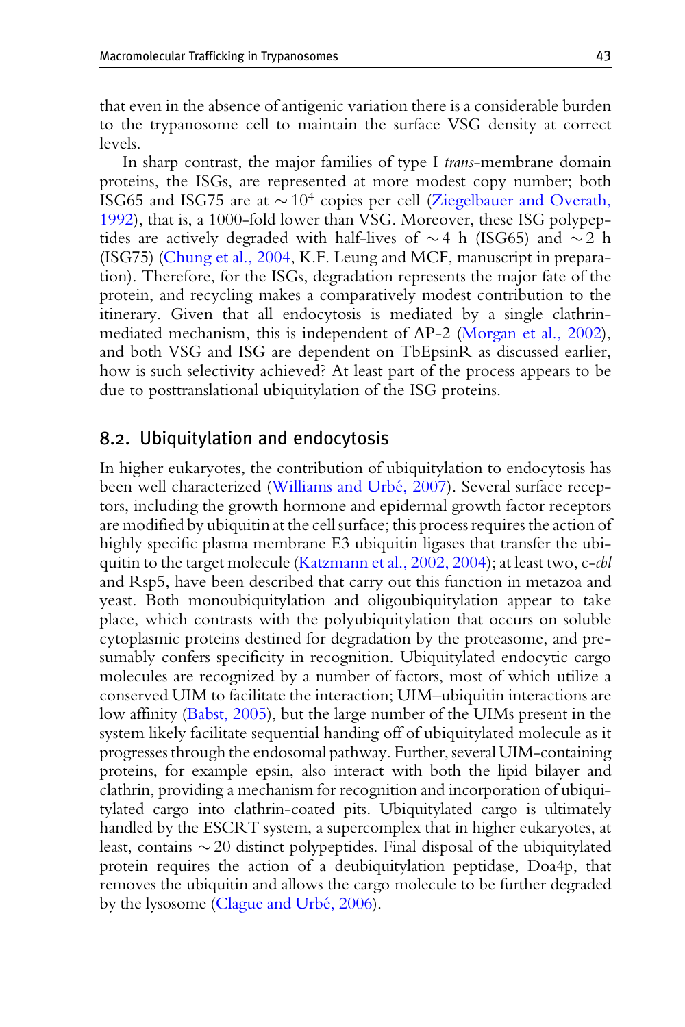that even in the absence of antigenic variation there is a considerable burden to the trypanosome cell to maintain the surface VSG density at correct levels.

In sharp contrast, the major families of type I *trans*-membrane domain proteins, the ISGs, are represented at more modest copy number; both ISG65 and ISG75 are at $\sim 10^4$ copies per cell (Ziegelbauer and Overath, 1992), that is, a 1000-fold lower than VSG. Moreover, these ISG polypeptides are actively degraded with half-lives of $\sim 4$ h (ISG65) and $\sim 2$ h (ISG75) (Chung et al., 2004, K.F. Leung and MCF, manuscript in preparation). Therefore, for the ISGs, degradation represents the major fate of the protein, and recycling makes a comparatively modest contribution to the itinerary. Given that all endocytosis is mediated by a single clathrin-mediated mechanism, this is independent of AP-2 (Morgan et al., 2002), and both VSG and ISG are dependent on TbEpsinR as discussed earlier, how is such selectivity achieved? At least part of the process appears to be due to posttranslational ubiquitylation of the ISG proteins.

## 8.2. Ubiquitylation and endocytosis

In higher eukaryotes, the contribution of ubiquitylation to endocytosis has been well characterized (Williams and Urbé, 2007). Several surface receptors, including the growth hormone and epidermal growth factor receptors are modified by ubiquitin at the cell surface; this process requires the action of highly specific plasma membrane E3 ubiquitin ligases that transfer the ubiquitin to the target molecule (Katzmann et al., 2002, 2004); at least two, c-*cbl* and Rsp5, have been described that carry out this function in metazoa and yeast. Both monoubiquitylation and oligoubiquitylation appear to take place, which contrasts with the polyubiquitylation that occurs on soluble cytoplasmic proteins destined for degradation by the proteasome, and presumably confers specificity in recognition. Ubiquitylated endocytic cargo molecules are recognized by a number of factors, most of which utilize a conserved UIM to facilitate the interaction; UIM–ubiquitin interactions are low affinity (Babst, 2005), but the large number of the UIMs present in the system likely facilitate sequential handing off of ubiquitylated molecule as it progresses through the endosomal pathway. Further, several UIM-containing proteins, for example epsin, also interact with both the lipid bilayer and clathrin, providing a mechanism for recognition and incorporation of ubiquitylated cargo into clathrin-coated pits. Ubiquitylated cargo is ultimately handled by the ESCRT system, a supercomplex that in higher eukaryotes, at least, contains $\sim 20$ distinct polypeptides. Final disposal of the ubiquitylated protein requires the action of a deubiquitylation peptidase, Doa4p, that removes the ubiquitin and allows the cargo molecule to be further degraded by the lysosome (Clague and Urbé, 2006).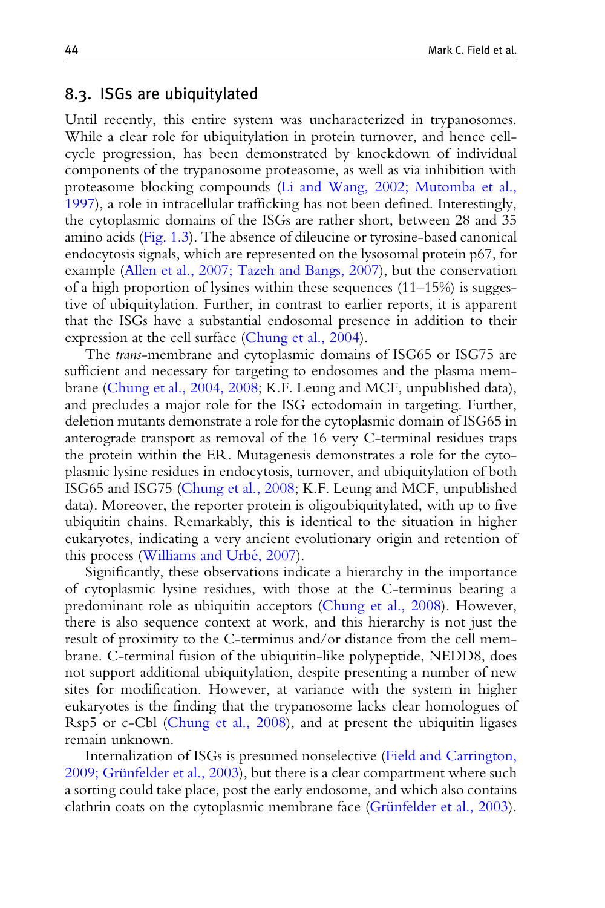## 8.3. ISGs are ubiquitylated

Until recently, this entire system was uncharacterized in trypanosomes. While a clear role for ubiquitylation in protein turnover, and hence cell-cycle progression, has been demonstrated by knockdown of individual components of the trypanosome proteasome, as well as via inhibition with proteasome blocking compounds (Li and Wang, 2002; Mutomba et al., 1997), a role in intracellular trafficking has not been defined. Interestingly, the cytoplasmic domains of the ISGs are rather short, between 28 and 35 amino acids (Fig. 1.3). The absence of dileucine or tyrosine-based canonical endocytosis signals, which are represented on the lysosomal protein p67, for example (Allen et al., 2007; Tazeh and Bangs, 2007), but the conservation of a high proportion of lysines within these sequences (11–15%) is suggestive of ubiquitylation. Further, in contrast to earlier reports, it is apparent that the ISGs have a substantial endosomal presence in addition to their expression at the cell surface (Chung et al., 2004).

The *trans*-membrane and cytoplasmic domains of ISG65 or ISG75 are sufficient and necessary for targeting to endosomes and the plasma membrane (Chung et al., 2004, 2008; K.F. Leung and MCF, unpublished data), and precludes a major role for the ISG ectodomain in targeting. Further, deletion mutants demonstrate a role for the cytoplasmic domain of ISG65 in anterograde transport as removal of the 16 very C-terminal residues traps the protein within the ER. Mutagenesis demonstrates a role for the cytoplasmic lysine residues in endocytosis, turnover, and ubiquitylation of both ISG65 and ISG75 (Chung et al., 2008; K.F. Leung and MCF, unpublished data). Moreover, the reporter protein is oligoubiquitylated, with up to five ubiquitin chains. Remarkably, this is identical to the situation in higher eukaryotes, indicating a very ancient evolutionary origin and retention of this process (Williams and Urbé, 2007).

Significantly, these observations indicate a hierarchy in the importance of cytoplasmic lysine residues, with those at the C-terminus bearing a predominant role as ubiquitin acceptors (Chung et al., 2008). However, there is also sequence context at work, and this hierarchy is not just the result of proximity to the C-terminus and/or distance from the cell membrane. C-terminal fusion of the ubiquitin-like polypeptide, NEDD8, does not support additional ubiquitylation, despite presenting a number of new sites for modification. However, at variance with the system in higher eukaryotes is the finding that the trypanosome lacks clear homologues of Rsp5 or c-Cbl (Chung et al., 2008), and at present the ubiquitin ligases remain unknown.

Internalization of ISGs is presumed nonselective (Field and Carrington, 2009; Grünfelder et al., 2003), but there is a clear compartment where such a sorting could take place, post the early endosome, and which also contains clathrin coats on the cytoplasmic membrane face (Grünfelder et al., 2003).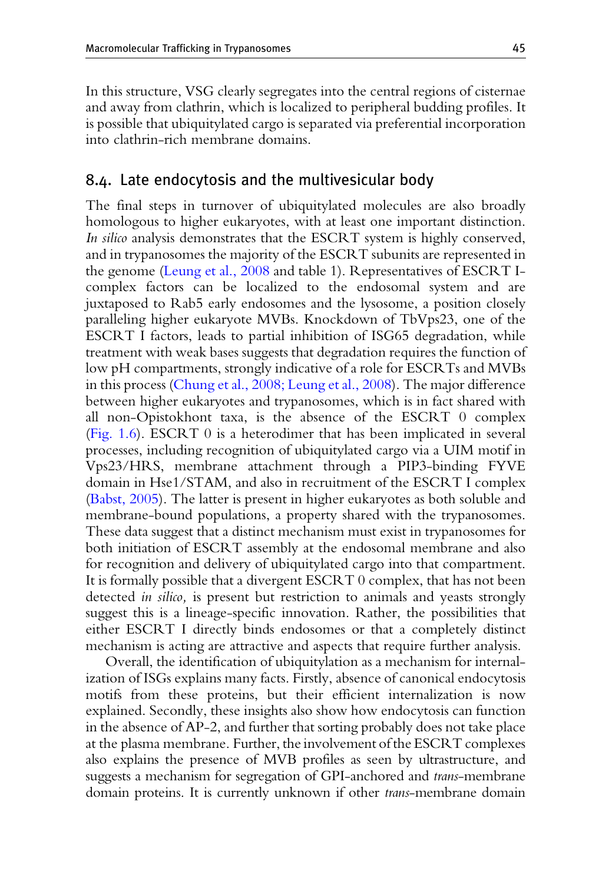In this structure, VSG clearly segregates into the central regions of cisternae and away from clathrin, which is localized to peripheral budding profiles. It is possible that ubiquitylated cargo is separated via preferential incorporation into clathrin-rich membrane domains.

## 8.4. Late endocytosis and the multivesicular body

The final steps in turnover of ubiquitylated molecules are also broadly homologous to higher eukaryotes, with at least one important distinction. *In silico* analysis demonstrates that the ESCRT system is highly conserved, and in trypanosomes the majority of the ESCRT subunits are represented in the genome (Leung et al., 2008 and table 1). Representatives of ESCRT I-complex factors can be localized to the endosomal system and are juxtaposed to Rab5 early endosomes and the lysosome, a position closely paralleling higher eukaryote MVBs. Knockdown of TbVps23, one of the ESCRT I factors, leads to partial inhibition of ISG65 degradation, while treatment with weak bases suggests that degradation requires the function of low pH compartments, strongly indicative of a role for ESCRTs and MVBs in this process (Chung et al., 2008; Leung et al., 2008). The major difference between higher eukaryotes and trypanosomes, which is in fact shared with all non-Opistokhont taxa, is the absence of the ESCRT 0 complex (Fig. 1.6). ESCRT 0 is a heterodimer that has been implicated in several processes, including recognition of ubiquitylated cargo via a UIM motif in Vps23/HRS, membrane attachment through a PIP3-binding FYVE domain in Hse1/STAM, and also in recruitment of the ESCRT I complex (Babst, 2005). The latter is present in higher eukaryotes as both soluble and membrane-bound populations, a property shared with the trypanosomes. These data suggest that a distinct mechanism must exist in trypanosomes for both initiation of ESCRT assembly at the endosomal membrane and also for recognition and delivery of ubiquitylated cargo into that compartment. It is formally possible that a divergent ESCRT 0 complex, that has not been detected *in silico,* is present but restriction to animals and yeasts strongly suggest this is a lineage-specific innovation. Rather, the possibilities that either ESCRT I directly binds endosomes or that a completely distinct mechanism is acting are attractive and aspects that require further analysis.

Overall, the identification of ubiquitylation as a mechanism for internalization of ISGs explains many facts. Firstly, absence of canonical endocytosis motifs from these proteins, but their efficient internalization is now explained. Secondly, these insights also show how endocytosis can function in the absence of AP-2, and further that sorting probably does not take place at the plasma membrane. Further, the involvement of the ESCRT complexes also explains the presence of MVB profiles as seen by ultrastructure, and suggests a mechanism for segregation of GPI-anchored and *trans*-membrane domain proteins. It is currently unknown if other *trans*-membrane domain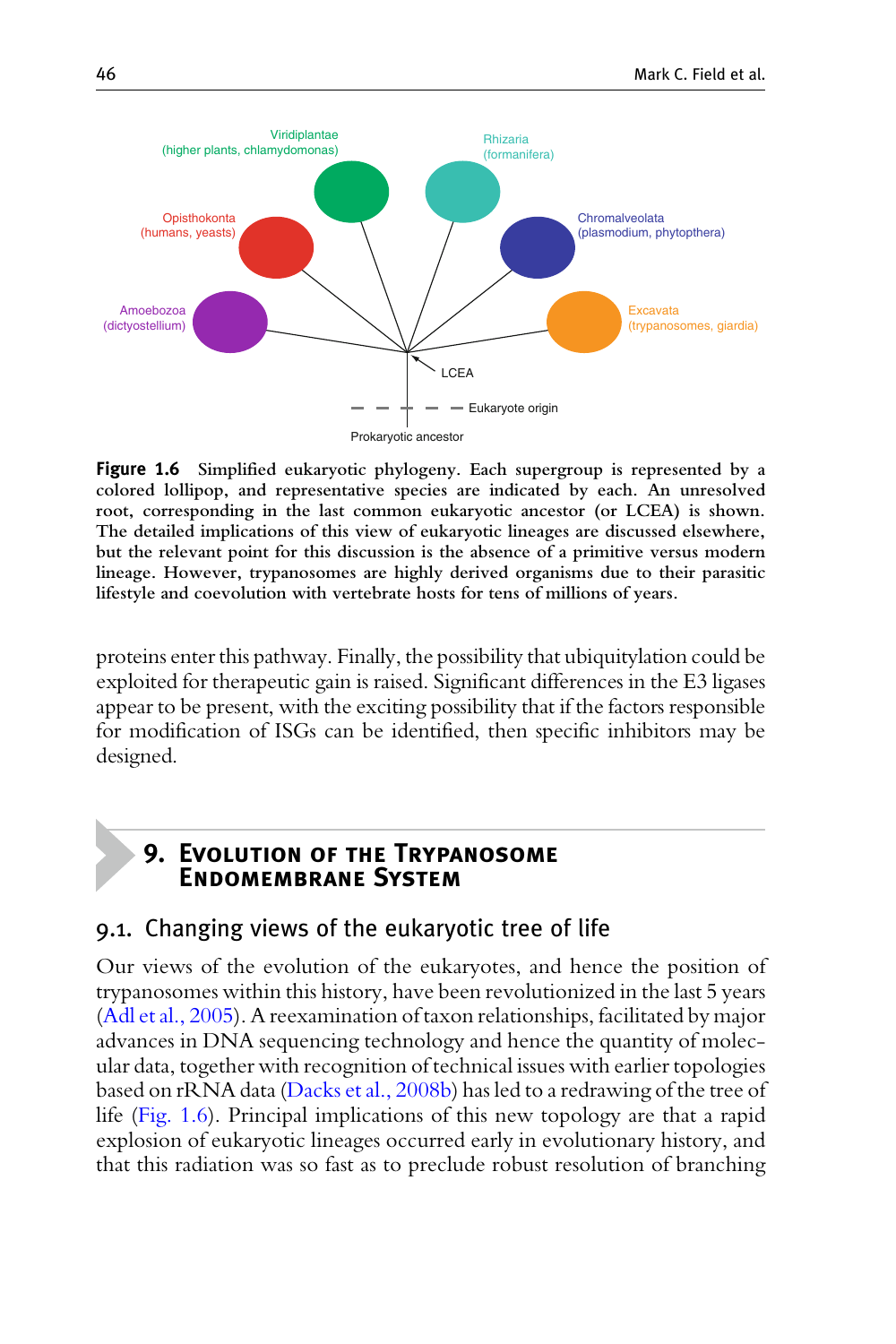**Figure 1.6** Simplified eukaryotic phylogeny. Each supergroup is represented by a colored lollipop, and representative species are indicated by each. An unresolved root, corresponding in the last common eukaryotic ancestor (or LCEA) is shown. The detailed implications of this view of eukaryotic lineages are discussed elsewhere, but the relevant point for this discussion is the absence of a primitive versus modern lineage. However, trypanosomes are highly derived organisms due to their parasitic lifestyle and coevolution with vertebrate hosts for tens of millions of years.

proteins enter this pathway. Finally, the possibility that ubiquitylation could be exploited for therapeutic gain is raised. Significant differences in the E3 ligases appear to be present, with the exciting possibility that if the factors responsible for modification of ISGs can be identified, then specific inhibitors may be designed.

# 9. Evolution of the Trypanosome Endomembrane System

## 9.1. Changing views of the eukaryotic tree of life

Our views of the evolution of the eukaryotes, and hence the position of trypanosomes within this history, have been revolutionized in the last 5 years (Adl et al., 2005). A reexamination of taxon relationships, facilitated by major advances in DNA sequencing technology and hence the quantity of molecular data, together with recognition of technical issues with earlier topologies based on rRNA data (Dacks et al., 2008b) has led to a redrawing of the tree of life (Fig. 1.6). Principal implications of this new topology are that a rapid explosion of eukaryotic lineages occurred early in evolutionary history, and that this radiation was so fast as to preclude robust resolution of branching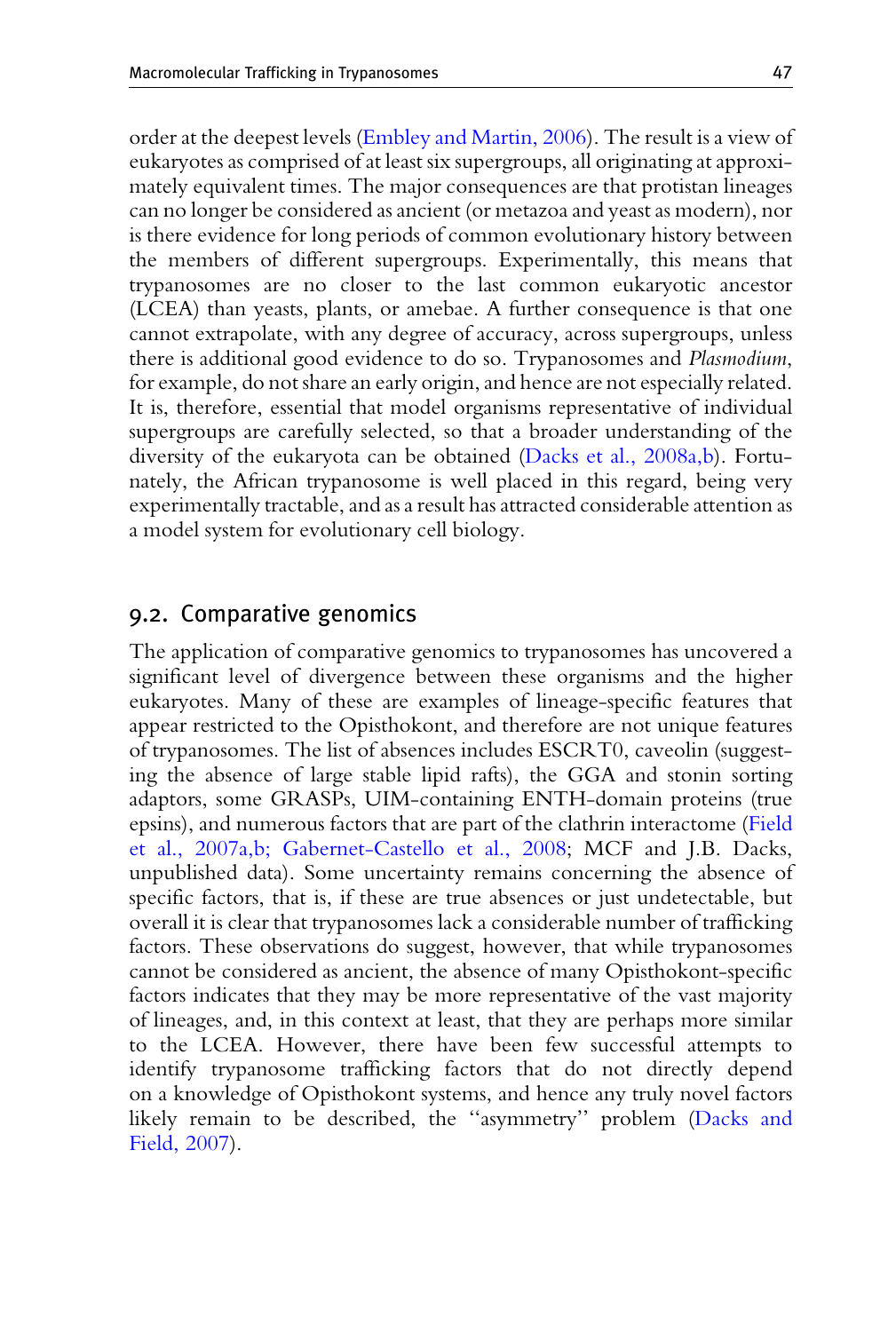order at the deepest levels (Embley and Martin, 2006). The result is a view of eukaryotes as comprised of at least six supergroups, all originating at approximately equivalent times. The major consequences are that protistan lineages can no longer be considered as ancient (or metazoa and yeast as modern), nor is there evidence for long periods of common evolutionary history between the members of different supergroups. Experimentally, this means that trypanosomes are no closer to the last common eukaryotic ancestor (LCEA) than yeasts, plants, or amebae. A further consequence is that one cannot extrapolate, with any degree of accuracy, across supergroups, unless there is additional good evidence to do so. Trypanosomes and *Plasmodium*, for example, do not share an early origin, and hence are not especially related. It is, therefore, essential that model organisms representative of individual supergroups are carefully selected, so that a broader understanding of the diversity of the eukaryota can be obtained (Dacks et al., 2008a,b). Fortunately, the African trypanosome is well placed in this regard, being very experimentally tractable, and as a result has attracted considerable attention as a model system for evolutionary cell biology.

## 9.2. Comparative genomics

The application of comparative genomics to trypanosomes has uncovered a significant level of divergence between these organisms and the higher eukaryotes. Many of these are examples of lineage-specific features that appear restricted to the Opisthokont, and therefore are not unique features of trypanosomes. The list of absences includes ESCRT0, caveolin (suggesting the absence of large stable lipid rafts), the GGA and stonin sorting adaptors, some GRASPs, UIM-containing ENTH-domain proteins (true epsins), and numerous factors that are part of the clathrin interactome (Field et al., 2007a,b; Gabernet-Castello et al., 2008; MCF and J.B. Dacks, unpublished data). Some uncertainty remains concerning the absence of specific factors, that is, if these are true absences or just undetectable, but overall it is clear that trypanosomes lack a considerable number of trafficking factors. These observations do suggest, however, that while trypanosomes cannot be considered as ancient, the absence of many Opisthokont-specific factors indicates that they may be more representative of the vast majority of lineages, and, in this context at least, that they are perhaps more similar to the LCEA. However, there have been few successful attempts to identify trypanosome trafficking factors that do not directly depend on a knowledge of Opisthokont systems, and hence any truly novel factors likely remain to be described, the ''asymmetry'' problem (Dacks and Field, 2007).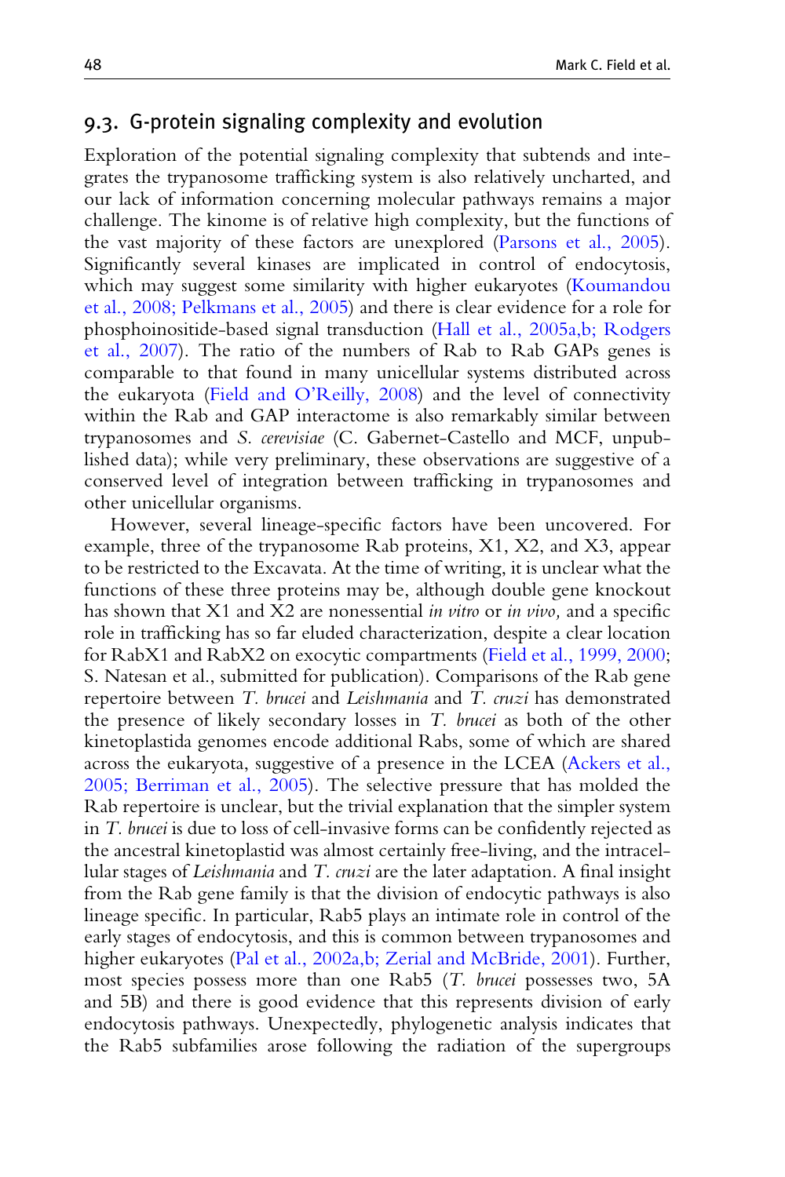## 9.3. G-protein signaling complexity and evolution

Exploration of the potential signaling complexity that subtends and integrates the trypanosome trafficking system is also relatively uncharted, and our lack of information concerning molecular pathways remains a major challenge. The kinome is of relative high complexity, but the functions of the vast majority of these factors are unexplored (Parsons et al., 2005). Significantly several kinases are implicated in control of endocytosis, which may suggest some similarity with higher eukaryotes (Koumandou et al., 2008; Pelkmans et al., 2005) and there is clear evidence for a role for phosphoinositide-based signal transduction (Hall et al., 2005a,b; Rodgers et al., 2007). The ratio of the numbers of Rab to Rab GAPs genes is comparable to that found in many unicellular systems distributed across the eukaryota (Field and O'Reilly, 2008) and the level of connectivity within the Rab and GAP interactome is also remarkably similar between trypanosomes and *S. cerevisiae* (C. Gabernet-Castello and MCF, unpublished data); while very preliminary, these observations are suggestive of a conserved level of integration between trafficking in trypanosomes and other unicellular organisms.

However, several lineage-specific factors have been uncovered. For example, three of the trypanosome Rab proteins, X1, X2, and X3, appear to be restricted to the Excavata. At the time of writing, it is unclear what the functions of these three proteins may be, although double gene knockout has shown that X1 and X2 are nonessential *in vitro* or *in vivo,* and a specific role in trafficking has so far eluded characterization, despite a clear location for RabX1 and RabX2 on exocytic compartments (Field et al., 1999, 2000; S. Natesan et al., submitted for publication). Comparisons of the Rab gene repertoire between *T. brucei* and *Leishmania* and *T. cruzi* has demonstrated the presence of likely secondary losses in *T. brucei* as both of the other kinetoplastida genomes encode additional Rabs, some of which are shared across the eukaryota, suggestive of a presence in the LCEA (Ackers et al., 2005; Berriman et al., 2005). The selective pressure that has molded the Rab repertoire is unclear, but the trivial explanation that the simpler system in *T. brucei* is due to loss of cell-invasive forms can be confidently rejected as the ancestral kinetoplastid was almost certainly free-living, and the intracellular stages of *Leishmania* and *T. cruzi* are the later adaptation. A final insight from the Rab gene family is that the division of endocytic pathways is also lineage specific. In particular, Rab5 plays an intimate role in control of the early stages of endocytosis, and this is common between trypanosomes and higher eukaryotes (Pal et al., 2002a,b; Zerial and McBride, 2001). Further, most species possess more than one Rab5 (*T. brucei* possesses two, 5A and 5B) and there is good evidence that this represents division of early endocytosis pathways. Unexpectedly, phylogenetic analysis indicates that the Rab5 subfamilies arose following the radiation of the supergroups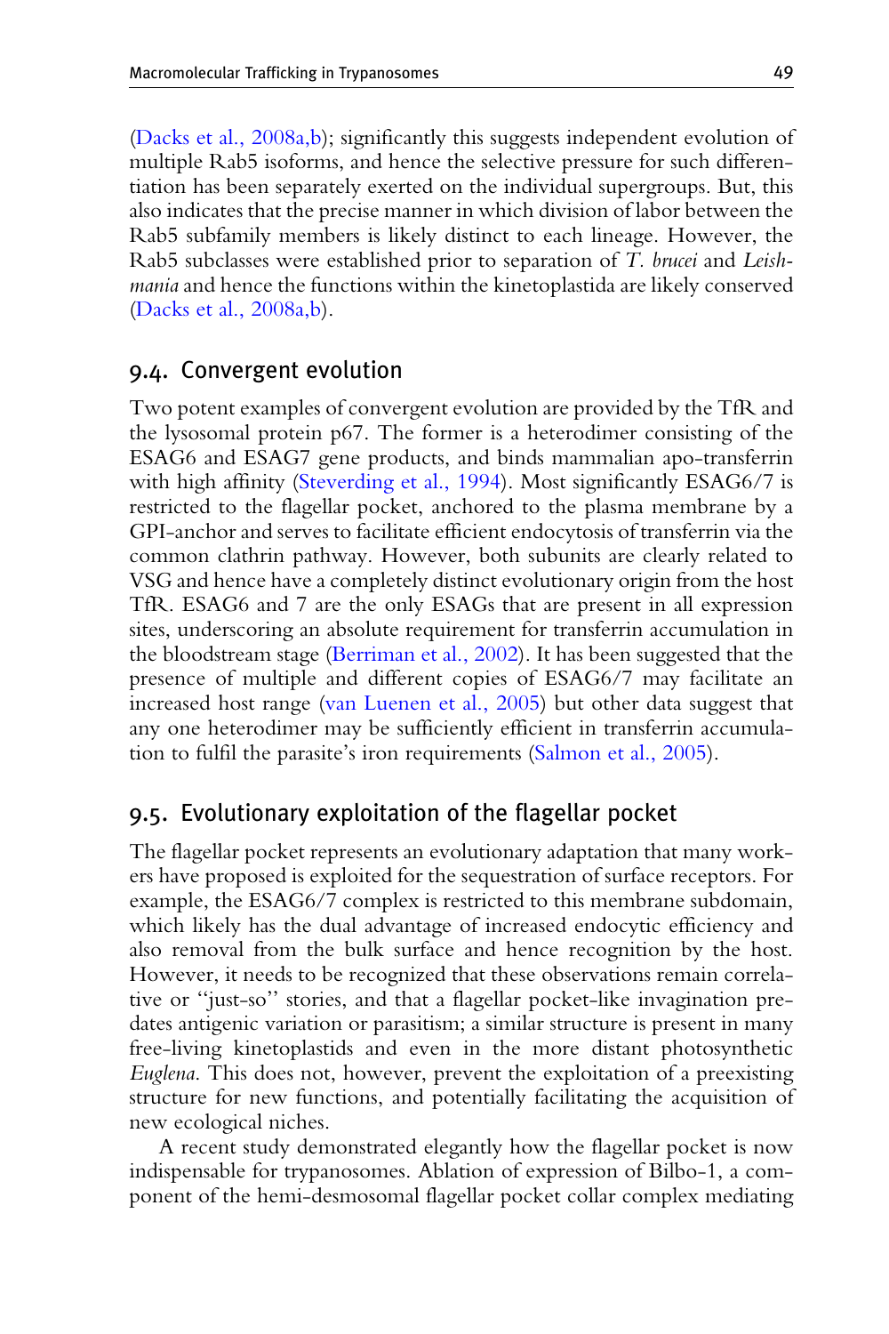(Dacks et al., 2008a,b); significantly this suggests independent evolution of multiple Rab5 isoforms, and hence the selective pressure for such differentiation has been separately exerted on the individual supergroups. But, this also indicates that the precise manner in which division of labor between the Rab5 subfamily members is likely distinct to each lineage. However, the Rab5 subclasses were established prior to separation of *T. brucei* and *Leishmania* and hence the functions within the kinetoplastida are likely conserved (Dacks et al., 2008a,b).

## 9.4. Convergent evolution

Two potent examples of convergent evolution are provided by the TfR and the lysosomal protein p67. The former is a heterodimer consisting of the ESAG6 and ESAG7 gene products, and binds mammalian apo-transferrin with high affinity (Steverding et al., 1994). Most significantly ESAG6/7 is restricted to the flagellar pocket, anchored to the plasma membrane by a GPI-anchor and serves to facilitate efficient endocytosis of transferrin via the common clathrin pathway. However, both subunits are clearly related to VSG and hence have a completely distinct evolutionary origin from the host TfR. ESAG6 and 7 are the only ESAGs that are present in all expression sites, underscoring an absolute requirement for transferrin accumulation in the bloodstream stage (Berriman et al., 2002). It has been suggested that the presence of multiple and different copies of ESAG6/7 may facilitate an increased host range (van Luenen et al., 2005) but other data suggest that any one heterodimer may be sufficiently efficient in transferrin accumulation to fulfil the parasite's iron requirements (Salmon et al., 2005).

## 9.5. Evolutionary exploitation of the flagellar pocket

The flagellar pocket represents an evolutionary adaptation that many workers have proposed is exploited for the sequestration of surface receptors. For example, the ESAG6/7 complex is restricted to this membrane subdomain, which likely has the dual advantage of increased endocytic efficiency and also removal from the bulk surface and hence recognition by the host. However, it needs to be recognized that these observations remain correlative or "just-so" stories, and that a flagellar pocket-like invagination predates antigenic variation or parasitism; a similar structure is present in many free-living kinetoplastids and even in the more distant photosynthetic *Euglena*. This does not, however, prevent the exploitation of a preexisting structure for new functions, and potentially facilitating the acquisition of new ecological niches.

A recent study demonstrated elegantly how the flagellar pocket is now indispensable for trypanosomes. Ablation of expression of Bilbo-1, a component of the hemi-desmosomal flagellar pocket collar complex mediating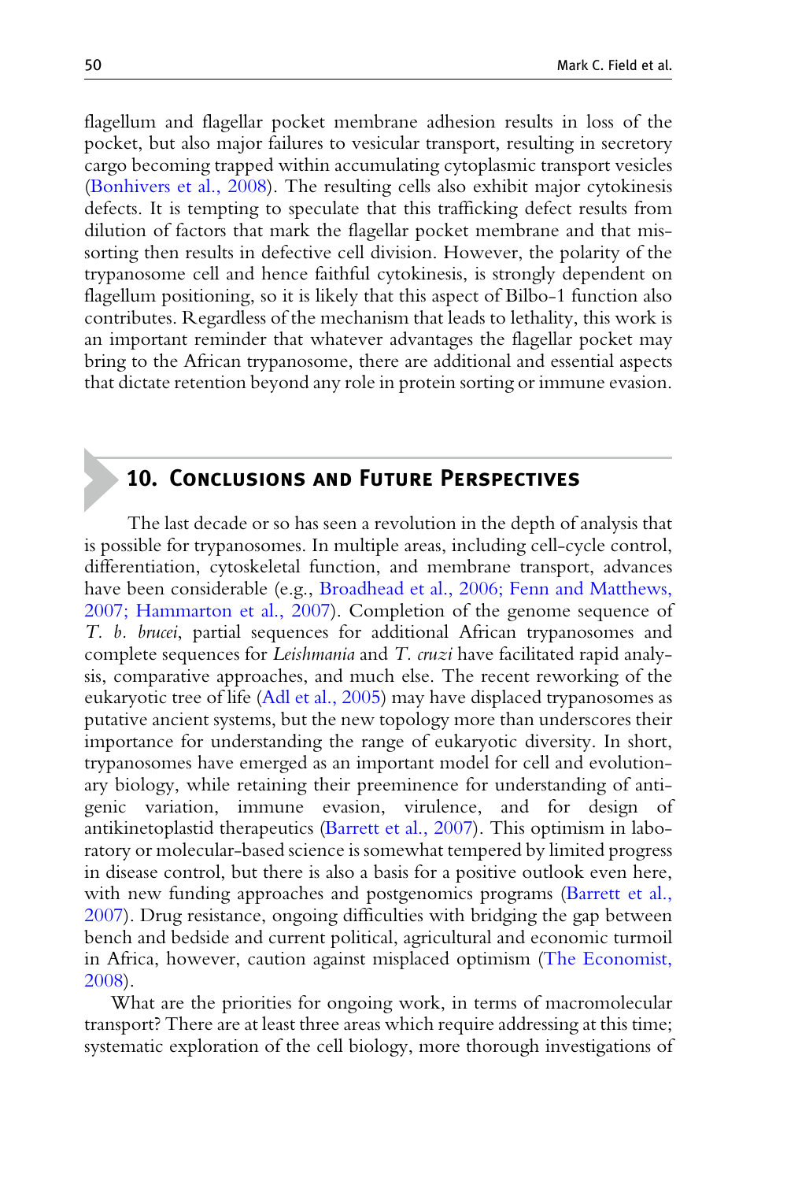flagellum and flagellar pocket membrane adhesion results in loss of the pocket, but also major failures to vesicular transport, resulting in secretory cargo becoming trapped within accumulating cytoplasmic transport vesicles (Bonhivers et al., 2008). The resulting cells also exhibit major cytokinesis defects. It is tempting to speculate that this trafficking defect results from dilution of factors that mark the flagellar pocket membrane and that missorting then results in defective cell division. However, the polarity of the trypanosome cell and hence faithful cytokinesis, is strongly dependent on flagellum positioning, so it is likely that this aspect of Bilbo-1 function also contributes. Regardless of the mechanism that leads to lethality, this work is an important reminder that whatever advantages the flagellar pocket may bring to the African trypanosome, there are additional and essential aspects that dictate retention beyond any role in protein sorting or immune evasion.

## 10. Conclusions and Future Perspectives

The last decade or so has seen a revolution in the depth of analysis that is possible for trypanosomes. In multiple areas, including cell-cycle control, differentiation, cytoskeletal function, and membrane transport, advances have been considerable (e.g., Broadhead et al., 2006; Fenn and Matthews, 2007; Hammarton et al., 2007). Completion of the genome sequence of *T. b. brucei*, partial sequences for additional African trypanosomes and complete sequences for *Leishmania* and *T. cruzi* have facilitated rapid analysis, comparative approaches, and much else. The recent reworking of the eukaryotic tree of life (Adl et al., 2005) may have displaced trypanosomes as putative ancient systems, but the new topology more than underscores their importance for understanding the range of eukaryotic diversity. In short, trypanosomes have emerged as an important model for cell and evolutionary biology, while retaining their preeminence for understanding of antigenic variation, immune evasion, virulence, and for design of antikinetoplastid therapeutics (Barrett et al., 2007). This optimism in laboratory or molecular-based science is somewhat tempered by limited progress in disease control, but there is also a basis for a positive outlook even here, with new funding approaches and postgenomics programs (Barrett et al., 2007). Drug resistance, ongoing difficulties with bridging the gap between bench and bedside and current political, agricultural and economic turmoil in Africa, however, caution against misplaced optimism (The Economist, 2008).

What are the priorities for ongoing work, in terms of macromolecular transport? There are at least three areas which require addressing at this time; systematic exploration of the cell biology, more thorough investigations of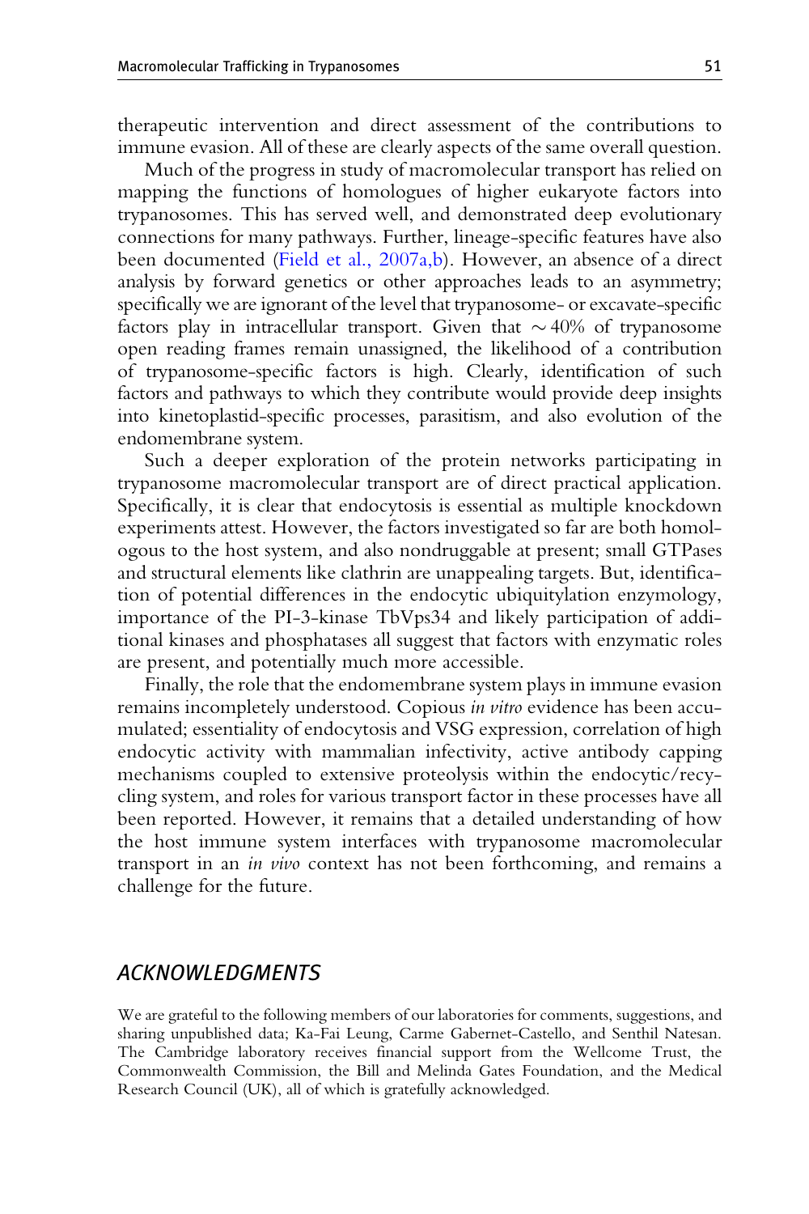therapeutic intervention and direct assessment of the contributions to immune evasion. All of these are clearly aspects of the same overall question.

Much of the progress in study of macromolecular transport has relied on mapping the functions of homologues of higher eukaryote factors into trypanosomes. This has served well, and demonstrated deep evolutionary connections for many pathways. Further, lineage-specific features have also been documented (Field et al., 2007a,b). However, an absence of a direct analysis by forward genetics or other approaches leads to an asymmetry; specifically we are ignorant of the level that trypanosome- or excavate-specific factors play in intracellular transport. Given that $\sim$40% of trypanosome open reading frames remain unassigned, the likelihood of a contribution of trypanosome-specific factors is high. Clearly, identification of such factors and pathways to which they contribute would provide deep insights into kinetoplastid-specific processes, parasitism, and also evolution of the endomembrane system.

Such a deeper exploration of the protein networks participating in trypanosome macromolecular transport are of direct practical application. Specifically, it is clear that endocytosis is essential as multiple knockdown experiments attest. However, the factors investigated so far are both homologous to the host system, and also nondruggable at present; small GTPases and structural elements like clathrin are unappealing targets. But, identification of potential differences in the endocytic ubiquitylation enzymology, importance of the PI-3-kinase TbVps34 and likely participation of additional kinases and phosphatases all suggest that factors with enzymatic roles are present, and potentially much more accessible.

Finally, the role that the endomembrane system plays in immune evasion remains incompletely understood. Copious *in vitro* evidence has been accumulated; essentiality of endocytosis and VSG expression, correlation of high endocytic activity with mammalian infectivity, active antibody capping mechanisms coupled to extensive proteolysis within the endocytic/recycling system, and roles for various transport factor in these processes have all been reported. However, it remains that a detailed understanding of how the host immune system interfaces with trypanosome macromolecular transport in an *in vivo* context has not been forthcoming, and remains a challenge for the future.

## ACKNOWLEDGMENTS

We are grateful to the following members of our laboratories for comments, suggestions, and sharing unpublished data; Ka-Fai Leung, Carme Gabernet-Castello, and Senthil Natesan. The Cambridge laboratory receives financial support from the Wellcome Trust, the Commonwealth Commission, the Bill and Melinda Gates Foundation, and the Medical Research Council (UK), all of which is gratefully acknowledged.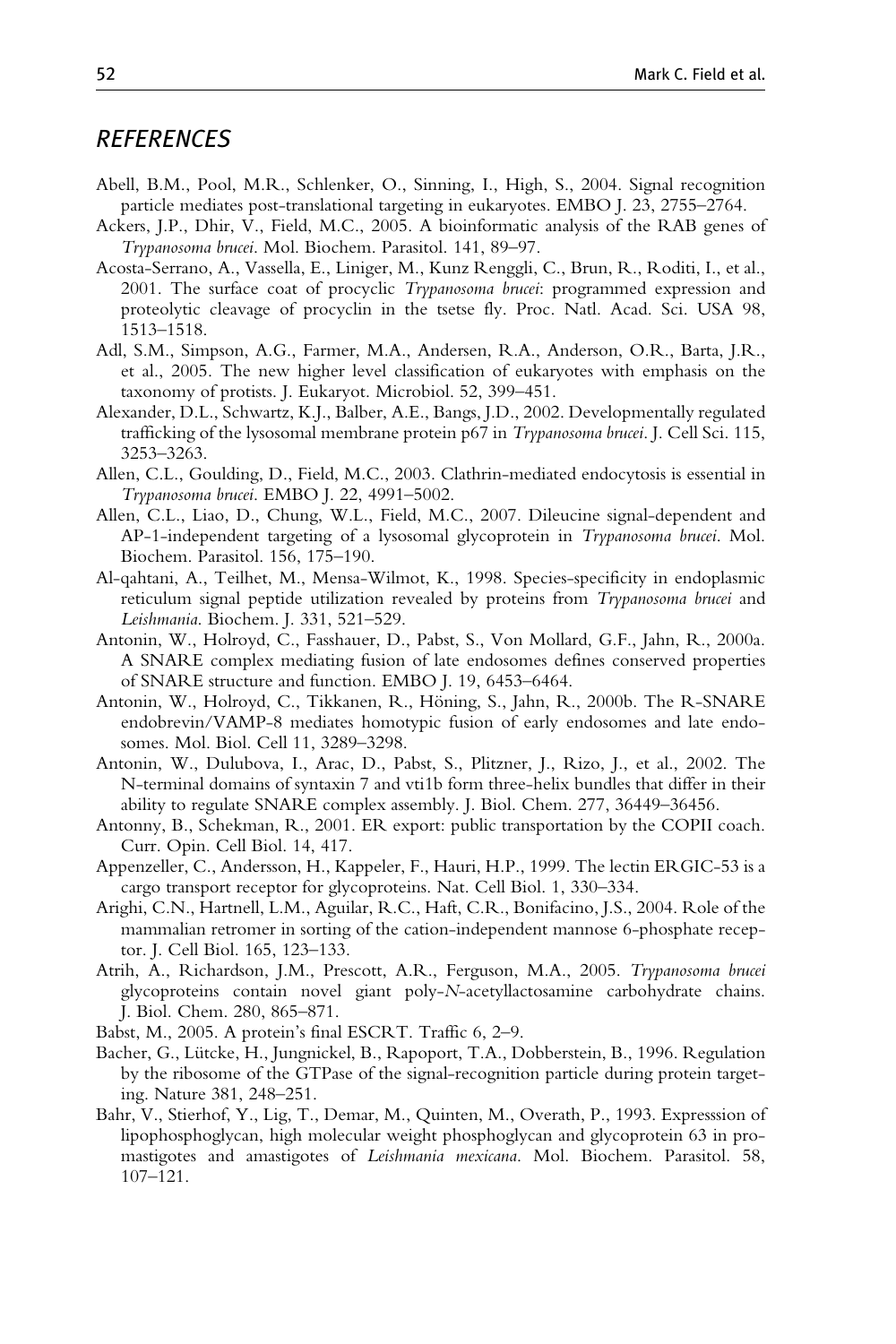## REFERENCES

Abell, B.M., Pool, M.R., Schlenker, O., Sinning, I., High, S., 2004. Signal recognition particle mediates post-translational targeting in eukaryotes. EMBO J. 23, 2755–2764.

Ackers, J.P., Dhir, V., Field, M.C., 2005. A bioinformatic analysis of the RAB genes of *Trypanosoma brucei*. Mol. Biochem. Parasitol. 141, 89–97.

Acosta-Serrano, A., Vassella, E., Liniger, M., Kunz Renggli, C., Brun, R., Roditi, I., et al., 2001. The surface coat of procyclic *Trypanosoma brucei*: programmed expression and proteolytic cleavage of procyclin in the tsetse fly. Proc. Natl. Acad. Sci. USA 98, 1513–1518.

Adl, S.M., Simpson, A.G., Farmer, M.A., Andersen, R.A., Anderson, O.R., Barta, J.R., et al., 2005. The new higher level classification of eukaryotes with emphasis on the taxonomy of protists. J. Eukaryot. Microbiol. 52, 399–451.

Alexander, D.L., Schwartz, K.J., Balber, A.E., Bangs, J.D., 2002. Developmentally regulated trafficking of the lysosomal membrane protein p67 in *Trypanosoma brucei*. J. Cell Sci. 115, 3253–3263.

Allen, C.L., Goulding, D., Field, M.C., 2003. Clathrin-mediated endocytosis is essential in *Trypanosoma brucei*. EMBO J. 22, 4991–5002.

Allen, C.L., Liao, D., Chung, W.L., Field, M.C., 2007. Dileucine signal-dependent and AP-1-independent targeting of a lysosomal glycoprotein in *Trypanosoma brucei*. Mol. Biochem. Parasitol. 156, 175–190.

Al-qahtani, A., Teilhet, M., Mensa-Wilmot, K., 1998. Species-specificity in endoplasmic reticulum signal peptide utilization revealed by proteins from *Trypanosoma brucei* and *Leishmania*. Biochem. J. 331, 521–529.

Antonin, W., Holroyd, C., Fasshauer, D., Pabst, S., Von Mollard, G.F., Jahn, R., 2000a. A SNARE complex mediating fusion of late endosomes defines conserved properties of SNARE structure and function. EMBO J. 19, 6453–6464.

Antonin, W., Holroyd, C., Tikkanen, R., Höning, S., Jahn, R., 2000b. The R-SNARE endobrevin/VAMP-8 mediates homotypic fusion of early endosomes and late endosomes. Mol. Biol. Cell 11, 3289–3298.

Antonin, W., Dulubova, I., Arac, D., Pabst, S., Plitzner, J., Rizo, J., et al., 2002. The N-terminal domains of syntaxin 7 and vti1b form three-helix bundles that differ in their ability to regulate SNARE complex assembly. J. Biol. Chem. 277, 36449–36456.

Antonny, B., Schekman, R., 2001. ER export: public transportation by the COPII coach. Curr. Opin. Cell Biol. 14, 417.

Appenzeller, C., Andersson, H., Kappeler, F., Hauri, H.P., 1999. The lectin ERGIC-53 is a cargo transport receptor for glycoproteins. Nat. Cell Biol. 1, 330–334.

Arighi, C.N., Hartnell, L.M., Aguilar, R.C., Haft, C.R., Bonifacino, J.S., 2004. Role of the mammalian retromer in sorting of the cation-independent mannose 6-phosphate receptor. J. Cell Biol. 165, 123–133.

Atrih, A., Richardson, J.M., Prescott, A.R., Ferguson, M.A., 2005. *Trypanosoma brucei* glycoproteins contain novel giant poly-*N*-acetyllactosamine carbohydrate chains. J. Biol. Chem. 280, 865–871.

Babst, M., 2005. A protein's final ESCRT. Traffic 6, 2–9.

Bacher, G., Lütcke, H., Jungnickel, B., Rapoport, T.A., Dobberstein, B., 1996. Regulation by the ribosome of the GTPase of the signal-recognition particle during protein targeting. Nature 381, 248–251.

Bahr, V., Stierhof, Y., Lig, T., Demar, M., Quinten, M., Overath, P., 1993. Expresssion of lipophosphoglycan, high molecular weight phosphoglycan and glycoprotein 63 in promastigotes and amastigotes of *Leishmania mexicana*. Mol. Biochem. Parasitol. 58, 107–121.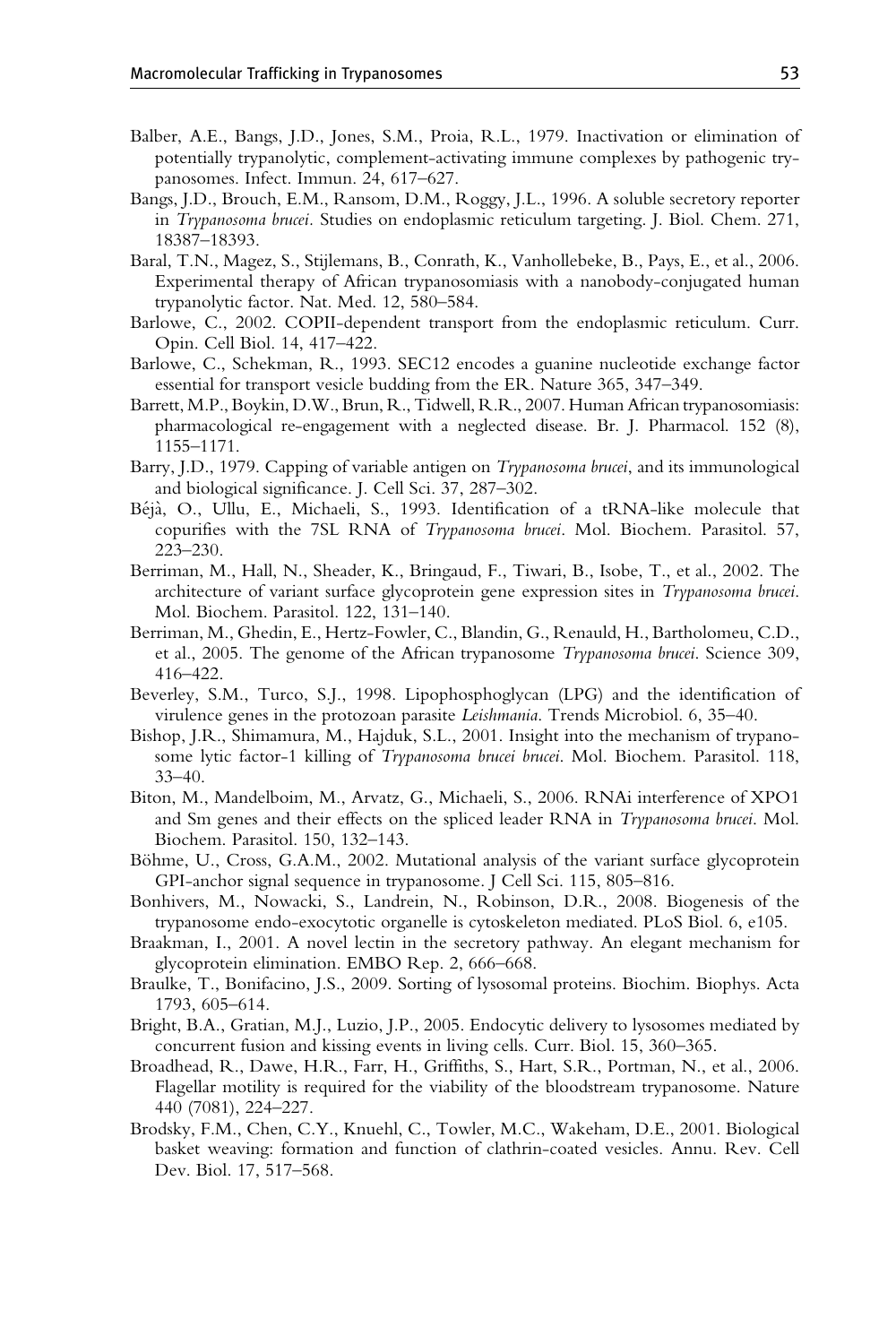Balber, A.E., Bangs, J.D., Jones, S.M., Proia, R.L., 1979. Inactivation or elimination of potentially trypanolytic, complement-activating immune complexes by pathogenic trypanosomes. Infect. Immun. 24, 617–627.

Bangs, J.D., Brouch, E.M., Ransom, D.M., Roggy, J.L., 1996. A soluble secretory reporter in *Trypanosoma brucei*. Studies on endoplasmic reticulum targeting. J. Biol. Chem. 271, 18387–18393.

Baral, T.N., Magez, S., Stijlemans, B., Conrath, K., Vanhollebeke, B., Pays, E., et al., 2006. Experimental therapy of African trypanosomiasis with a nanobody-conjugated human trypanolytic factor. Nat. Med. 12, 580–584.

Barlowe, C., 2002. COPII-dependent transport from the endoplasmic reticulum. Curr. Opin. Cell Biol. 14, 417–422.

Barlowe, C., Schekman, R., 1993. SEC12 encodes a guanine nucleotide exchange factor essential for transport vesicle budding from the ER. Nature 365, 347–349.

Barrett, M.P., Boykin, D.W., Brun, R., Tidwell, R.R., 2007. Human African trypanosomiasis: pharmacological re-engagement with a neglected disease. Br. J. Pharmacol. 152 (8), 1155–1171.

Barry, J.D., 1979. Capping of variable antigen on *Trypanosoma brucei*, and its immunological and biological significance. J. Cell Sci. 37, 287–302.

Béjà, O., Ullu, E., Michaeli, S., 1993. Identification of a tRNA-like molecule that copurifies with the 7SL RNA of *Trypanosoma brucei*. Mol. Biochem. Parasitol. 57, 223–230.

Berriman, M., Hall, N., Sheader, K., Bringaud, F., Tiwari, B., Isobe, T., et al., 2002. The architecture of variant surface glycoprotein gene expression sites in *Trypanosoma brucei*. Mol. Biochem. Parasitol. 122, 131–140.

Berriman, M., Ghedin, E., Hertz-Fowler, C., Blandin, G., Renauld, H., Bartholomeu, C.D., et al., 2005. The genome of the African trypanosome *Trypanosoma brucei*. Science 309, 416–422.

Beverley, S.M., Turco, S.J., 1998. Lipophosphoglycan (LPG) and the identification of virulence genes in the protozoan parasite *Leishmania*. Trends Microbiol. 6, 35–40.

Bishop, J.R., Shimamura, M., Hajduk, S.L., 2001. Insight into the mechanism of trypanosome lytic factor-1 killing of *Trypanosoma brucei brucei*. Mol. Biochem. Parasitol. 118, 33–40.

Biton, M., Mandelboim, M., Arvatz, G., Michaeli, S., 2006. RNAi interference of XPO1 and Sm genes and their effects on the spliced leader RNA in *Trypanosoma brucei*. Mol. Biochem. Parasitol. 150, 132–143.

Böhme, U., Cross, G.A.M., 2002. Mutational analysis of the variant surface glycoprotein GPI-anchor signal sequence in trypanosome. J Cell Sci. 115, 805–816.

Bonhivers, M., Nowacki, S., Landrein, N., Robinson, D.R., 2008. Biogenesis of the trypanosome endo-exocytotic organelle is cytoskeleton mediated. PLoS Biol. 6, e105.

Braakman, I., 2001. A novel lectin in the secretory pathway. An elegant mechanism for glycoprotein elimination. EMBO Rep. 2, 666–668.

Braulke, T., Bonifacino, J.S., 2009. Sorting of lysosomal proteins. Biochim. Biophys. Acta 1793, 605–614.

Bright, B.A., Gratian, M.J., Luzio, J.P., 2005. Endocytic delivery to lysosomes mediated by concurrent fusion and kissing events in living cells. Curr. Biol. 15, 360–365.

Broadhead, R., Dawe, H.R., Farr, H., Griffiths, S., Hart, S.R., Portman, N., et al., 2006. Flagellar motility is required for the viability of the bloodstream trypanosome. Nature 440 (7081), 224–227.

Brodsky, F.M., Chen, C.Y., Knuehl, C., Towler, M.C., Wakeham, D.E., 2001. Biological basket weaving: formation and function of clathrin-coated vesicles. Annu. Rev. Cell Dev. Biol. 17, 517–568.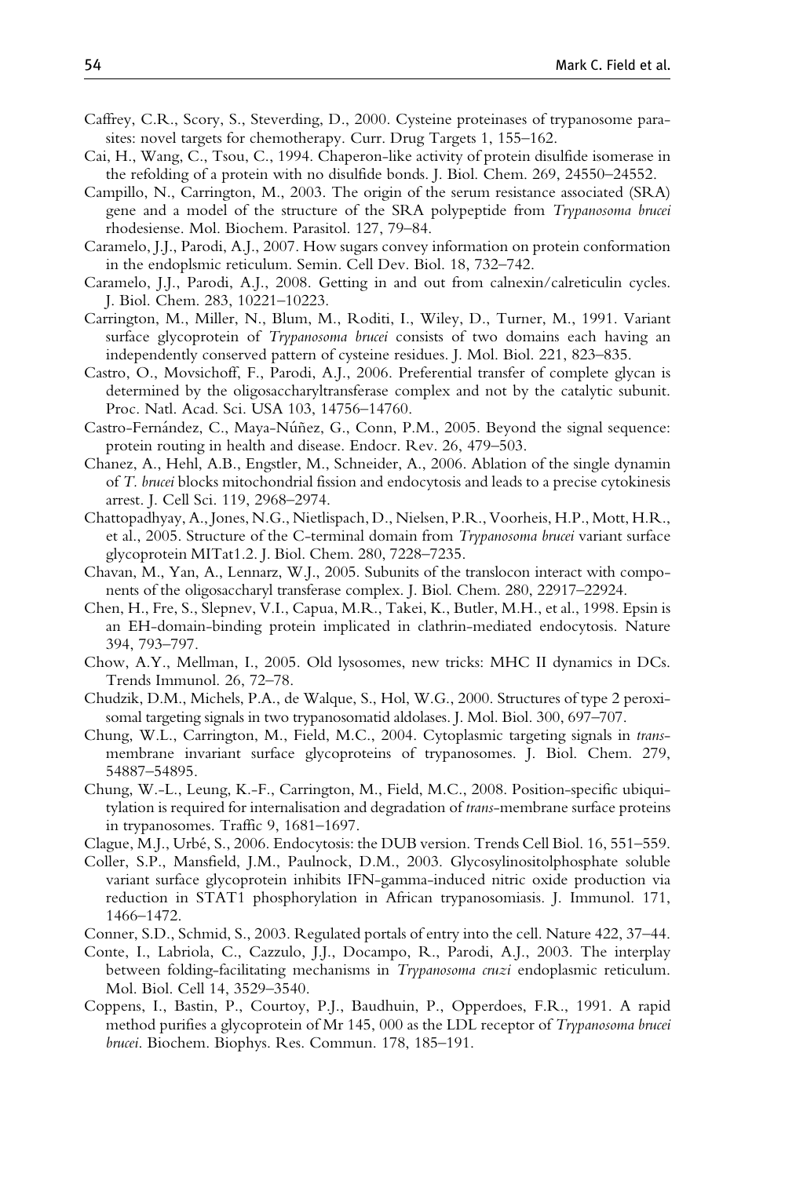Caffrey, C.R., Scory, S., Steverding, D., 2000. Cysteine proteinases of trypanosome parasites: novel targets for chemotherapy. Curr. Drug Targets 1, 155–162.

Cai, H., Wang, C., Tsou, C., 1994. Chaperon-like activity of protein disulfide isomerase in the refolding of a protein with no disulfide bonds. J. Biol. Chem. 269, 24550–24552.

Campillo, N., Carrington, M., 2003. The origin of the serum resistance associated (SRA) gene and a model of the structure of the SRA polypeptide from *Trypanosoma brucei* rhodesiense. Mol. Biochem. Parasitol. 127, 79–84.

Caramelo, J.J., Parodi, A.J., 2007. How sugars convey information on protein conformation in the endoplsmic reticulum. Semin. Cell Dev. Biol. 18, 732–742.

Caramelo, J.J., Parodi, A.J., 2008. Getting in and out from calnexin/calreticulin cycles. J. Biol. Chem. 283, 10221–10223.

Carrington, M., Miller, N., Blum, M., Roditi, I., Wiley, D., Turner, M., 1991. Variant surface glycoprotein of *Trypanosoma brucei* consists of two domains each having an independently conserved pattern of cysteine residues. J. Mol. Biol. 221, 823–835.

Castro, O., Movsichoff, F., Parodi, A.J., 2006. Preferential transfer of complete glycan is determined by the oligosaccharyltransferase complex and not by the catalytic subunit. Proc. Natl. Acad. Sci. USA 103, 14756–14760.

Castro-Fernández, C., Maya-Núñez, G., Conn, P.M., 2005. Beyond the signal sequence: protein routing in health and disease. Endocr. Rev. 26, 479–503.

Chanez, A., Hehl, A.B., Engstler, M., Schneider, A., 2006. Ablation of the single dynamin of *T. brucei* blocks mitochondrial fission and endocytosis and leads to a precise cytokinesis arrest. J. Cell Sci. 119, 2968–2974.

Chattopadhyay, A., Jones, N.G., Nietlispach, D., Nielsen, P.R., Voorheis, H.P., Mott, H.R., et al., 2005. Structure of the C-terminal domain from *Trypanosoma brucei* variant surface glycoprotein MITat1.2. J. Biol. Chem. 280, 7228–7235.

Chavan, M., Yan, A., Lennarz, W.J., 2005. Subunits of the translocon interact with components of the oligosaccharyl transferase complex. J. Biol. Chem. 280, 22917–22924.

Chen, H., Fre, S., Slepnev, V.I., Capua, M.R., Takei, K., Butler, M.H., et al., 1998. Epsin is an EH-domain-binding protein implicated in clathrin-mediated endocytosis. Nature 394, 793–797.

Chow, A.Y., Mellman, I., 2005. Old lysosomes, new tricks: MHC II dynamics in DCs. Trends Immunol. 26, 72–78.

Chudzik, D.M., Michels, P.A., de Walque, S., Hol, W.G., 2000. Structures of type 2 peroxisomal targeting signals in two trypanosomatid aldolases. J. Mol. Biol. 300, 697–707.

Chung, W.L., Carrington, M., Field, M.C., 2004. Cytoplasmic targeting signals in *trans*-membrane invariant surface glycoproteins of trypanosomes. J. Biol. Chem. 279, 54887–54895.

Chung, W.-L., Leung, K.-F., Carrington, M., Field, M.C., 2008. Position-specific ubiquitylation is required for internalisation and degradation of *trans*-membrane surface proteins in trypanosomes. Traffic 9, 1681–1697.

Clague, M.J., Urbé, S., 2006. Endocytosis: the DUB version. Trends Cell Biol. 16, 551–559.

Coller, S.P., Mansfield, J.M., Paulnock, D.M., 2003. Glycosylinositolphosphate soluble variant surface glycoprotein inhibits IFN-gamma-induced nitric oxide production via reduction in STAT1 phosphorylation in African trypanosomiasis. J. Immunol. 171, 1466–1472.

Conner, S.D., Schmid, S., 2003. Regulated portals of entry into the cell. Nature 422, 37–44.

Conte, I., Labriola, C., Cazzulo, J.J., Docampo, R., Parodi, A.J., 2003. The interplay between folding-facilitating mechanisms in *Trypanosoma cruzi* endoplasmic reticulum. Mol. Biol. Cell 14, 3529–3540.

Coppens, I., Bastin, P., Courtoy, P.J., Baudhuin, P., Opperdoes, F.R., 1991. A rapid method purifies a glycoprotein of Mr 145, 000 as the LDL receptor of *Trypanosoma brucei brucei*. Biochem. Biophys. Res. Commun. 178, 185–191.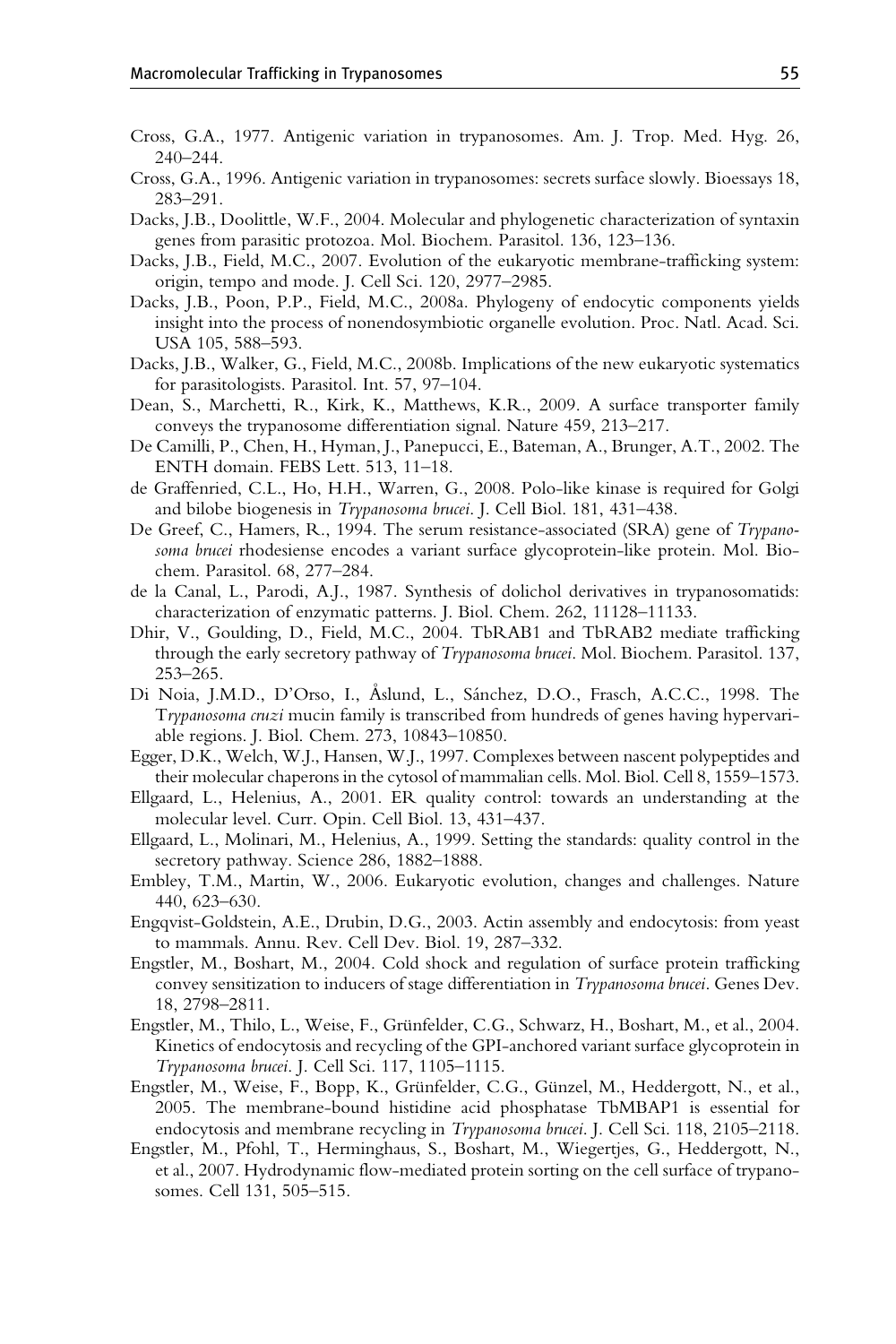Cross, G.A., 1977. Antigenic variation in trypanosomes. Am. J. Trop. Med. Hyg. 26, 240–244.

Cross, G.A., 1996. Antigenic variation in trypanosomes: secrets surface slowly. Bioessays 18, 283–291.

Dacks, J.B., Doolittle, W.F., 2004. Molecular and phylogenetic characterization of syntaxin genes from parasitic protozoa. Mol. Biochem. Parasitol. 136, 123–136.

Dacks, J.B., Field, M.C., 2007. Evolution of the eukaryotic membrane-trafficking system: origin, tempo and mode. J. Cell Sci. 120, 2977–2985.

Dacks, J.B., Poon, P.P., Field, M.C., 2008a. Phylogeny of endocytic components yields insight into the process of nonendosymbiotic organelle evolution. Proc. Natl. Acad. Sci. USA 105, 588–593.

Dacks, J.B., Walker, G., Field, M.C., 2008b. Implications of the new eukaryotic systematics for parasitologists. Parasitol. Int. 57, 97–104.

Dean, S., Marchetti, R., Kirk, K., Matthews, K.R., 2009. A surface transporter family conveys the trypanosome differentiation signal. Nature 459, 213–217.

De Camilli, P., Chen, H., Hyman, J., Panepucci, E., Bateman, A., Brunger, A.T., 2002. The ENTH domain. FEBS Lett. 513, 11–18.

de Graffenried, C.L., Ho, H.H., Warren, G., 2008. Polo-like kinase is required for Golgi and bilobe biogenesis in *Trypanosoma brucei*. J. Cell Biol. 181, 431–438.

De Greef, C., Hamers, R., 1994. The serum resistance-associated (SRA) gene of *Trypanosoma brucei* rhodesiense encodes a variant surface glycoprotein-like protein. Mol. Biochem. Parasitol. 68, 277–284.

de la Canal, L., Parodi, A.J., 1987. Synthesis of dolichol derivatives in trypanosomatids: characterization of enzymatic patterns. J. Biol. Chem. 262, 11128–11133.

Dhir, V., Goulding, D., Field, M.C., 2004. TbRAB1 and TbRAB2 mediate trafficking through the early secretory pathway of *Trypanosoma brucei*. Mol. Biochem. Parasitol. 137, 253–265.

Di Noia, J.M.D., D'Orso, I., Åslund, L., Sánchez, D.O., Frasch, A.C.C., 1998. The T*rypanosoma cruzi* mucin family is transcribed from hundreds of genes having hypervariable regions. J. Biol. Chem. 273, 10843–10850.

Egger, D.K., Welch, W.J., Hansen, W.J., 1997. Complexes between nascent polypeptides and their molecular chaperons in the cytosol of mammalian cells. Mol. Biol. Cell 8, 1559–1573.

Ellgaard, L., Helenius, A., 2001. ER quality control: towards an understanding at the molecular level. Curr. Opin. Cell Biol. 13, 431–437.

Ellgaard, L., Molinari, M., Helenius, A., 1999. Setting the standards: quality control in the secretory pathway. Science 286, 1882–1888.

Embley, T.M., Martin, W., 2006. Eukaryotic evolution, changes and challenges. Nature 440, 623–630.

Engqvist-Goldstein, A.E., Drubin, D.G., 2003. Actin assembly and endocytosis: from yeast to mammals. Annu. Rev. Cell Dev. Biol. 19, 287–332.

Engstler, M., Boshart, M., 2004. Cold shock and regulation of surface protein trafficking convey sensitization to inducers of stage differentiation in *Trypanosoma brucei*. Genes Dev. 18, 2798–2811.

Engstler, M., Thilo, L., Weise, F., Grünfelder, C.G., Schwarz, H., Boshart, M., et al., 2004. Kinetics of endocytosis and recycling of the GPI-anchored variant surface glycoprotein in *Trypanosoma brucei*. J. Cell Sci. 117, 1105–1115.

Engstler, M., Weise, F., Bopp, K., Grünfelder, C.G., Günzel, M., Heddergott, N., et al., 2005. The membrane-bound histidine acid phosphatase TbMBAP1 is essential for endocytosis and membrane recycling in *Trypanosoma brucei*. J. Cell Sci. 118, 2105–2118.

Engstler, M., Pfohl, T., Herminghaus, S., Boshart, M., Wiegertjes, G., Heddergott, N., et al., 2007. Hydrodynamic flow-mediated protein sorting on the cell surface of trypanosomes. Cell 131, 505–515.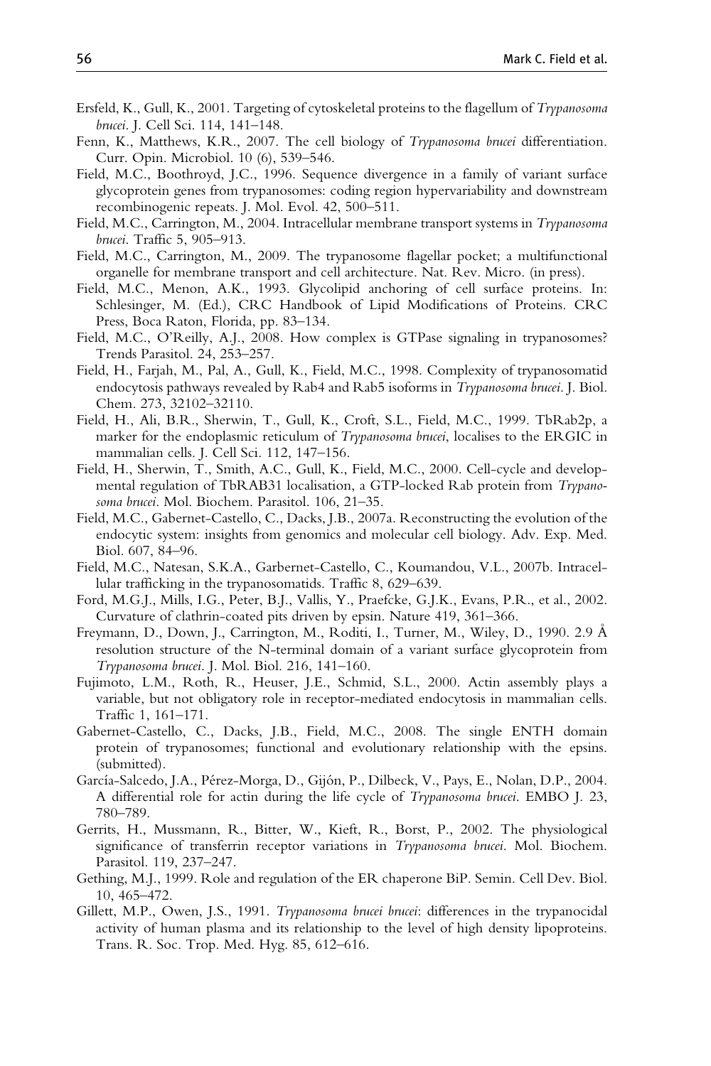Ersfeld, K., Gull, K., 2001. Targeting of cytoskeletal proteins to the flagellum of *Trypanosoma brucei*. J. Cell Sci. 114, 141–148.

Fenn, K., Matthews, K.R., 2007. The cell biology of *Trypanosoma brucei* differentiation. Curr. Opin. Microbiol. 10 (6), 539–546.

Field, M.C., Boothroyd, J.C., 1996. Sequence divergence in a family of variant surface glycoprotein genes from trypanosomes: coding region hypervariability and downstream recombinogenic repeats. J. Mol. Evol. 42, 500–511.

Field, M.C., Carrington, M., 2004. Intracellular membrane transport systems in *Trypanosoma brucei*. Traffic 5, 905–913.

Field, M.C., Carrington, M., 2009. The trypanosome flagellar pocket; a multifunctional organelle for membrane transport and cell architecture. Nat. Rev. Micro. (in press).

Field, M.C., Menon, A.K., 1993. Glycolipid anchoring of cell surface proteins. In: Schlesinger, M. (Ed.), CRC Handbook of Lipid Modifications of Proteins. CRC Press, Boca Raton, Florida, pp. 83–134.

Field, M.C., O'Reilly, A.J., 2008. How complex is GTPase signaling in trypanosomes? Trends Parasitol. 24, 253–257.

Field, H., Farjah, M., Pal, A., Gull, K., Field, M.C., 1998. Complexity of trypanosomatid endocytosis pathways revealed by Rab4 and Rab5 isoforms in *Trypanosoma brucei*. J. Biol. Chem. 273, 32102–32110.

Field, H., Ali, B.R., Sherwin, T., Gull, K., Croft, S.L., Field, M.C., 1999. TbRab2p, a marker for the endoplasmic reticulum of *Trypanosoma brucei*, localises to the ERGIC in mammalian cells. J. Cell Sci. 112, 147–156.

Field, H., Sherwin, T., Smith, A.C., Gull, K., Field, M.C., 2000. Cell-cycle and developmental regulation of TbRAB31 localisation, a GTP-locked Rab protein from *Trypanosoma brucei*. Mol. Biochem. Parasitol. 106, 21–35.

Field, M.C., Gabernet-Castello, C., Dacks, J.B., 2007a. Reconstructing the evolution of the endocytic system: insights from genomics and molecular cell biology. Adv. Exp. Med. Biol. 607, 84–96.

Field, M.C., Natesan, S.K.A., Garbernet-Castello, C., Koumandou, V.L., 2007b. Intracellular trafficking in the trypanosomatids. Traffic 8, 629–639.

Ford, M.G.J., Mills, I.G., Peter, B.J., Vallis, Y., Praefcke, G.J.K., Evans, P.R., et al., 2002. Curvature of clathrin-coated pits driven by epsin. Nature 419, 361–366.

Freymann, D., Down, J., Carrington, M., Roditi, I., Turner, M., Wiley, D., 1990. 2.9 Å resolution structure of the N-terminal domain of a variant surface glycoprotein from *Trypanosoma brucei*. J. Mol. Biol. 216, 141–160.

Fujimoto, L.M., Roth, R., Heuser, J.E., Schmid, S.L., 2000. Actin assembly plays a variable, but not obligatory role in receptor-mediated endocytosis in mammalian cells. Traffic 1, 161–171.

Gabernet-Castello, C., Dacks, J.B., Field, M.C., 2008. The single ENTH domain protein of trypanosomes; functional and evolutionary relationship with the epsins. (submitted).

García-Salcedo, J.A., Pérez-Morga, D., Gijón, P., Dilbeck, V., Pays, E., Nolan, D.P., 2004. A differential role for actin during the life cycle of *Trypanosoma brucei*. EMBO J. 23, 780–789.

Gerrits, H., Mussmann, R., Bitter, W., Kieft, R., Borst, P., 2002. The physiological significance of transferrin receptor variations in *Trypanosoma brucei*. Mol. Biochem. Parasitol. 119, 237–247.

Gething, M.J., 1999. Role and regulation of the ER chaperone BiP. Semin. Cell Dev. Biol. 10, 465–472.

Gillett, M.P., Owen, J.S., 1991. *Trypanosoma brucei brucei*: differences in the trypanocidal activity of human plasma and its relationship to the level of high density lipoproteins. Trans. R. Soc. Trop. Med. Hyg. 85, 612–616.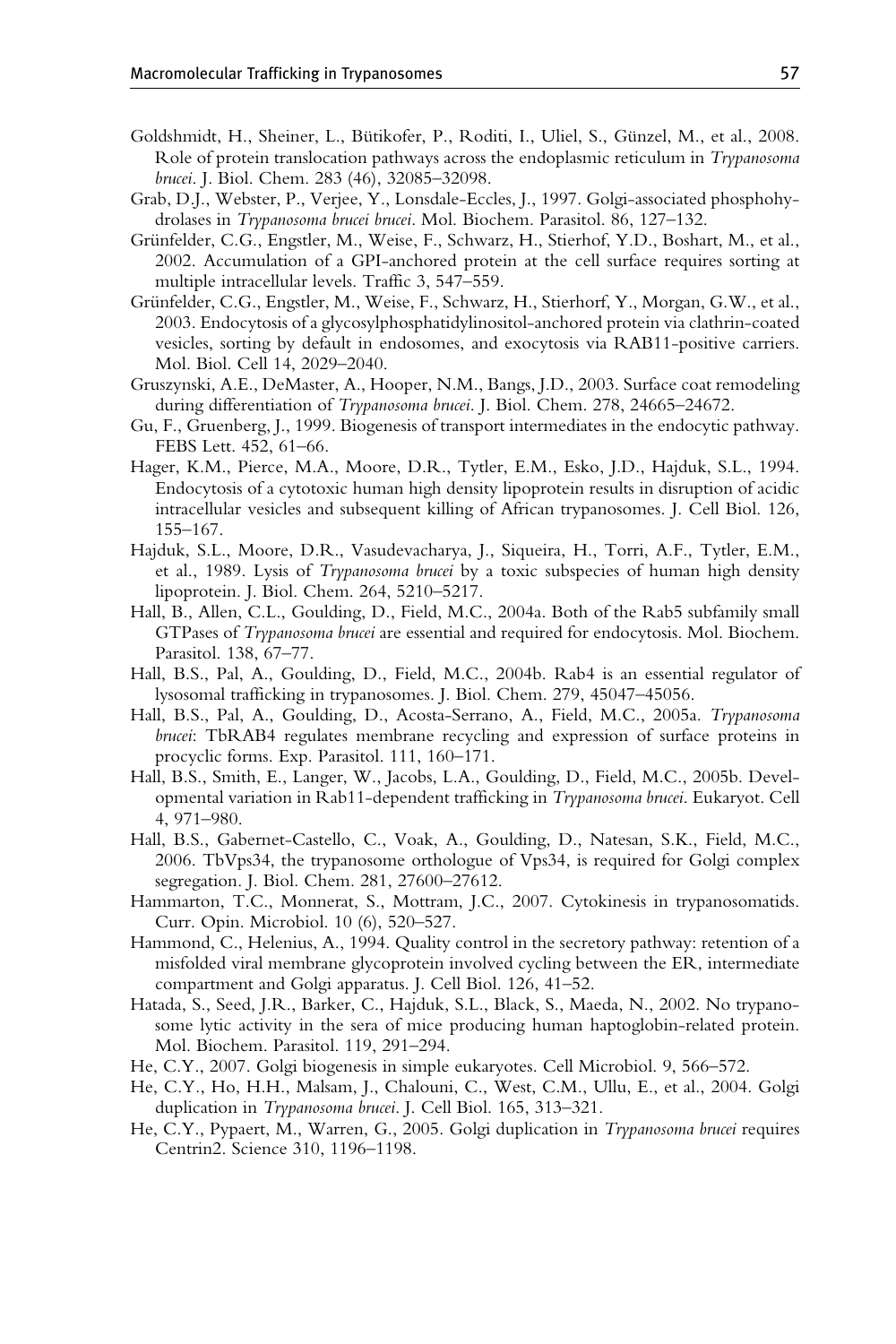Goldshmidt, H., Sheiner, L., Bütikofer, P., Roditi, I., Uliel, S., Günzel, M., et al., 2008. Role of protein translocation pathways across the endoplasmic reticulum in *Trypanosoma brucei*. J. Biol. Chem. 283 (46), 32085–32098.

Grab, D.J., Webster, P., Verjee, Y., Lonsdale-Eccles, J., 1997. Golgi-associated phosphohydrolases in *Trypanosoma brucei brucei*. Mol. Biochem. Parasitol. 86, 127–132.

Grünfelder, C.G., Engstler, M., Weise, F., Schwarz, H., Stierhof, Y.D., Boshart, M., et al., 2002. Accumulation of a GPI-anchored protein at the cell surface requires sorting at multiple intracellular levels. Traffic 3, 547–559.

Grünfelder, C.G., Engstler, M., Weise, F., Schwarz, H., Stierhorf, Y., Morgan, G.W., et al., 2003. Endocytosis of a glycosylphosphatidylinositol-anchored protein via clathrin-coated vesicles, sorting by default in endosomes, and exocytosis via RAB11-positive carriers. Mol. Biol. Cell 14, 2029–2040.

Gruszynski, A.E., DeMaster, A., Hooper, N.M., Bangs, J.D., 2003. Surface coat remodeling during differentiation of *Trypanosoma brucei*. J. Biol. Chem. 278, 24665–24672.

Gu, F., Gruenberg, J., 1999. Biogenesis of transport intermediates in the endocytic pathway. FEBS Lett. 452, 61–66.

Hager, K.M., Pierce, M.A., Moore, D.R., Tytler, E.M., Esko, J.D., Hajduk, S.L., 1994. Endocytosis of a cytotoxic human high density lipoprotein results in disruption of acidic intracellular vesicles and subsequent killing of African trypanosomes. J. Cell Biol. 126, 155–167.

Hajduk, S.L., Moore, D.R., Vasudevacharya, J., Siqueira, H., Torri, A.F., Tytler, E.M., et al., 1989. Lysis of *Trypanosoma brucei* by a toxic subspecies of human high density lipoprotein. J. Biol. Chem. 264, 5210–5217.

Hall, B., Allen, C.L., Goulding, D., Field, M.C., 2004a. Both of the Rab5 subfamily small GTPases of *Trypanosoma brucei* are essential and required for endocytosis. Mol. Biochem. Parasitol. 138, 67–77.

Hall, B.S., Pal, A., Goulding, D., Field, M.C., 2004b. Rab4 is an essential regulator of lysosomal trafficking in trypanosomes. J. Biol. Chem. 279, 45047–45056.

Hall, B.S., Pal, A., Goulding, D., Acosta-Serrano, A., Field, M.C., 2005a. *Trypanosoma brucei*: TbRAB4 regulates membrane recycling and expression of surface proteins in procyclic forms. Exp. Parasitol. 111, 160–171.

Hall, B.S., Smith, E., Langer, W., Jacobs, L.A., Goulding, D., Field, M.C., 2005b. Developmental variation in Rab11-dependent trafficking in *Trypanosoma brucei*. Eukaryot. Cell 4, 971–980.

Hall, B.S., Gabernet-Castello, C., Voak, A., Goulding, D., Natesan, S.K., Field, M.C., 2006. TbVps34, the trypanosome orthologue of Vps34, is required for Golgi complex segregation. J. Biol. Chem. 281, 27600–27612.

Hammarton, T.C., Monnerat, S., Mottram, J.C., 2007. Cytokinesis in trypanosomatids. Curr. Opin. Microbiol. 10 (6), 520–527.

Hammond, C., Helenius, A., 1994. Quality control in the secretory pathway: retention of a misfolded viral membrane glycoprotein involved cycling between the ER, intermediate compartment and Golgi apparatus. J. Cell Biol. 126, 41–52.

Hatada, S., Seed, J.R., Barker, C., Hajduk, S.L., Black, S., Maeda, N., 2002. No trypanosome lytic activity in the sera of mice producing human haptoglobin-related protein. Mol. Biochem. Parasitol. 119, 291–294.

He, C.Y., 2007. Golgi biogenesis in simple eukaryotes. Cell Microbiol. 9, 566–572.

He, C.Y., Ho, H.H., Malsam, J., Chalouni, C., West, C.M., Ullu, E., et al., 2004. Golgi duplication in *Trypanosoma brucei*. J. Cell Biol. 165, 313–321.

He, C.Y., Pypaert, M., Warren, G., 2005. Golgi duplication in *Trypanosoma brucei* requires Centrin2. Science 310, 1196–1198.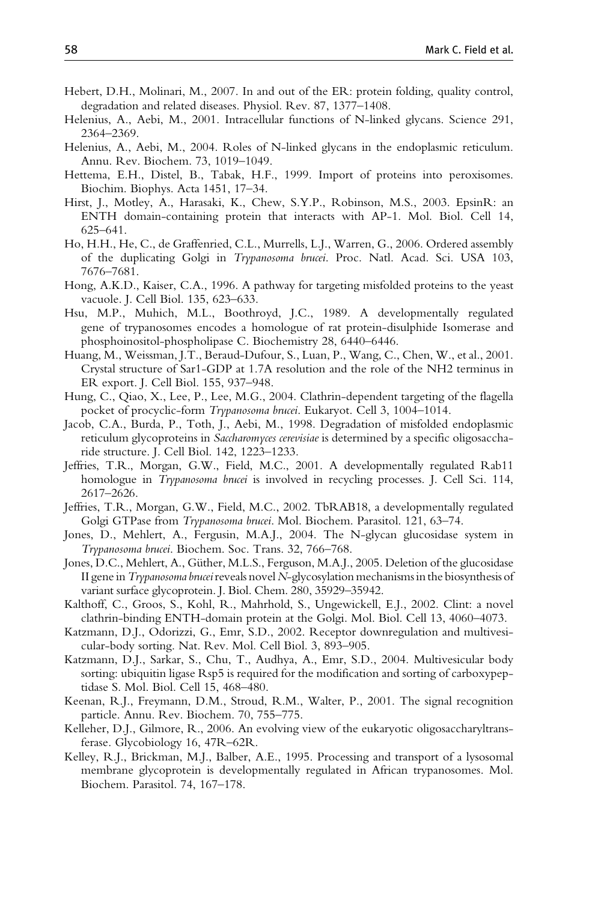Hebert, D.H., Molinari, M., 2007. In and out of the ER: protein folding, quality control, degradation and related diseases. Physiol. Rev. 87, 1377–1408.

Helenius, A., Aebi, M., 2001. Intracellular functions of N-linked glycans. Science 291, 2364–2369.

Helenius, A., Aebi, M., 2004. Roles of N-linked glycans in the endoplasmic reticulum. Annu. Rev. Biochem. 73, 1019–1049.

Hettema, E.H., Distel, B., Tabak, H.F., 1999. Import of proteins into peroxisomes. Biochim. Biophys. Acta 1451, 17–34.

Hirst, J., Motley, A., Harasaki, K., Chew, S.Y.P., Robinson, M.S., 2003. EpsinR: an ENTH domain-containing protein that interacts with AP-1. Mol. Biol. Cell 14, 625–641.

Ho, H.H., He, C., de Graffenried, C.L., Murrells, L.J., Warren, G., 2006. Ordered assembly of the duplicating Golgi in *Trypanosoma brucei*. Proc. Natl. Acad. Sci. USA 103, 7676–7681.

Hong, A.K.D., Kaiser, C.A., 1996. A pathway for targeting misfolded proteins to the yeast vacuole. J. Cell Biol. 135, 623–633.

Hsu, M.P., Muhich, M.L., Boothroyd, J.C., 1989. A developmentally regulated gene of trypanosomes encodes a homologue of rat protein-disulphide Isomerase and phosphoinositol-phospholipase C. Biochemistry 28, 6440–6446.

Huang, M., Weissman, J.T., Beraud-Dufour, S., Luan, P., Wang, C., Chen, W., et al., 2001. Crystal structure of Sar1-GDP at 1.7A resolution and the role of the NH2 terminus in ER export. J. Cell Biol. 155, 937–948.

Hung, C., Qiao, X., Lee, P., Lee, M.G., 2004. Clathrin-dependent targeting of the flagella pocket of procyclic-form *Trypanosoma brucei*. Eukaryot. Cell 3, 1004–1014.

Jacob, C.A., Burda, P., Toth, J., Aebi, M., 1998. Degradation of misfolded endoplasmic reticulum glycoproteins in *Saccharomyces cerevisiae* is determined by a specific oligosaccharide structure. J. Cell Biol. 142, 1223–1233.

Jeffries, T.R., Morgan, G.W., Field, M.C., 2001. A developmentally regulated Rab11 homologue in *Trypanosoma brucei* is involved in recycling processes. J. Cell Sci. 114, 2617–2626.

Jeffries, T.R., Morgan, G.W., Field, M.C., 2002. TbRAB18, a developmentally regulated Golgi GTPase from *Trypanosoma brucei*. Mol. Biochem. Parasitol. 121, 63–74.

Jones, D., Mehlert, A., Fergusin, M.A.J., 2004. The N-glycan glucosidase system in *Trypanosoma brucei*. Biochem. Soc. Trans. 32, 766–768.

Jones, D.C., Mehlert, A., Güther, M.L.S., Ferguson, M.A.J., 2005. Deletion of the glucosidase II gene in *Trypanosoma brucei* reveals novel *N*-glycosylation mechanisms in the biosynthesis of variant surface glycoprotein. J. Biol. Chem. 280, 35929–35942.

Kalthoff, C., Groos, S., Kohl, R., Mahrhold, S., Ungewickell, E.J., 2002. Clint: a novel clathrin-binding ENTH-domain protein at the Golgi. Mol. Biol. Cell 13, 4060–4073.

Katzmann, D.J., Odorizzi, G., Emr, S.D., 2002. Receptor downregulation and multivesicular-body sorting. Nat. Rev. Mol. Cell Biol. 3, 893–905.

Katzmann, D.J., Sarkar, S., Chu, T., Audhya, A., Emr, S.D., 2004. Multivesicular body sorting: ubiquitin ligase Rsp5 is required for the modification and sorting of carboxypeptidase S. Mol. Biol. Cell 15, 468–480.

Keenan, R.J., Freymann, D.M., Stroud, R.M., Walter, P., 2001. The signal recognition particle. Annu. Rev. Biochem. 70, 755–775.

Kelleher, D.J., Gilmore, R., 2006. An evolving view of the eukaryotic oligosaccharyltransferase. Glycobiology 16, 47R–62R.

Kelley, R.J., Brickman, M.J., Balber, A.E., 1995. Processing and transport of a lysosomal membrane glycoprotein is developmentally regulated in African trypanosomes. Mol. Biochem. Parasitol. 74, 167–178.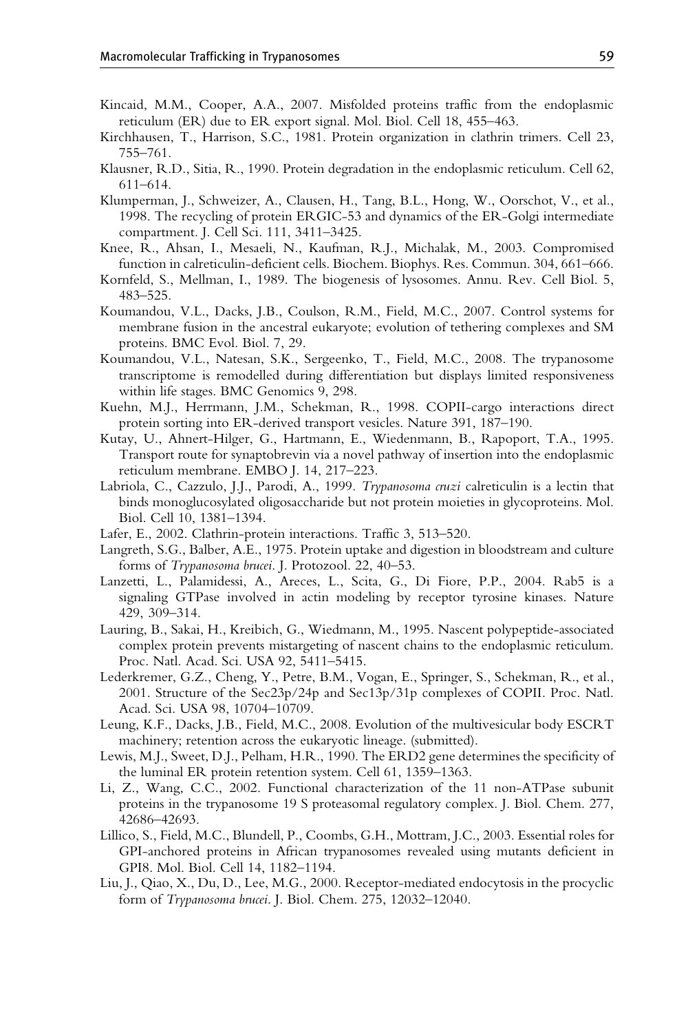Kincaid, M.M., Cooper, A.A., 2007. Misfolded proteins traffic from the endoplasmic reticulum (ER) due to ER export signal. Mol. Biol. Cell 18, 455–463.

Kirchhausen, T., Harrison, S.C., 1981. Protein organization in clathrin trimers. Cell 23, 755–761.

Klausner, R.D., Sitia, R., 1990. Protein degradation in the endoplasmic reticulum. Cell 62, 611–614.

Klumperman, J., Schweizer, A., Clausen, H., Tang, B.L., Hong, W., Oorschot, V., et al., 1998. The recycling of protein ERGIC-53 and dynamics of the ER-Golgi intermediate compartment. J. Cell Sci. 111, 3411–3425.

Knee, R., Ahsan, I., Mesaeli, N., Kaufman, R.J., Michalak, M., 2003. Compromised function in calreticulin-deficient cells. Biochem. Biophys. Res. Commun. 304, 661–666.

Kornfeld, S., Mellman, I., 1989. The biogenesis of lysosomes. Annu. Rev. Cell Biol. 5, 483–525.

Koumandou, V.L., Dacks, J.B., Coulson, R.M., Field, M.C., 2007. Control systems for membrane fusion in the ancestral eukaryote; evolution of tethering complexes and SM proteins. BMC Evol. Biol. 7, 29.

Koumandou, V.L., Natesan, S.K., Sergeenko, T., Field, M.C., 2008. The trypanosome transcriptome is remodelled during differentiation but displays limited responsiveness within life stages. BMC Genomics 9, 298.

Kuehn, M.J., Herrmann, J.M., Schekman, R., 1998. COPII-cargo interactions direct protein sorting into ER-derived transport vesicles. Nature 391, 187–190.

Kutay, U., Ahnert-Hilger, G., Hartmann, E., Wiedenmann, B., Rapoport, T.A., 1995. Transport route for synaptobrevin via a novel pathway of insertion into the endoplasmic reticulum membrane. EMBO J. 14, 217–223.

Labriola, C., Cazzulo, J.J., Parodi, A., 1999. *Trypanosoma cruzi* calreticulin is a lectin that binds monoglucosylated oligosaccharide but not protein moieties in glycoproteins. Mol. Biol. Cell 10, 1381–1394.

Lafer, E., 2002. Clathrin-protein interactions. Traffic 3, 513–520.

Langreth, S.G., Balber, A.E., 1975. Protein uptake and digestion in bloodstream and culture forms of *Trypanosoma brucei*. J. Protozool. 22, 40–53.

Lanzetti, L., Palamidessi, A., Areces, L., Scita, G., Di Fiore, P.P., 2004. Rab5 is a signaling GTPase involved in actin modeling by receptor tyrosine kinases. Nature 429, 309–314.

Lauring, B., Sakai, H., Kreibich, G., Wiedmann, M., 1995. Nascent polypeptide-associated complex protein prevents mistargeting of nascent chains to the endoplasmic reticulum. Proc. Natl. Acad. Sci. USA 92, 5411–5415.

Lederkremer, G.Z., Cheng, Y., Petre, B.M., Vogan, E., Springer, S., Schekman, R., et al., 2001. Structure of the Sec23p/24p and Sec13p/31p complexes of COPII. Proc. Natl. Acad. Sci. USA 98, 10704–10709.

Leung, K.F., Dacks, J.B., Field, M.C., 2008. Evolution of the multivesicular body ESCRT machinery; retention across the eukaryotic lineage. (submitted).

Lewis, M.J., Sweet, D.J., Pelham, H.R., 1990. The ERD2 gene determines the specificity of the luminal ER protein retention system. Cell 61, 1359–1363.

Li, Z., Wang, C.C., 2002. Functional characterization of the 11 non-ATPase subunit proteins in the trypanosome 19 S proteasomal regulatory complex. J. Biol. Chem. 277, 42686–42693.

Lillico, S., Field, M.C., Blundell, P., Coombs, G.H., Mottram, J.C., 2003. Essential roles for GPI-anchored proteins in African trypanosomes revealed using mutants deficient in GPI8. Mol. Biol. Cell 14, 1182–1194.

Liu, J., Qiao, X., Du, D., Lee, M.G., 2000. Receptor-mediated endocytosis in the procyclic form of *Trypanosoma brucei*. J. Biol. Chem. 275, 12032–12040.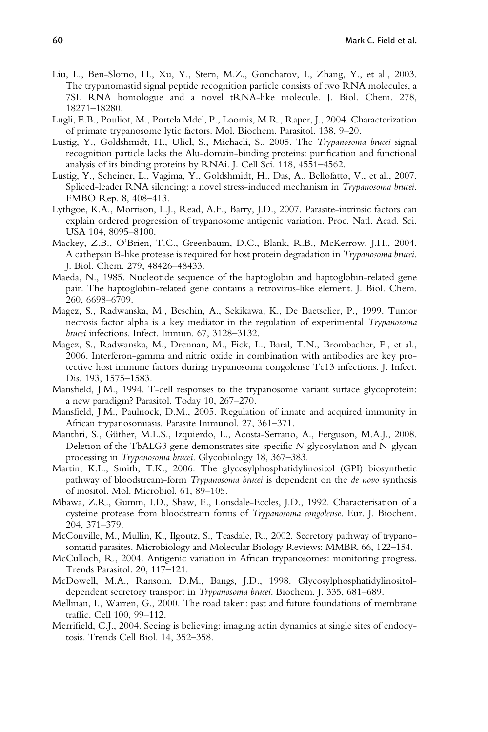Liu, L., Ben-Slomo, H., Xu, Y., Stern, M.Z., Goncharov, I., Zhang, Y., et al., 2003. The trypanomastid signal peptide recognition particle consists of two RNA molecules, a 7SL RNA homologue and a novel tRNA-like molecule. J. Biol. Chem. 278, 18271–18280.

Lugli, E.B., Pouliot, M., Portela Mdel, P., Loomis, M.R., Raper, J., 2004. Characterization of primate trypanosome lytic factors. Mol. Biochem. Parasitol. 138, 9–20.

Lustig, Y., Goldshmidt, H., Uliel, S., Michaeli, S., 2005. The *Trypanosoma brucei* signal recognition particle lacks the Alu-domain-binding proteins: purification and functional analysis of its binding proteins by RNAi. J. Cell Sci. 118, 4551–4562.

Lustig, Y., Scheiner, L., Vagima, Y., Goldshmidt, H., Das, A., Bellofatto, V., et al., 2007. Spliced-leader RNA silencing: a novel stress-induced mechanism in *Trypanosoma brucei*. EMBO Rep. 8, 408–413.

Lythgoe, K.A., Morrison, L.J., Read, A.F., Barry, J.D., 2007. Parasite-intrinsic factors can explain ordered progression of trypanosome antigenic variation. Proc. Natl. Acad. Sci. USA 104, 8095–8100.

Mackey, Z.B., O'Brien, T.C., Greenbaum, D.C., Blank, R.B., McKerrow, J.H., 2004. A cathepsin B-like protease is required for host protein degradation in *Trypanosoma brucei*. J. Biol. Chem. 279, 48426–48433.

Maeda, N., 1985. Nucleotide sequence of the haptoglobin and haptoglobin-related gene pair. The haptoglobin-related gene contains a retrovirus-like element. J. Biol. Chem. 260, 6698–6709.

Magez, S., Radwanska, M., Beschin, A., Sekikawa, K., De Baetselier, P., 1999. Tumor necrosis factor alpha is a key mediator in the regulation of experimental *Trypanosoma brucei* infections. Infect. Immun. 67, 3128–3132.

Magez, S., Radwanska, M., Drennan, M., Fick, L., Baral, T.N., Brombacher, F., et al., 2006. Interferon-gamma and nitric oxide in combination with antibodies are key protective host immune factors during trypanosoma congolense Tc13 infections. J. Infect. Dis. 193, 1575–1583.

Mansfield, J.M., 1994. T-cell responses to the trypanosome variant surface glycoprotein: a new paradigm? Parasitol. Today 10, 267–270.

Mansfield, J.M., Paulnock, D.M., 2005. Regulation of innate and acquired immunity in African trypanosomiasis. Parasite Immunol. 27, 361–371.

Manthri, S., Güther, M.L.S., Izquierdo, L., Acosta-Serrano, A., Ferguson, M.A.J., 2008. Deletion of the TbALG3 gene demonstrates site-specific *N*-glycosylation and N-glycan processing in *Trypanosoma brucei*. Glycobiology 18, 367–383.

Martin, K.L., Smith, T.K., 2006. The glycosylphosphatidylinositol (GPI) biosynthetic pathway of bloodstream-form *Trypanosoma brucei* is dependent on the *de novo* synthesis of inositol. Mol. Microbiol. 61, 89–105.

Mbawa, Z.R., Gumm, I.D., Shaw, E., Lonsdale-Eccles, J.D., 1992. Characterisation of a cysteine protease from bloodstream forms of *Trypanosoma congolense*. Eur. J. Biochem. 204, 371–379.

McConville, M., Mullin, K., Ilgoutz, S., Teasdale, R., 2002. Secretory pathway of trypanosomatid parasites. Microbiology and Molecular Biology Reviews: MMBR 66, 122–154.

McCulloch, R., 2004. Antigenic variation in African trypanosomes: monitoring progress. Trends Parasitol. 20, 117–121.

McDowell, M.A., Ransom, D.M., Bangs, J.D., 1998. Glycosylphosphatidylinositol-dependent secretory transport in *Trypanosoma brucei*. Biochem. J. 335, 681–689.

Mellman, I., Warren, G., 2000. The road taken: past and future foundations of membrane traffic. Cell 100, 99–112.

Merrifield, C.J., 2004. Seeing is believing: imaging actin dynamics at single sites of endocytosis. Trends Cell Biol. 14, 352–358.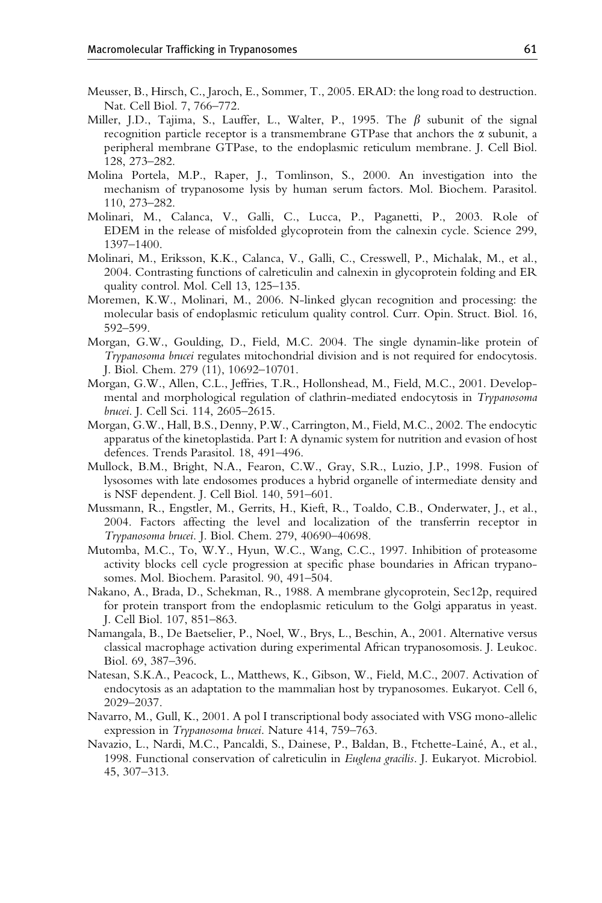Meusser, B., Hirsch, C., Jaroch, E., Sommer, T., 2005. ERAD: the long road to destruction. Nat. Cell Biol. 7, 766–772.

Miller, J.D., Tajima, S., Lauffer, L., Walter, P., 1995. The $\beta$ subunit of the signal recognition particle receptor is a transmembrane GTPase that anchors the $\alpha$ subunit, a peripheral membrane GTPase, to the endoplasmic reticulum membrane. J. Cell Biol. 128, 273–282.

Molina Portela, M.P., Raper, J., Tomlinson, S., 2000. An investigation into the mechanism of trypanosome lysis by human serum factors. Mol. Biochem. Parasitol. 110, 273–282.

Molinari, M., Calanca, V., Galli, C., Lucca, P., Paganetti, P., 2003. Role of EDEM in the release of misfolded glycoprotein from the calnexin cycle. Science 299, 1397–1400.

Molinari, M., Eriksson, K.K., Calanca, V., Galli, C., Cresswell, P., Michalak, M., et al., 2004. Contrasting functions of calreticulin and calnexin in glycoprotein folding and ER quality control. Mol. Cell 13, 125–135.

Moremen, K.W., Molinari, M., 2006. N-linked glycan recognition and processing: the molecular basis of endoplasmic reticulum quality control. Curr. Opin. Struct. Biol. 16, 592–599.

Morgan, G.W., Goulding, D., Field, M.C. 2004. The single dynamin-like protein of *Trypanosoma brucei* regulates mitochondrial division and is not required for endocytosis. J. Biol. Chem. 279 (11), 10692–10701.

Morgan, G.W., Allen, C.L., Jeffries, T.R., Hollonshead, M., Field, M.C., 2001. Developmental and morphological regulation of clathrin-mediated endocytosis in *Trypanosoma brucei*. J. Cell Sci. 114, 2605–2615.

Morgan, G.W., Hall, B.S., Denny, P.W., Carrington, M., Field, M.C., 2002. The endocytic apparatus of the kinetoplastida. Part I: A dynamic system for nutrition and evasion of host defences. Trends Parasitol. 18, 491–496.

Mullock, B.M., Bright, N.A., Fearon, C.W., Gray, S.R., Luzio, J.P., 1998. Fusion of lysosomes with late endosomes produces a hybrid organelle of intermediate density and is NSF dependent. J. Cell Biol. 140, 591–601.

Mussmann, R., Engstler, M., Gerrits, H., Kieft, R., Toaldo, C.B., Onderwater, J., et al., 2004. Factors affecting the level and localization of the transferrin receptor in *Trypanosoma brucei*. J. Biol. Chem. 279, 40690–40698.

Mutomba, M.C., To, W.Y., Hyun, W.C., Wang, C.C., 1997. Inhibition of proteasome activity blocks cell cycle progression at specific phase boundaries in African trypanosomes. Mol. Biochem. Parasitol. 90, 491–504.

Nakano, A., Brada, D., Schekman, R., 1988. A membrane glycoprotein, Sec12p, required for protein transport from the endoplasmic reticulum to the Golgi apparatus in yeast. J. Cell Biol. 107, 851–863.

Namangala, B., De Baetselier, P., Noel, W., Brys, L., Beschin, A., 2001. Alternative versus classical macrophage activation during experimental African trypanosomosis. J. Leukoc. Biol. 69, 387–396.

Natesan, S.K.A., Peacock, L., Matthews, K., Gibson, W., Field, M.C., 2007. Activation of endocytosis as an adaptation to the mammalian host by trypanosomes. Eukaryot. Cell 6, 2029–2037.

Navarro, M., Gull, K., 2001. A pol I transcriptional body associated with VSG mono-allelic expression in *Trypanosoma brucei*. Nature 414, 759–763.

Navazio, L., Nardi, M.C., Pancaldi, S., Dainese, P., Baldan, B., Ftchette-Lainé, A., et al., 1998. Functional conservation of calreticulin in *Euglena gracilis*. J. Eukaryot. Microbiol. 45, 307–313.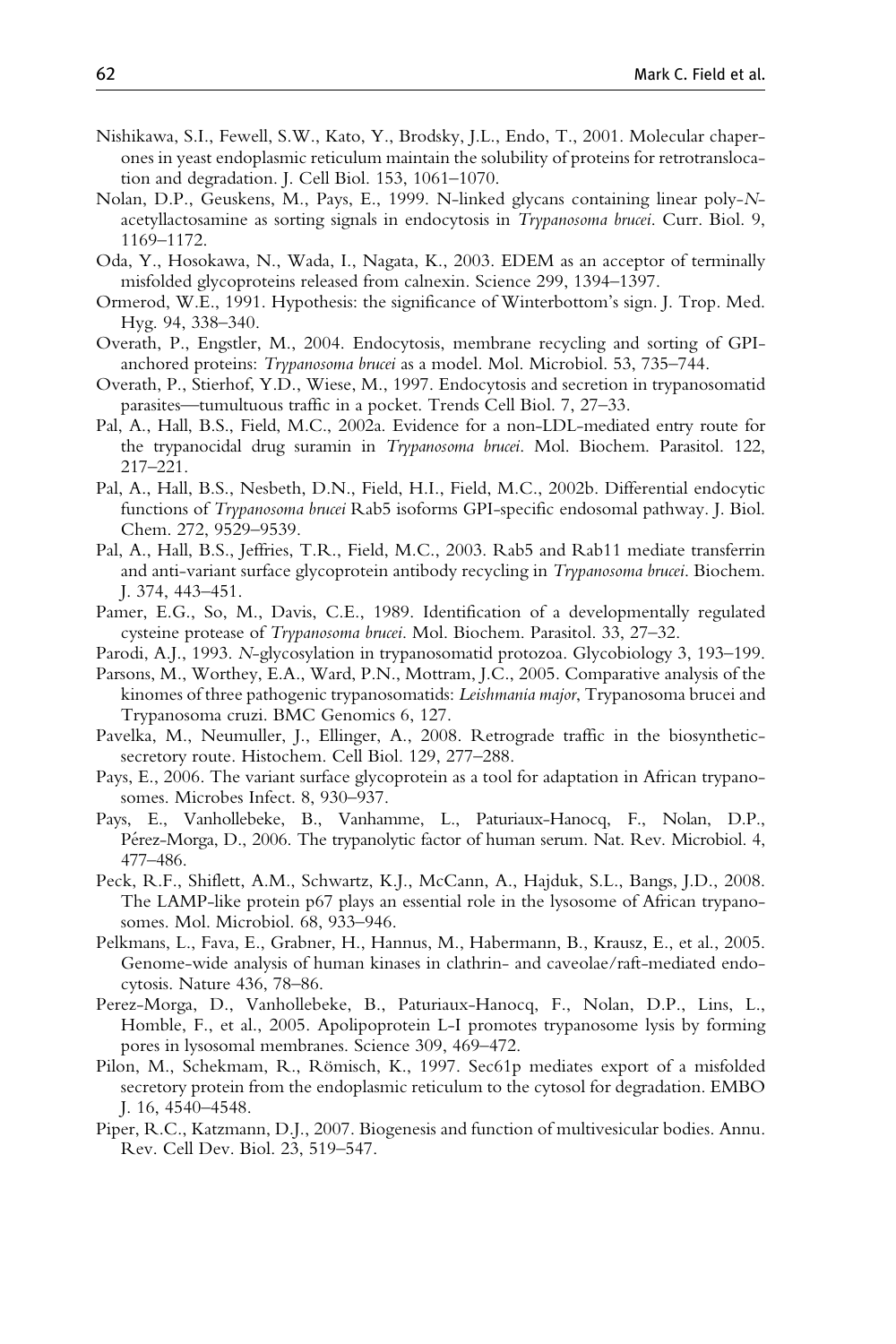Nishikawa, S.I., Fewell, S.W., Kato, Y., Brodsky, J.L., Endo, T., 2001. Molecular chaperones in yeast endoplasmic reticulum maintain the solubility of proteins for retrotranslocation and degradation. J. Cell Biol. 153, 1061–1070.

Nolan, D.P., Geuskens, M., Pays, E., 1999. N-linked glycans containing linear poly-*N*-acetyllactosamine as sorting signals in endocytosis in *Trypanosoma brucei*. Curr. Biol. 9, 1169–1172.

Oda, Y., Hosokawa, N., Wada, I., Nagata, K., 2003. EDEM as an acceptor of terminally misfolded glycoproteins released from calnexin. Science 299, 1394–1397.

Ormerod, W.E., 1991. Hypothesis: the significance of Winterbottom's sign. J. Trop. Med. Hyg. 94, 338–340.

Overath, P., Engstler, M., 2004. Endocytosis, membrane recycling and sorting of GPI-anchored proteins: *Trypanosoma brucei* as a model. Mol. Microbiol. 53, 735–744.

Overath, P., Stierhof, Y.D., Wiese, M., 1997. Endocytosis and secretion in trypanosomatid parasites—tumultuous traffic in a pocket. Trends Cell Biol. 7, 27–33.

Pal, A., Hall, B.S., Field, M.C., 2002a. Evidence for a non-LDL-mediated entry route for the trypanocidal drug suramin in *Trypanosoma brucei*. Mol. Biochem. Parasitol. 122, 217–221.

Pal, A., Hall, B.S., Nesbeth, D.N., Field, H.I., Field, M.C., 2002b. Differential endocytic functions of *Trypanosoma brucei* Rab5 isoforms GPI-specific endosomal pathway. J. Biol. Chem. 272, 9529–9539.

Pal, A., Hall, B.S., Jeffries, T.R., Field, M.C., 2003. Rab5 and Rab11 mediate transferrin and anti-variant surface glycoprotein antibody recycling in *Trypanosoma brucei*. Biochem. J. 374, 443–451.

Pamer, E.G., So, M., Davis, C.E., 1989. Identification of a developmentally regulated cysteine protease of *Trypanosoma brucei*. Mol. Biochem. Parasitol. 33, 27–32.

Parodi, A.J., 1993. *N*-glycosylation in trypanosomatid protozoa. Glycobiology 3, 193–199.

Parsons, M., Worthey, E.A., Ward, P.N., Mottram, J.C., 2005. Comparative analysis of the kinomes of three pathogenic trypanosomatids: *Leishmania major*, Trypanosoma brucei and Trypanosoma cruzi. BMC Genomics 6, 127.

Pavelka, M., Neumuller, J., Ellinger, A., 2008. Retrograde traffic in the biosynthetic-secretory route. Histochem. Cell Biol. 129, 277–288.

Pays, E., 2006. The variant surface glycoprotein as a tool for adaptation in African trypanosomes. Microbes Infect. 8, 930–937.

Pays, E., Vanhollebeke, B., Vanhamme, L., Paturiaux-Hanocq, F., Nolan, D.P., Pérez-Morga, D., 2006. The trypanolytic factor of human serum. Nat. Rev. Microbiol. 4, 477–486.

Peck, R.F., Shiflett, A.M., Schwartz, K.J., McCann, A., Hajduk, S.L., Bangs, J.D., 2008. The LAMP-like protein p67 plays an essential role in the lysosome of African trypanosomes. Mol. Microbiol. 68, 933–946.

Pelkmans, L., Fava, E., Grabner, H., Hannus, M., Habermann, B., Krausz, E., et al., 2005. Genome-wide analysis of human kinases in clathrin- and caveolae/raft-mediated endocytosis. Nature 436, 78–86.

Perez-Morga, D., Vanhollebeke, B., Paturiaux-Hanocq, F., Nolan, D.P., Lins, L., Homble, F., et al., 2005. Apolipoprotein L-I promotes trypanosome lysis by forming pores in lysosomal membranes. Science 309, 469–472.

Pilon, M., Schekmam, R., Römisch, K., 1997. Sec61p mediates export of a misfolded secretory protein from the endoplasmic reticulum to the cytosol for degradation. EMBO J. 16, 4540–4548.

Piper, R.C., Katzmann, D.J., 2007. Biogenesis and function of multivesicular bodies. Annu. Rev. Cell Dev. Biol. 23, 519–547.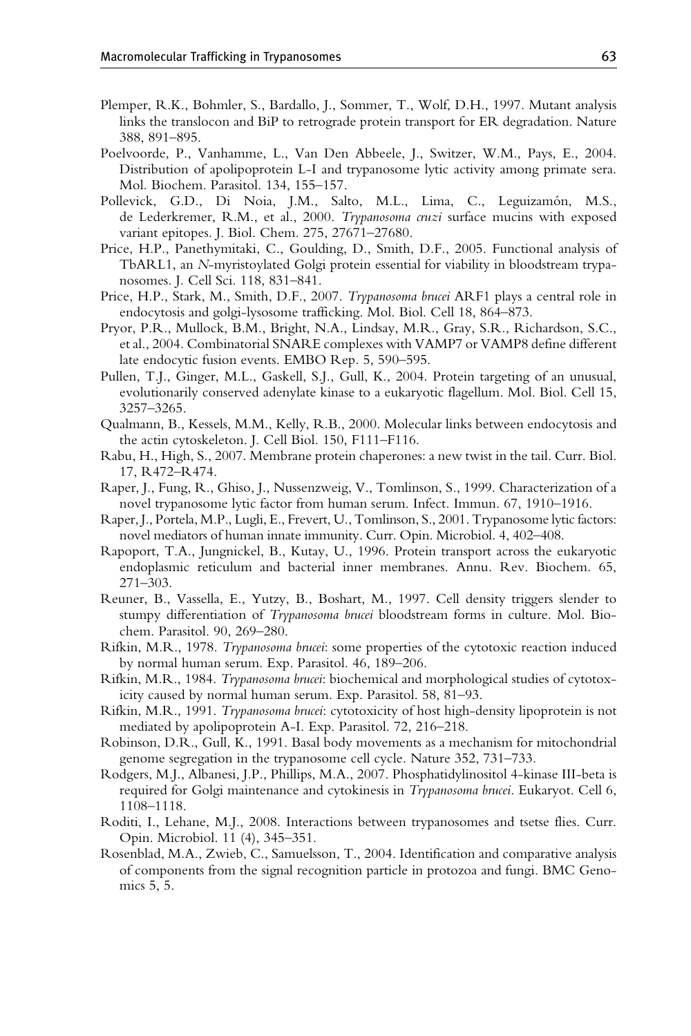Plemper, R.K., Bohmler, S., Bardallo, J., Sommer, T., Wolf, D.H., 1997. Mutant analysis links the translocon and BiP to retrograde protein transport for ER degradation. Nature 388, 891–895.

Poelvoorde, P., Vanhamme, L., Van Den Abbeele, J., Switzer, W.M., Pays, E., 2004. Distribution of apolipoprotein L-I and trypanosome lytic activity among primate sera. Mol. Biochem. Parasitol. 134, 155–157.

Pollevick, G.D., Di Noia, J.M., Salto, M.L., Lima, C., Leguizamón, M.S., de Lederkremer, R.M., et al., 2000. *Trypanosoma cruzi* surface mucins with exposed variant epitopes. J. Biol. Chem. 275, 27671–27680.

Price, H.P., Panethymitaki, C., Goulding, D., Smith, D.F., 2005. Functional analysis of TbARL1, an *N*-myristoylated Golgi protein essential for viability in bloodstream trypanosomes. J. Cell Sci. 118, 831–841.

Price, H.P., Stark, M., Smith, D.F., 2007. *Trypanosoma brucei* ARF1 plays a central role in endocytosis and golgi-lysosome trafficking. Mol. Biol. Cell 18, 864–873.

Pryor, P.R., Mullock, B.M., Bright, N.A., Lindsay, M.R., Gray, S.R., Richardson, S.C., et al., 2004. Combinatorial SNARE complexes with VAMP7 or VAMP8 define different late endocytic fusion events. EMBO Rep. 5, 590–595.

Pullen, T.J., Ginger, M.L., Gaskell, S.J., Gull, K., 2004. Protein targeting of an unusual, evolutionarily conserved adenylate kinase to a eukaryotic flagellum. Mol. Biol. Cell 15, 3257–3265.

Qualmann, B., Kessels, M.M., Kelly, R.B., 2000. Molecular links between endocytosis and the actin cytoskeleton. J. Cell Biol. 150, F111–F116.

Rabu, H., High, S., 2007. Membrane protein chaperones: a new twist in the tail. Curr. Biol. 17, R472–R474.

Raper, J., Fung, R., Ghiso, J., Nussenzweig, V., Tomlinson, S., 1999. Characterization of a novel trypanosome lytic factor from human serum. Infect. Immun. 67, 1910–1916.

Raper, J., Portela, M.P., Lugli, E., Frevert, U., Tomlinson, S., 2001. Trypanosome lytic factors: novel mediators of human innate immunity. Curr. Opin. Microbiol. 4, 402–408.

Rapoport, T.A., Jungnickel, B., Kutay, U., 1996. Protein transport across the eukaryotic endoplasmic reticulum and bacterial inner membranes. Annu. Rev. Biochem. 65, 271–303.

Reuner, B., Vassella, E., Yutzy, B., Boshart, M., 1997. Cell density triggers slender to stumpy differentiation of *Trypanosoma brucei* bloodstream forms in culture. Mol. Biochem. Parasitol. 90, 269–280.

Rifkin, M.R., 1978. *Trypanosoma brucei*: some properties of the cytotoxic reaction induced by normal human serum. Exp. Parasitol. 46, 189–206.

Rifkin, M.R., 1984. *Trypanosoma brucei*: biochemical and morphological studies of cytotoxicity caused by normal human serum. Exp. Parasitol. 58, 81–93.

Rifkin, M.R., 1991. *Trypanosoma brucei*: cytotoxicity of host high-density lipoprotein is not mediated by apolipoprotein A-I. Exp. Parasitol. 72, 216–218.

Robinson, D.R., Gull, K., 1991. Basal body movements as a mechanism for mitochondrial genome segregation in the trypanosome cell cycle. Nature 352, 731–733.

Rodgers, M.J., Albanesi, J.P., Phillips, M.A., 2007. Phosphatidylinositol 4-kinase III-beta is required for Golgi maintenance and cytokinesis in *Trypanosoma brucei*. Eukaryot. Cell 6, 1108–1118.

Roditi, I., Lehane, M.J., 2008. Interactions between trypanosomes and tsetse flies. Curr. Opin. Microbiol. 11 (4), 345–351.

Rosenblad, M.A., Zwieb, C., Samuelsson, T., 2004. Identification and comparative analysis of components from the signal recognition particle in protozoa and fungi. BMC Genomics 5, 5.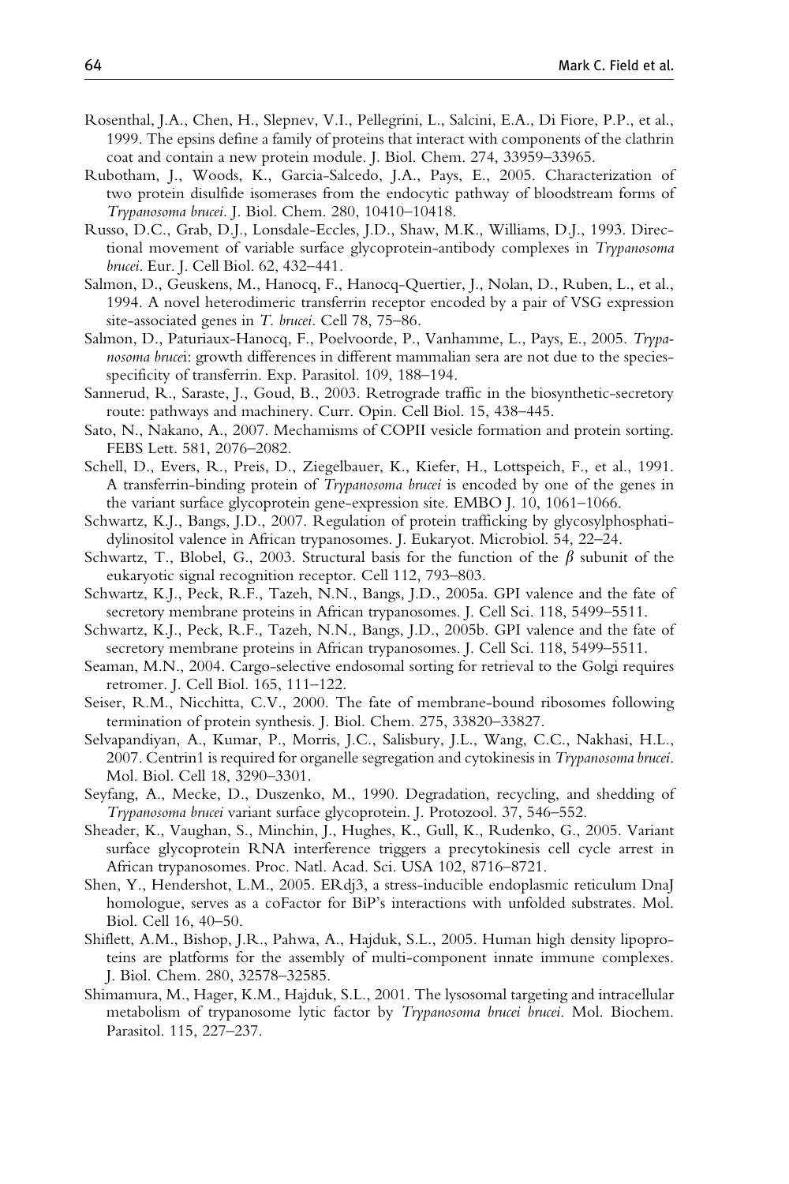Rosenthal, J.A., Chen, H., Slepnev, V.I., Pellegrini, L., Salcini, E.A., Di Fiore, P.P., et al., 1999. The epsins define a family of proteins that interact with components of the clathrin coat and contain a new protein module. J. Biol. Chem. 274, 33959–33965.

Rubotham, J., Woods, K., Garcia-Salcedo, J.A., Pays, E., 2005. Characterization of two protein disulfide isomerases from the endocytic pathway of bloodstream forms of *Trypanosoma brucei*. J. Biol. Chem. 280, 10410–10418.

Russo, D.C., Grab, D.J., Lonsdale-Eccles, J.D., Shaw, M.K., Williams, D.J., 1993. Directional movement of variable surface glycoprotein-antibody complexes in *Trypanosoma brucei*. Eur. J. Cell Biol. 62, 432–441.

Salmon, D., Geuskens, M., Hanocq, F., Hanocq-Quertier, J., Nolan, D., Ruben, L., et al., 1994. A novel heterodimeric transferrin receptor encoded by a pair of VSG expression site-associated genes in *T. brucei*. Cell 78, 75–86.

Salmon, D., Paturiaux-Hanocq, F., Poelvoorde, P., Vanhamme, L., Pays, E., 2005. *Trypanosoma brucei*: growth differences in different mammalian sera are not due to the species-specificity of transferrin. Exp. Parasitol. 109, 188–194.

Sannerud, R., Saraste, J., Goud, B., 2003. Retrograde traffic in the biosynthetic-secretory route: pathways and machinery. Curr. Opin. Cell Biol. 15, 438–445.

Sato, N., Nakano, A., 2007. Mechamisms of COPII vesicle formation and protein sorting. FEBS Lett. 581, 2076–2082.

Schell, D., Evers, R., Preis, D., Ziegelbauer, K., Kiefer, H., Lottspeich, F., et al., 1991. A transferrin-binding protein of *Trypanosoma brucei* is encoded by one of the genes in the variant surface glycoprotein gene-expression site. EMBO J. 10, 1061–1066.

Schwartz, K.J., Bangs, J.D., 2007. Regulation of protein trafficking by glycosylphosphatidylinositol valence in African trypanosomes. J. Eukaryot. Microbiol. 54, 22–24.

Schwartz, T., Blobel, G., 2003. Structural basis for the function of the $\beta$ subunit of the eukaryotic signal recognition receptor. Cell 112, 793–803.

Schwartz, K.J., Peck, R.F., Tazeh, N.N., Bangs, J.D., 2005a. GPI valence and the fate of secretory membrane proteins in African trypanosomes. J. Cell Sci. 118, 5499–5511.

Schwartz, K.J., Peck, R.F., Tazeh, N.N., Bangs, J.D., 2005b. GPI valence and the fate of secretory membrane proteins in African trypanosomes. J. Cell Sci. 118, 5499–5511.

Seaman, M.N., 2004. Cargo-selective endosomal sorting for retrieval to the Golgi requires retromer. J. Cell Biol. 165, 111–122.

Seiser, R.M., Nicchitta, C.V., 2000. The fate of membrane-bound ribosomes following termination of protein synthesis. J. Biol. Chem. 275, 33820–33827.

Selvapandiyan, A., Kumar, P., Morris, J.C., Salisbury, J.L., Wang, C.C., Nakhasi, H.L., 2007. Centrin1 is required for organelle segregation and cytokinesis in *Trypanosoma brucei*. Mol. Biol. Cell 18, 3290–3301.

Seyfang, A., Mecke, D., Duszenko, M., 1990. Degradation, recycling, and shedding of *Trypanosoma brucei* variant surface glycoprotein. J. Protozool. 37, 546–552.

Sheader, K., Vaughan, S., Minchin, J., Hughes, K., Gull, K., Rudenko, G., 2005. Variant surface glycoprotein RNA interference triggers a precytokinesis cell cycle arrest in African trypanosomes. Proc. Natl. Acad. Sci. USA 102, 8716–8721.

Shen, Y., Hendershot, L.M., 2005. ERdj3, a stress-inducible endoplasmic reticulum DnaJ homologue, serves as a coFactor for BiP's interactions with unfolded substrates. Mol. Biol. Cell 16, 40–50.

Shiflett, A.M., Bishop, J.R., Pahwa, A., Hajduk, S.L., 2005. Human high density lipoproteins are platforms for the assembly of multi-component innate immune complexes. J. Biol. Chem. 280, 32578–32585.

Shimamura, M., Hager, K.M., Hajduk, S.L., 2001. The lysosomal targeting and intracellular metabolism of trypanosome lytic factor by *Trypanosoma brucei brucei*. Mol. Biochem. Parasitol. 115, 227–237.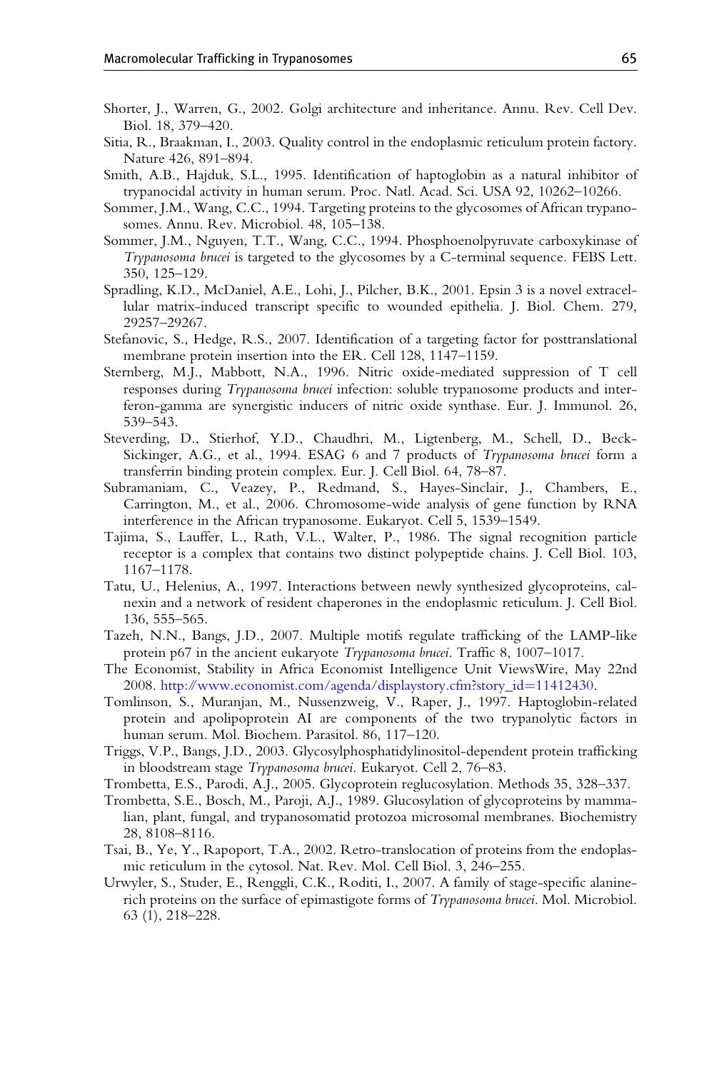Shorter, J., Warren, G., 2002. Golgi architecture and inheritance. Annu. Rev. Cell Dev. Biol. 18, 379–420.

Sitia, R., Braakman, I., 2003. Quality control in the endoplasmic reticulum protein factory. Nature 426, 891–894.

Smith, A.B., Hajduk, S.L., 1995. Identification of haptoglobin as a natural inhibitor of trypanocidal activity in human serum. Proc. Natl. Acad. Sci. USA 92, 10262–10266.

Sommer, J.M., Wang, C.C., 1994. Targeting proteins to the glycosomes of African trypanosomes. Annu. Rev. Microbiol. 48, 105–138.

Sommer, J.M., Nguyen, T.T., Wang, C.C., 1994. Phosphoenolpyruvate carboxykinase of *Trypanosoma brucei* is targeted to the glycosomes by a C-terminal sequence. FEBS Lett. 350, 125–129.

Spradling, K.D., McDaniel, A.E., Lohi, J., Pilcher, B.K., 2001. Epsin 3 is a novel extracellular matrix-induced transcript specific to wounded epithelia. J. Biol. Chem. 279, 29257–29267.

Stefanovic, S., Hedge, R.S., 2007. Identification of a targeting factor for posttranslational membrane protein insertion into the ER. Cell 128, 1147–1159.

Sternberg, M.J., Mabbott, N.A., 1996. Nitric oxide-mediated suppression of T cell responses during *Trypanosoma brucei* infection: soluble trypanosome products and interferon-gamma are synergistic inducers of nitric oxide synthase. Eur. J. Immunol. 26, 539–543.

Steverding, D., Stierhof, Y.D., Chaudhri, M., Ligtenberg, M., Schell, D., Beck-Sickinger, A.G., et al., 1994. ESAG 6 and 7 products of *Trypanosoma brucei* form a transferrin binding protein complex. Eur. J. Cell Biol. 64, 78–87.

Subramaniam, C., Veazey, P., Redmand, S., Hayes-Sinclair, J., Chambers, E., Carrington, M., et al., 2006. Chromosome-wide analysis of gene function by RNA interference in the African trypanosome. Eukaryot. Cell 5, 1539–1549.

Tajima, S., Lauffer, L., Rath, V.L., Walter, P., 1986. The signal recognition particle receptor is a complex that contains two distinct polypeptide chains. J. Cell Biol. 103, 1167–1178.

Tatu, U., Helenius, A., 1997. Interactions between newly synthesized glycoproteins, calnexin and a network of resident chaperones in the endoplasmic reticulum. J. Cell Biol. 136, 555–565.

Tazeh, N.N., Bangs, J.D., 2007. Multiple motifs regulate trafficking of the LAMP-like protein p67 in the ancient eukaryote *Trypanosoma brucei*. Traffic 8, 1007–1017.

The Economist, Stability in Africa Economist Intelligence Unit ViewsWire, May 22nd 2008. http://www.economist.com/agenda/displaystory.cfm?story_id=11412430.

Tomlinson, S., Muranjan, M., Nussenzweig, V., Raper, J., 1997. Haptoglobin-related protein and apolipoprotein AI are components of the two trypanolytic factors in human serum. Mol. Biochem. Parasitol. 86, 117–120.

Triggs, V.P., Bangs, J.D., 2003. Glycosylphosphatidylinositol-dependent protein trafficking in bloodstream stage *Trypanosoma brucei*. Eukaryot. Cell 2, 76–83.

Trombetta, E.S., Parodi, A.J., 2005. Glycoprotein reglucosylation. Methods 35, 328–337.

Trombetta, S.E., Bosch, M., Paroji, A.J., 1989. Glucosylation of glycoproteins by mammalian, plant, fungal, and trypanosomatid protozoa microsomal membranes. Biochemistry 28, 8108–8116.

Tsai, B., Ye, Y., Rapoport, T.A., 2002. Retro-translocation of proteins from the endoplasmic reticulum in the cytosol. Nat. Rev. Mol. Cell Biol. 3, 246–255.

Urwyler, S., Studer, E., Renggli, C.K., Roditi, I., 2007. A family of stage-specific alanine-rich proteins on the surface of epimastigote forms of *Trypanosoma brucei*. Mol. Microbiol. 63 (1), 218–228.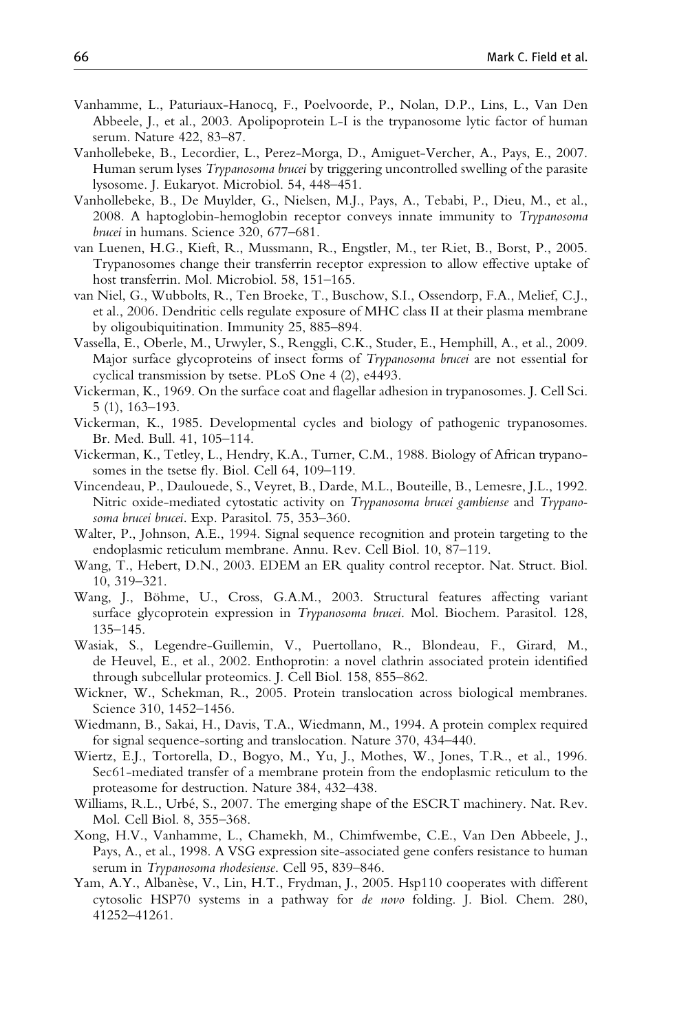Vanhamme, L., Paturiaux-Hanocq, F., Poelvoorde, P., Nolan, D.P., Lins, L., Van Den Abbeele, J., et al., 2003. Apolipoprotein L-I is the trypanosome lytic factor of human serum. Nature 422, 83–87.

Vanhollebeke, B., Lecordier, L., Perez-Morga, D., Amiguet-Vercher, A., Pays, E., 2007. Human serum lyses *Trypanosoma brucei* by triggering uncontrolled swelling of the parasite lysosome. J. Eukaryot. Microbiol. 54, 448–451.

Vanhollebeke, B., De Muylder, G., Nielsen, M.J., Pays, A., Tebabi, P., Dieu, M., et al., 2008. A haptoglobin-hemoglobin receptor conveys innate immunity to *Trypanosoma brucei* in humans. Science 320, 677–681.

van Luenen, H.G., Kieft, R., Mussmann, R., Engstler, M., ter Riet, B., Borst, P., 2005. Trypanosomes change their transferrin receptor expression to allow effective uptake of host transferrin. Mol. Microbiol. 58, 151–165.

van Niel, G., Wubbolts, R., Ten Broeke, T., Buschow, S.I., Ossendorp, F.A., Melief, C.J., et al., 2006. Dendritic cells regulate exposure of MHC class II at their plasma membrane by oligoubiquitination. Immunity 25, 885–894.

Vassella, E., Oberle, M., Urwyler, S., Renggli, C.K., Studer, E., Hemphill, A., et al., 2009. Major surface glycoproteins of insect forms of *Trypanosoma brucei* are not essential for cyclical transmission by tsetse. PLoS One 4 (2), e4493.

Vickerman, K., 1969. On the surface coat and flagellar adhesion in trypanosomes. J. Cell Sci. 5 (1), 163–193.

Vickerman, K., 1985. Developmental cycles and biology of pathogenic trypanosomes. Br. Med. Bull. 41, 105–114.

Vickerman, K., Tetley, L., Hendry, K.A., Turner, C.M., 1988. Biology of African trypanosomes in the tsetse fly. Biol. Cell 64, 109–119.

Vincendeau, P., Daulouede, S., Veyret, B., Darde, M.L., Bouteille, B., Lemesre, J.L., 1992. Nitric oxide-mediated cytostatic activity on *Trypanosoma brucei gambiense* and *Trypanosoma brucei brucei*. Exp. Parasitol. 75, 353–360.

Walter, P., Johnson, A.E., 1994. Signal sequence recognition and protein targeting to the endoplasmic reticulum membrane. Annu. Rev. Cell Biol. 10, 87–119.

Wang, T., Hebert, D.N., 2003. EDEM an ER quality control receptor. Nat. Struct. Biol. 10, 319–321.

Wang, J., Böhme, U., Cross, G.A.M., 2003. Structural features affecting variant surface glycoprotein expression in *Trypanosoma brucei*. Mol. Biochem. Parasitol. 128, 135–145.

Wasiak, S., Legendre-Guillemin, V., Puertollano, R., Blondeau, F., Girard, M., de Heuvel, E., et al., 2002. Enthoprotin: a novel clathrin associated protein identified through subcellular proteomics. J. Cell Biol. 158, 855–862.

Wickner, W., Schekman, R., 2005. Protein translocation across biological membranes. Science 310, 1452–1456.

Wiedmann, B., Sakai, H., Davis, T.A., Wiedmann, M., 1994. A protein complex required for signal sequence-sorting and translocation. Nature 370, 434–440.

Wiertz, E.J., Tortorella, D., Bogyo, M., Yu, J., Mothes, W., Jones, T.R., et al., 1996. Sec61-mediated transfer of a membrane protein from the endoplasmic reticulum to the proteasome for destruction. Nature 384, 432–438.

Williams, R.L., Urbé, S., 2007. The emerging shape of the ESCRT machinery. Nat. Rev. Mol. Cell Biol. 8, 355–368.

Xong, H.V., Vanhamme, L., Chamekh, M., Chimfwembe, C.E., Van Den Abbeele, J., Pays, A., et al., 1998. A VSG expression site-associated gene confers resistance to human serum in *Trypanosoma rhodesiense*. Cell 95, 839–846.

Yam, A.Y., Albanèse, V., Lin, H.T., Frydman, J., 2005. Hsp110 cooperates with different cytosolic HSP70 systems in a pathway for *de novo* folding. J. Biol. Chem. 280, 41252–41261.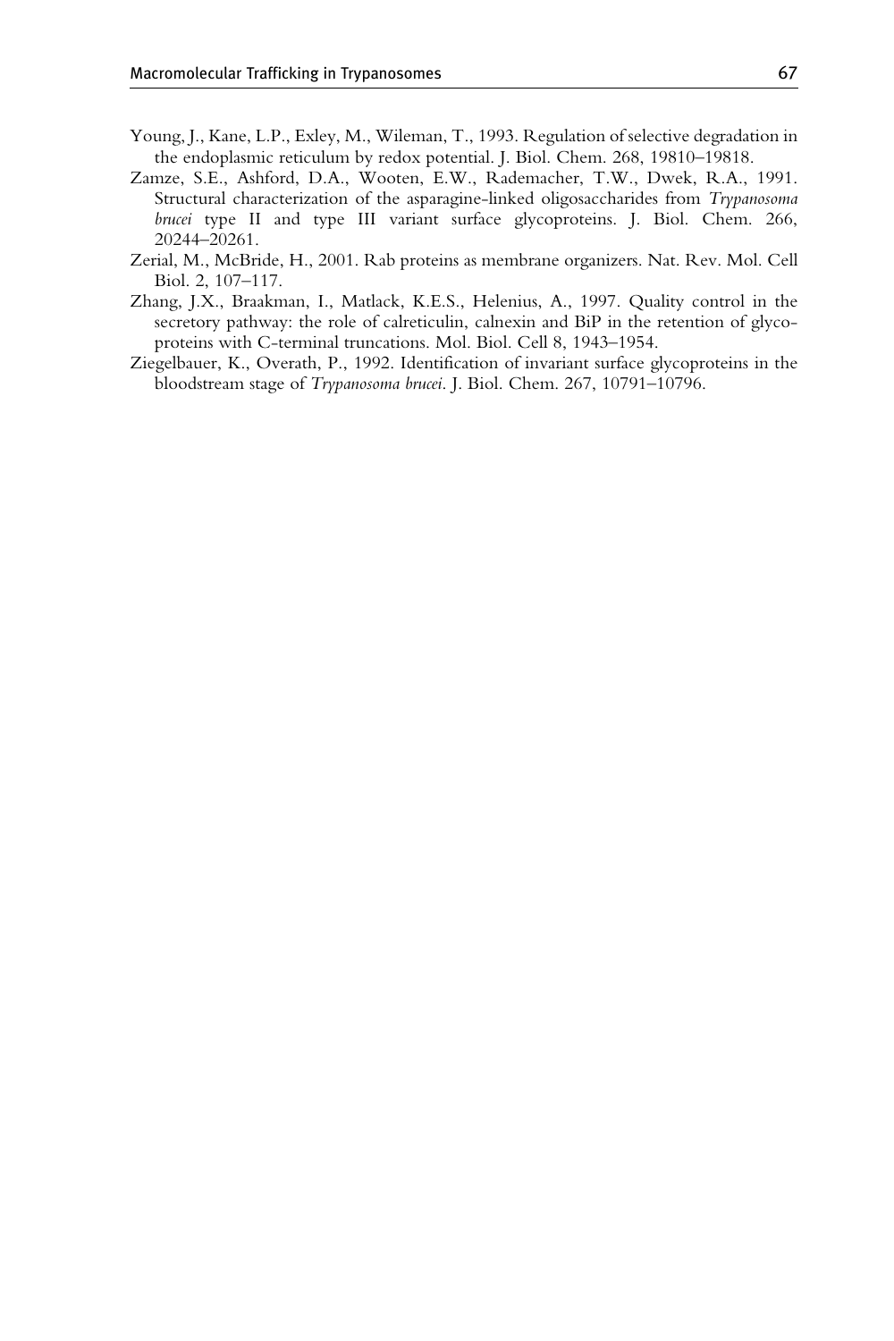Young, J., Kane, L.P., Exley, M., Wileman, T., 1993. Regulation of selective degradation in the endoplasmic reticulum by redox potential. J. Biol. Chem. 268, 19810–19818.

Zamze, S.E., Ashford, D.A., Wooten, E.W., Rademacher, T.W., Dwek, R.A., 1991. Structural characterization of the asparagine-linked oligosaccharides from *Trypanosoma brucei* type II and type III variant surface glycoproteins. J. Biol. Chem. 266, 20244–20261.

Zerial, M., McBride, H., 2001. Rab proteins as membrane organizers. Nat. Rev. Mol. Cell Biol. 2, 107–117.

Zhang, J.X., Braakman, I., Matlack, K.E.S., Helenius, A., 1997. Quality control in the secretory pathway: the role of calreticulin, calnexin and BiP in the retention of glycoproteins with C-terminal truncations. Mol. Biol. Cell 8, 1943–1954.

Ziegelbauer, K., Overath, P., 1992. Identification of invariant surface glycoproteins in the bloodstream stage of *Trypanosoma brucei*. J. Biol. Chem. 267, 10791–10796.